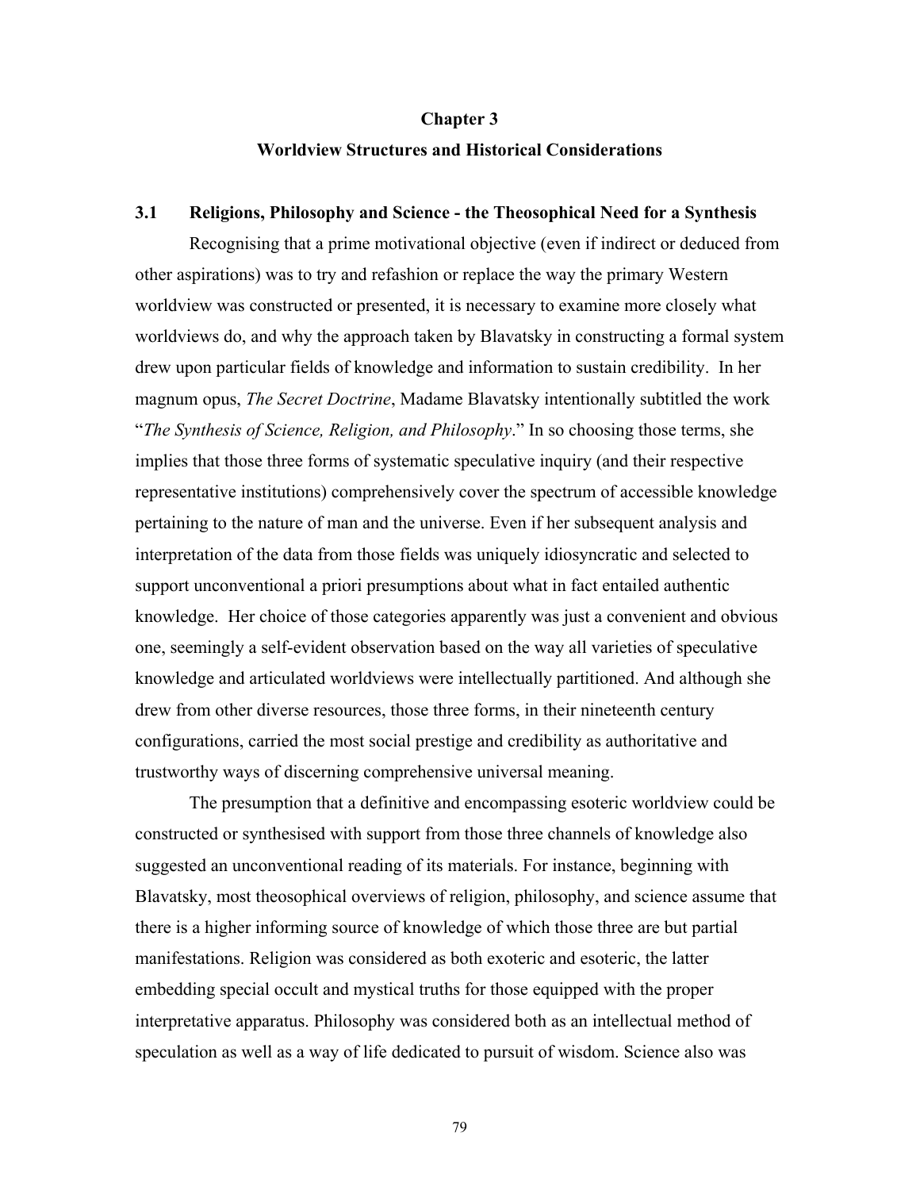# Chapter 3

## Worldview Structures and Historical Considerations

### 3.1 Religions, Philosophy and Science - the Theosophical Need for a Synthesis

Recognising that a prime motivational objective (even if indirect or deduced from other aspirations) was to try and refashion or replace the way the primary Western worldview was constructed or presented, it is necessary to examine more closely what worldviews do, and why the approach taken by Blavatsky in constructing a formal system drew upon particular fields of knowledge and information to sustain credibility. In her magnum opus, *The Secret Doctrine*, Madame Blavatsky intentionally subtitled the work "*The Synthesis of Science, Religion, and Philosophy*." In so choosing those terms, she implies that those three forms of systematic speculative inquiry (and their respective representative institutions) comprehensively cover the spectrum of accessible knowledge pertaining to the nature of man and the universe. Even if her subsequent analysis and interpretation of the data from those fields was uniquely idiosyncratic and selected to support unconventional a priori presumptions about what in fact entailed authentic knowledge. Her choice of those categories apparently was just a convenient and obvious one, seemingly a self-evident observation based on the way all varieties of speculative knowledge and articulated worldviews were intellectually partitioned. And although she drew from other diverse resources, those three forms, in their nineteenth century configurations, carried the most social prestige and credibility as authoritative and trustworthy ways of discerning comprehensive universal meaning.

The presumption that a definitive and encompassing esoteric worldview could be constructed or synthesised with support from those three channels of knowledge also suggested an unconventional reading of its materials. For instance, beginning with Blavatsky, most theosophical overviews of religion, philosophy, and science assume that there is a higher informing source of knowledge of which those three are but partial manifestations. Religion was considered as both exoteric and esoteric, the latter embedding special occult and mystical truths for those equipped with the proper interpretative apparatus. Philosophy was considered both as an intellectual method of speculation as well as a way of life dedicated to pursuit of wisdom. Science also was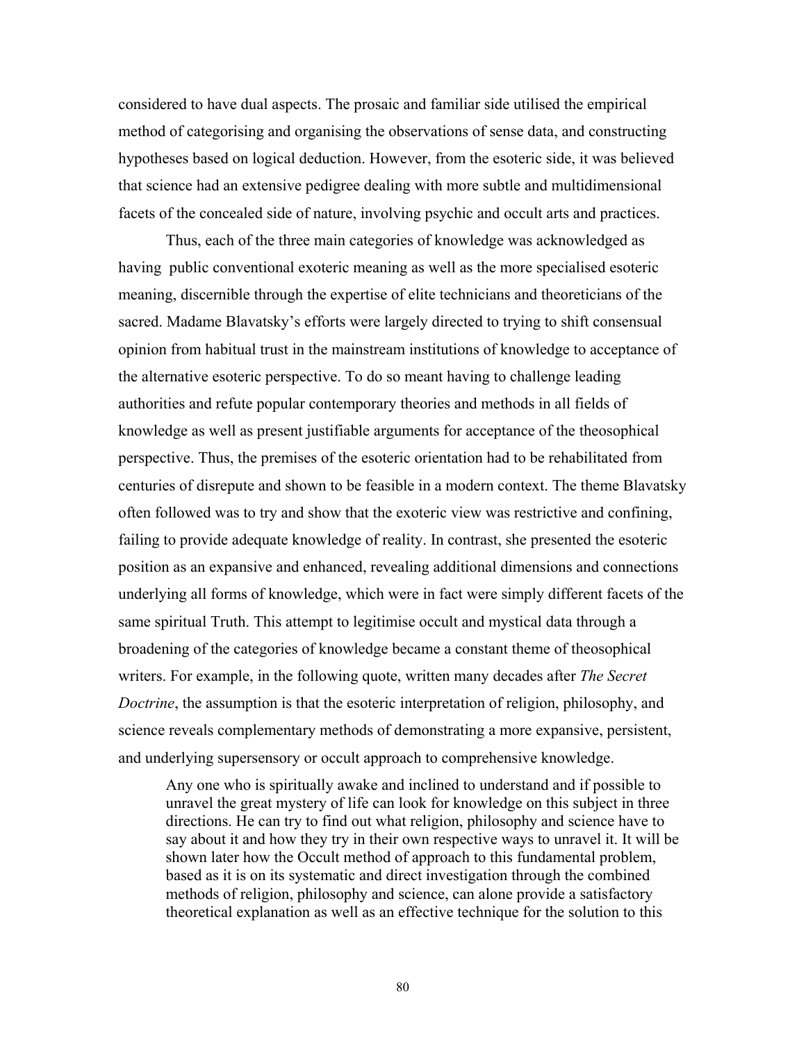considered to have dual aspects. The prosaic and familiar side utilised the empirical method of categorising and organising the observations of sense data, and constructing hypotheses based on logical deduction. However, from the esoteric side, it was believed that science had an extensive pedigree dealing with more subtle and multidimensional facets of the concealed side of nature, involving psychic and occult arts and practices.

Thus, each of the three main categories of knowledge was acknowledged as having public conventional exoteric meaning as well as the more specialised esoteric meaning, discernible through the expertise of elite technicians and theoreticians of the sacred. Madame Blavatsky's efforts were largely directed to trying to shift consensual opinion from habitual trust in the mainstream institutions of knowledge to acceptance of the alternative esoteric perspective. To do so meant having to challenge leading authorities and refute popular contemporary theories and methods in all fields of knowledge as well as present justifiable arguments for acceptance of the theosophical perspective. Thus, the premises of the esoteric orientation had to be rehabilitated from centuries of disrepute and shown to be feasible in a modern context. The theme Blavatsky often followed was to try and show that the exoteric view was restrictive and confining, failing to provide adequate knowledge of reality. In contrast, she presented the esoteric position as an expansive and enhanced, revealing additional dimensions and connections underlying all forms of knowledge, which were in fact were simply different facets of the same spiritual Truth. This attempt to legitimise occult and mystical data through a broadening of the categories of knowledge became a constant theme of theosophical writers. For example, in the following quote, written many decades after *The Secret Doctrine*, the assumption is that the esoteric interpretation of religion, philosophy, and science reveals complementary methods of demonstrating a more expansive, persistent, and underlying supersensory or occult approach to comprehensive knowledge.

> Any one who is spiritually awake and inclined to understand and if possible to unravel the great mystery of life can look for knowledge on this subject in three directions. He can try to find out what religion, philosophy and science have to say about it and how they try in their own respective ways to unravel it. It will be shown later how the Occult method of approach to this fundamental problem, based as it is on its systematic and direct investigation through the combined methods of religion, philosophy and science, can alone provide a satisfactory theoretical explanation as well as an effective technique for the solution to this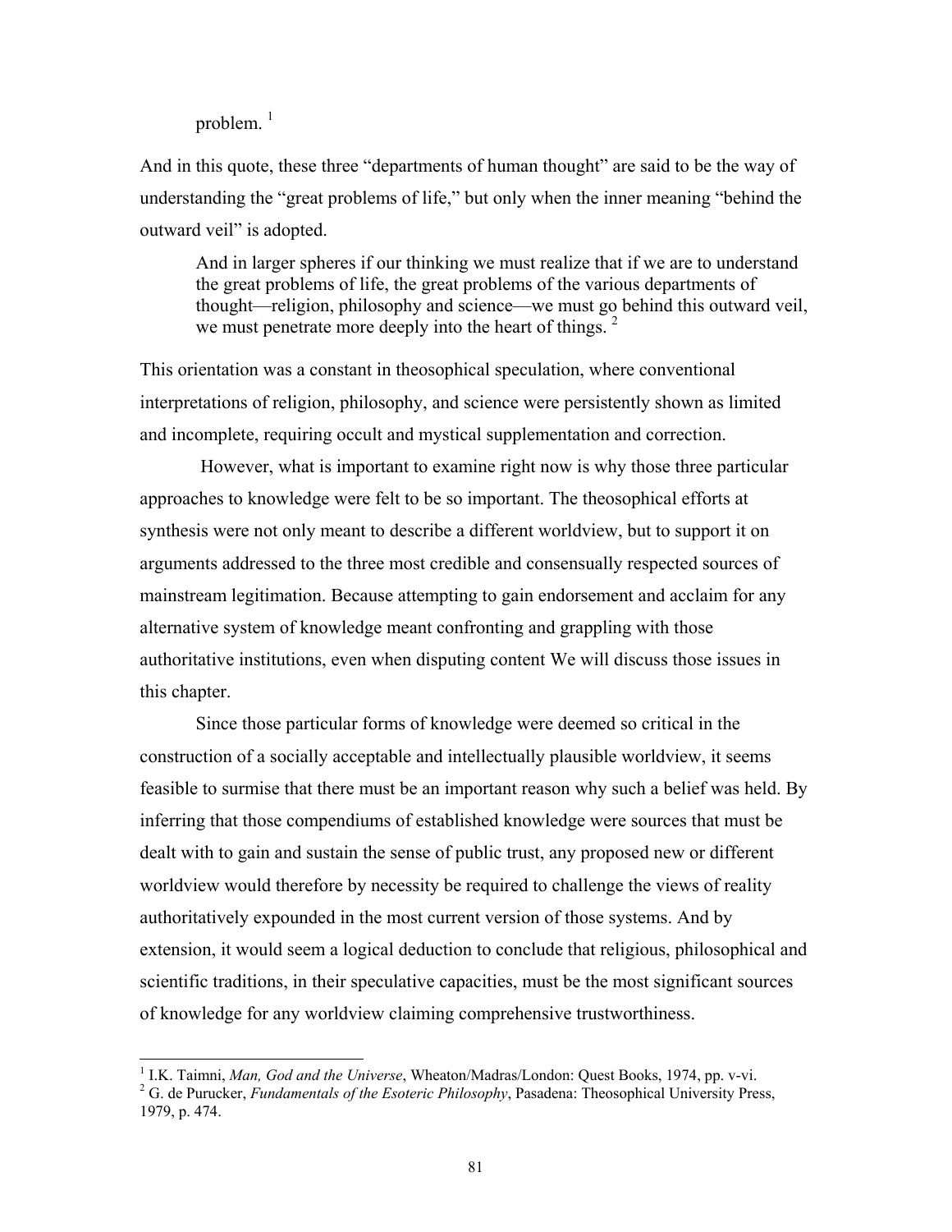problem. [1]

And in this quote, these three "departments of human thought" are said to be the way of understanding the "great problems of life," but only when the inner meaning "behind the outward veil" is adopted.

> And in larger spheres if our thinking we must realize that if we are to understand the great problems of life, the great problems of the various departments of thought—religion, philosophy and science—we must go behind this outward veil, we must penetrate more deeply into the heart of things. [2]

This orientation was a constant in theosophical speculation, where conventional interpretations of religion, philosophy, and science were persistently shown as limited and incomplete, requiring occult and mystical supplementation and correction.

However, what is important to examine right now is why those three particular approaches to knowledge were felt to be so important. The theosophical efforts at synthesis were not only meant to describe a different worldview, but to support it on arguments addressed to the three most credible and consensually respected sources of mainstream legitimation. Because attempting to gain endorsement and acclaim for any alternative system of knowledge meant confronting and grappling with those authoritative institutions, even when disputing content We will discuss those issues in this chapter.

Since those particular forms of knowledge were deemed so critical in the construction of a socially acceptable and intellectually plausible worldview, it seems feasible to surmise that there must be an important reason why such a belief was held. By inferring that those compendiums of established knowledge were sources that must be dealt with to gain and sustain the sense of public trust, any proposed new or different worldview would therefore by necessity be required to challenge the views of reality authoritatively expounded in the most current version of those systems. And by extension, it would seem a logical deduction to conclude that religious, philosophical and scientific traditions, in their speculative capacities, must be the most significant sources of knowledge for any worldview claiming comprehensive trustworthiness.

---

[1] I.K. Taimni, *Man, God and the Universe*, Wheaton/Madras/London: Quest Books, 1974, pp. v-vi.

[2] G. de Purucker, *Fundamentals of the Esoteric Philosophy*, Pasadena: Theosophical University Press, 1979, p. 474.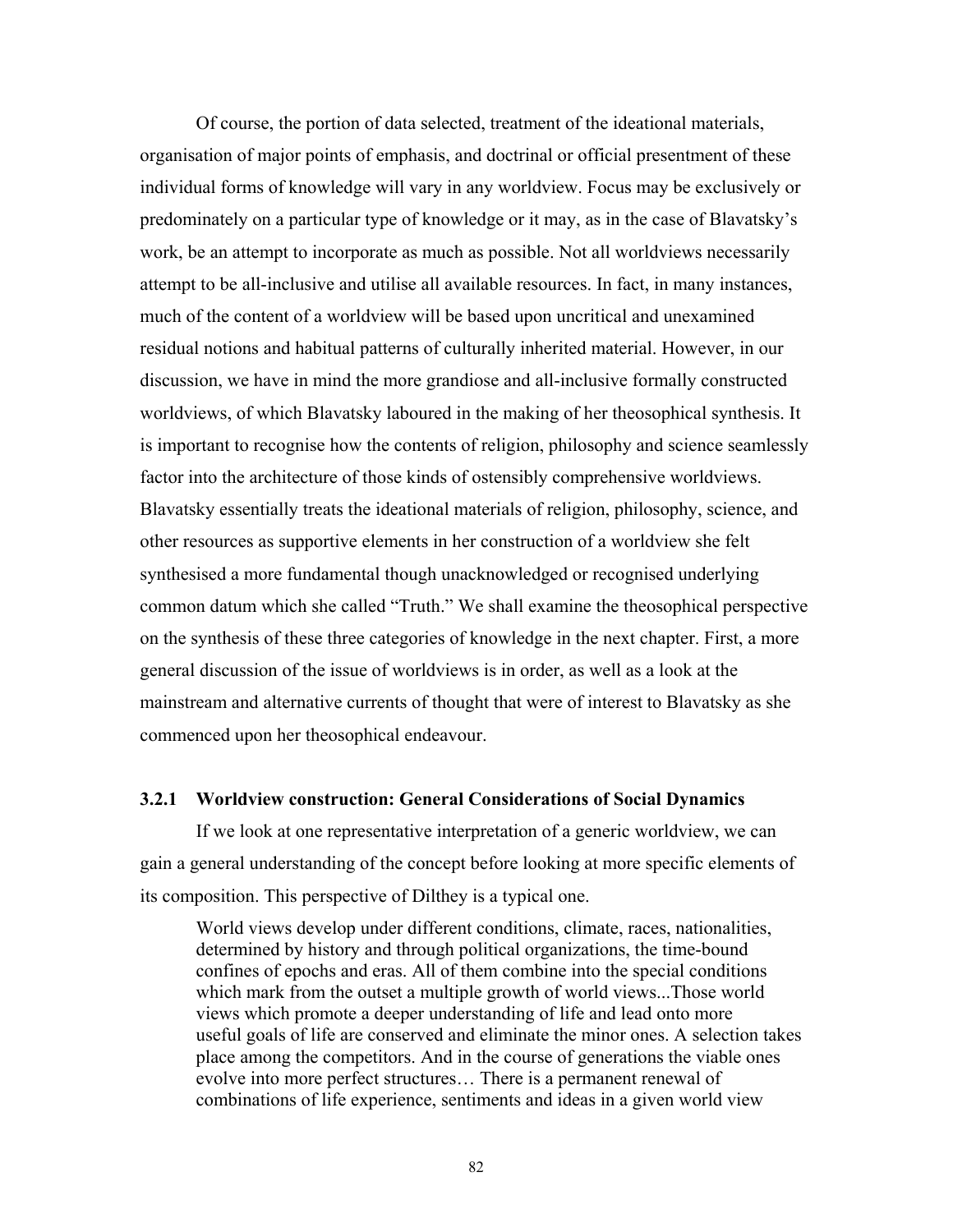Of course, the portion of data selected, treatment of the ideational materials, organisation of major points of emphasis, and doctrinal or official presentment of these individual forms of knowledge will vary in any worldview. Focus may be exclusively or predominately on a particular type of knowledge or it may, as in the case of Blavatsky's work, be an attempt to incorporate as much as possible. Not all worldviews necessarily attempt to be all-inclusive and utilise all available resources. In fact, in many instances, much of the content of a worldview will be based upon uncritical and unexamined residual notions and habitual patterns of culturally inherited material. However, in our discussion, we have in mind the more grandiose and all-inclusive formally constructed worldviews, of which Blavatsky laboured in the making of her theosophical synthesis. It is important to recognise how the contents of religion, philosophy and science seamlessly factor into the architecture of those kinds of ostensibly comprehensive worldviews. Blavatsky essentially treats the ideational materials of religion, philosophy, science, and other resources as supportive elements in her construction of a worldview she felt synthesised a more fundamental though unacknowledged or recognised underlying common datum which she called "Truth." We shall examine the theosophical perspective on the synthesis of these three categories of knowledge in the next chapter. First, a more general discussion of the issue of worldviews is in order, as well as a look at the mainstream and alternative currents of thought that were of interest to Blavatsky as she commenced upon her theosophical endeavour.

### 3.2.1 Worldview construction: General Considerations of Social Dynamics

If we look at one representative interpretation of a generic worldview, we can gain a general understanding of the concept before looking at more specific elements of its composition. This perspective of Dilthey is a typical one.

> World views develop under different conditions, climate, races, nationalities, determined by history and through political organizations, the time-bound confines of epochs and eras. All of them combine into the special conditions which mark from the outset a multiple growth of world views...Those world views which promote a deeper understanding of life and lead onto more useful goals of life are conserved and eliminate the minor ones. A selection takes place among the competitors. And in the course of generations the viable ones evolve into more perfect structures… There is a permanent renewal of combinations of life experience, sentiments and ideas in a given world view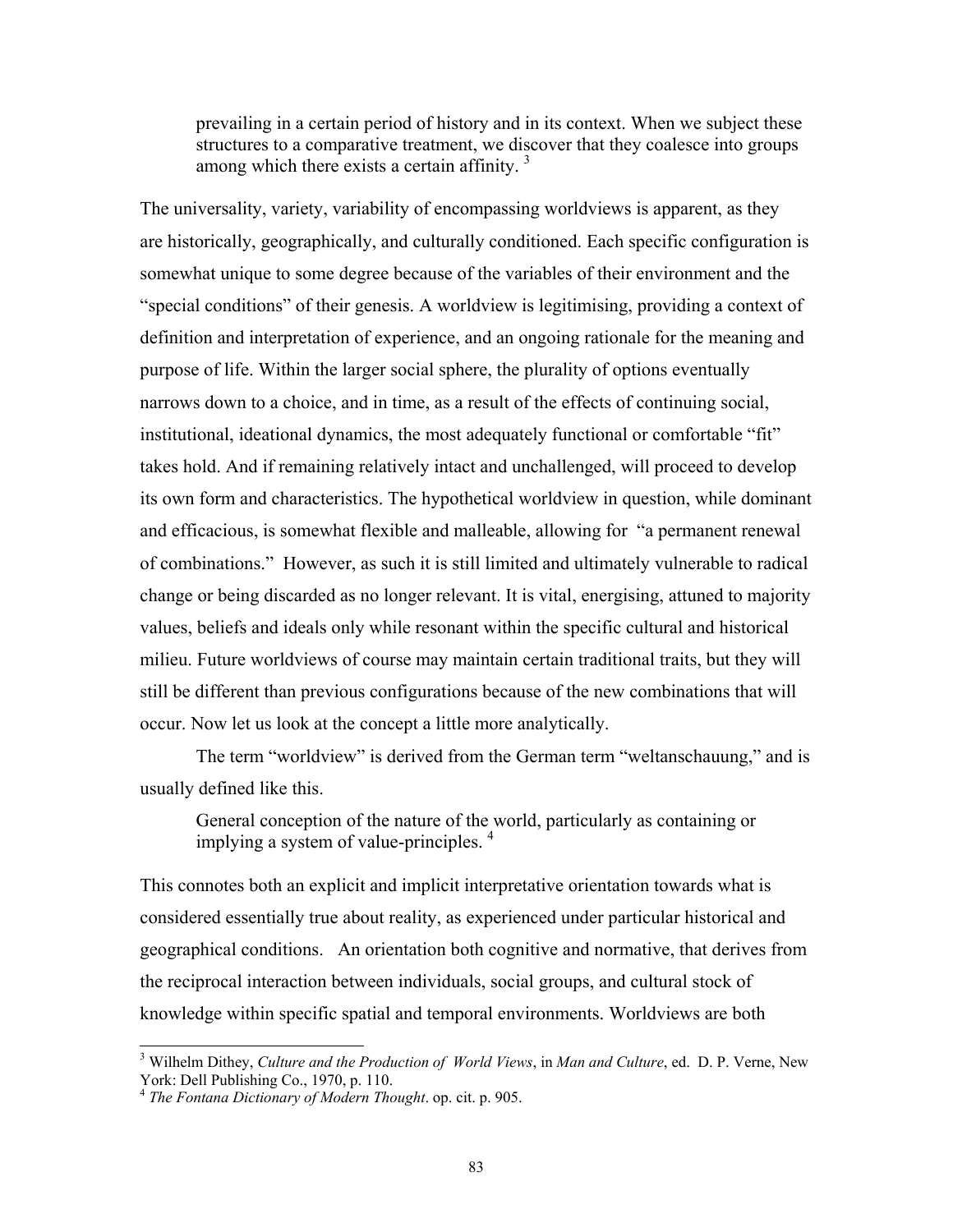> prevailing in a certain period of history and in its context. When we subject these structures to a comparative treatment, we discover that they coalesce into groups among which there exists a certain affinity. [3]

The universality, variety, variability of encompassing worldviews is apparent, as they are historically, geographically, and culturally conditioned. Each specific configuration is somewhat unique to some degree because of the variables of their environment and the "special conditions" of their genesis. A worldview is legitimising, providing a context of definition and interpretation of experience, and an ongoing rationale for the meaning and purpose of life. Within the larger social sphere, the plurality of options eventually narrows down to a choice, and in time, as a result of the effects of continuing social, institutional, ideational dynamics, the most adequately functional or comfortable "fit" takes hold. And if remaining relatively intact and unchallenged, will proceed to develop its own form and characteristics. The hypothetical worldview in question, while dominant and efficacious, is somewhat flexible and malleable, allowing for "a permanent renewal of combinations." However, as such it is still limited and ultimately vulnerable to radical change or being discarded as no longer relevant. It is vital, energising, attuned to majority values, beliefs and ideals only while resonant within the specific cultural and historical milieu. Future worldviews of course may maintain certain traditional traits, but they will still be different than previous configurations because of the new combinations that will occur. Now let us look at the concept a little more analytically.

The term "worldview" is derived from the German term "weltanschauung," and is usually defined like this.

> General conception of the nature of the world, particularly as containing or implying a system of value-principles. [4]

This connotes both an explicit and implicit interpretative orientation towards what is considered essentially true about reality, as experienced under particular historical and geographical conditions. An orientation both cognitive and normative, that derives from the reciprocal interaction between individuals, social groups, and cultural stock of knowledge within specific spatial and temporal environments. Worldviews are both

---

[3] Wilhelm Dithey, *Culture and the Production of World Views*, in *Man and Culture*, ed. D. P. Verne, New York: Dell Publishing Co., 1970, p. 110.

[4] *The Fontana Dictionary of Modern Thought*. op. cit. p. 905.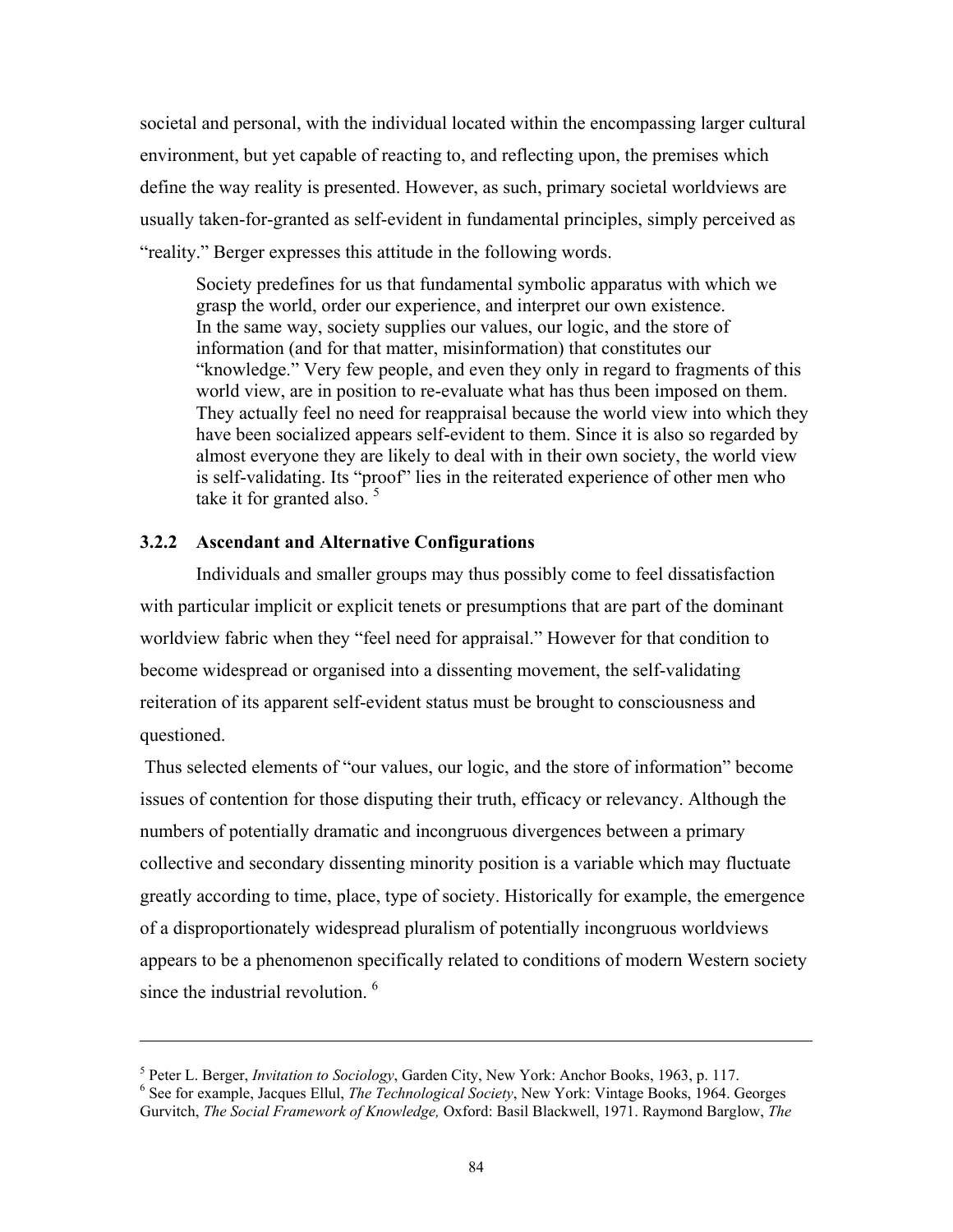societal and personal, with the individual located within the encompassing larger cultural environment, but yet capable of reacting to, and reflecting upon, the premises which define the way reality is presented. However, as such, primary societal worldviews are usually taken-for-granted as self-evident in fundamental principles, simply perceived as "reality." Berger expresses this attitude in the following words.

> Society predefines for us that fundamental symbolic apparatus with which we grasp the world, order our experience, and interpret our own existence. In the same way, society supplies our values, our logic, and the store of information (and for that matter, misinformation) that constitutes our "knowledge." Very few people, and even they only in regard to fragments of this world view, are in position to re-evaluate what has thus been imposed on them. They actually feel no need for reappraisal because the world view into which they have been socialized appears self-evident to them. Since it is also so regarded by almost everyone they are likely to deal with in their own society, the world view is self-validating. Its "proof" lies in the reiterated experience of other men who take it for granted also. [5]

### 3.2.2 Ascendant and Alternative Configurations

Individuals and smaller groups may thus possibly come to feel dissatisfaction with particular implicit or explicit tenets or presumptions that are part of the dominant worldview fabric when they "feel need for appraisal." However for that condition to become widespread or organised into a dissenting movement, the self-validating reiteration of its apparent self-evident status must be brought to consciousness and questioned.

Thus selected elements of "our values, our logic, and the store of information" become issues of contention for those disputing their truth, efficacy or relevancy. Although the numbers of potentially dramatic and incongruous divergences between a primary collective and secondary dissenting minority position is a variable which may fluctuate greatly according to time, place, type of society. Historically for example, the emergence of a disproportionately widespread pluralism of potentially incongruous worldviews appears to be a phenomenon specifically related to conditions of modern Western society since the industrial revolution. [6]

---

[5] Peter L. Berger, *Invitation to Sociology*, Garden City, New York: Anchor Books, 1963, p. 117.

[6] See for example, Jacques Ellul, *The Technological Society*, New York: Vintage Books, 1964. Georges Gurvitch, *The Social Framework of Knowledge,* Oxford: Basil Blackwell, 1971. Raymond Barglow, *The*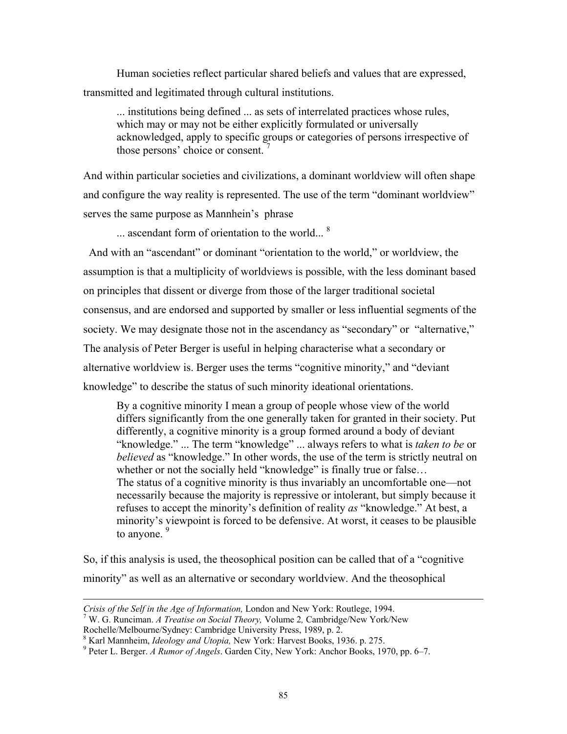Human societies reflect particular shared beliefs and values that are expressed, transmitted and legitimated through cultural institutions.

> ... institutions being defined ... as sets of interrelated practices whose rules, which may or may not be either explicitly formulated or universally acknowledged, apply to specific groups or categories of persons irrespective of those persons' choice or consent. [7]

And within particular societies and civilizations, a dominant worldview will often shape and configure the way reality is represented. The use of the term "dominant worldview" serves the same purpose as Mannhein's phrase

> ... ascendant form of orientation to the world... [8]

And with an "ascendant" or dominant "orientation to the world," or worldview, the assumption is that a multiplicity of worldviews is possible, with the less dominant based on principles that dissent or diverge from those of the larger traditional societal consensus, and are endorsed and supported by smaller or less influential segments of the society. We may designate those not in the ascendancy as "secondary" or "alternative," The analysis of Peter Berger is useful in helping characterise what a secondary or alternative worldview is. Berger uses the terms "cognitive minority," and "deviant knowledge" to describe the status of such minority ideational orientations.

> By a cognitive minority I mean a group of people whose view of the world differs significantly from the one generally taken for granted in their society. Put differently, a cognitive minority is a group formed around a body of deviant "knowledge." ... The term "knowledge" ... always refers to what is *taken to be* or *believed* as "knowledge." In other words, the use of the term is strictly neutral on whether or not the socially held "knowledge" is finally true or false…
> The status of a cognitive minority is thus invariably an uncomfortable one—not necessarily because the majority is repressive or intolerant, but simply because it refuses to accept the minority's definition of reality *as* "knowledge." At best, a minority's viewpoint is forced to be defensive. At worst, it ceases to be plausible to anyone. [9]

So, if this analysis is used, the theosophical position can be called that of a "cognitive minority" as well as an alternative or secondary worldview. And the theosophical

---

*Crisis of the Self in the Age of Information,* London and New York: Routlege, 1994.

[7] W. G. Runciman. *A Treatise on Social Theory,* Volume 2*,* Cambridge/New York/New Rochelle/Melbourne/Sydney: Cambridge University Press, 1989, p. 2.

[8] Karl Mannheim, *Ideology and Utopia,* New York: Harvest Books, 1936. p. 275.

[9] Peter L. Berger. *A Rumor of Angels*. Garden City, New York: Anchor Books, 1970, pp. 6–7.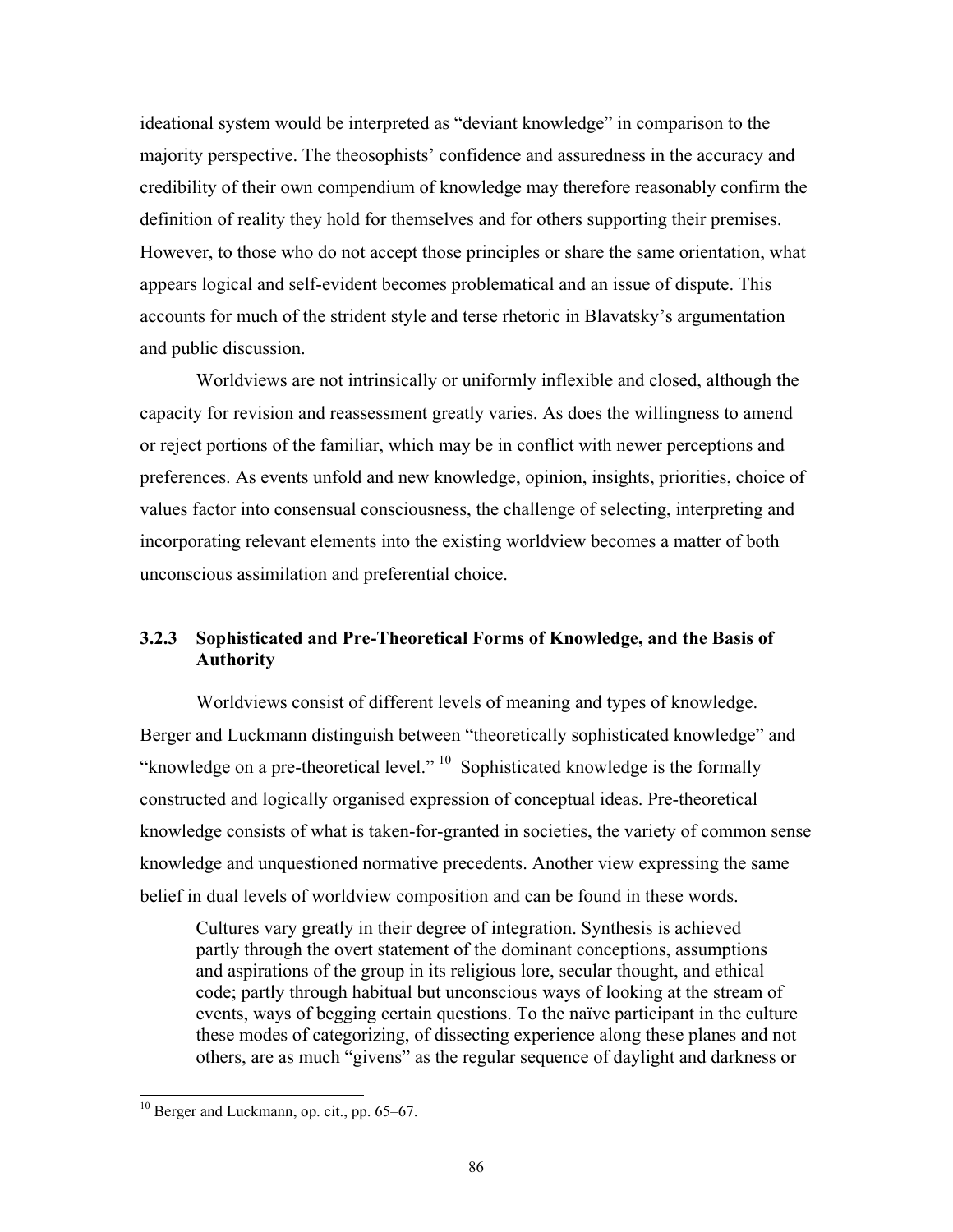ideational system would be interpreted as "deviant knowledge" in comparison to the majority perspective. The theosophists' confidence and assuredness in the accuracy and credibility of their own compendium of knowledge may therefore reasonably confirm the definition of reality they hold for themselves and for others supporting their premises. However, to those who do not accept those principles or share the same orientation, what appears logical and self-evident becomes problematical and an issue of dispute. This accounts for much of the strident style and terse rhetoric in Blavatsky's argumentation and public discussion.

Worldviews are not intrinsically or uniformly inflexible and closed, although the capacity for revision and reassessment greatly varies. As does the willingness to amend or reject portions of the familiar, which may be in conflict with newer perceptions and preferences. As events unfold and new knowledge, opinion, insights, priorities, choice of values factor into consensual consciousness, the challenge of selecting, interpreting and incorporating relevant elements into the existing worldview becomes a matter of both unconscious assimilation and preferential choice.

### 3.2.3 Sophisticated and Pre-Theoretical Forms of Knowledge, and the Basis of Authority

Worldviews consist of different levels of meaning and types of knowledge. Berger and Luckmann distinguish between "theoretically sophisticated knowledge" and "knowledge on a pre-theoretical level." [10] Sophisticated knowledge is the formally constructed and logically organised expression of conceptual ideas. Pre-theoretical knowledge consists of what is taken-for-granted in societies, the variety of common sense knowledge and unquestioned normative precedents. Another view expressing the same belief in dual levels of worldview composition and can be found in these words.

> Cultures vary greatly in their degree of integration. Synthesis is achieved partly through the overt statement of the dominant conceptions, assumptions and aspirations of the group in its religious lore, secular thought, and ethical code; partly through habitual but unconscious ways of looking at the stream of events, ways of begging certain questions. To the naïve participant in the culture these modes of categorizing, of dissecting experience along these planes and not others, are as much "givens" as the regular sequence of daylight and darkness or

[10] Berger and Luckmann, op. cit., pp. 65–67.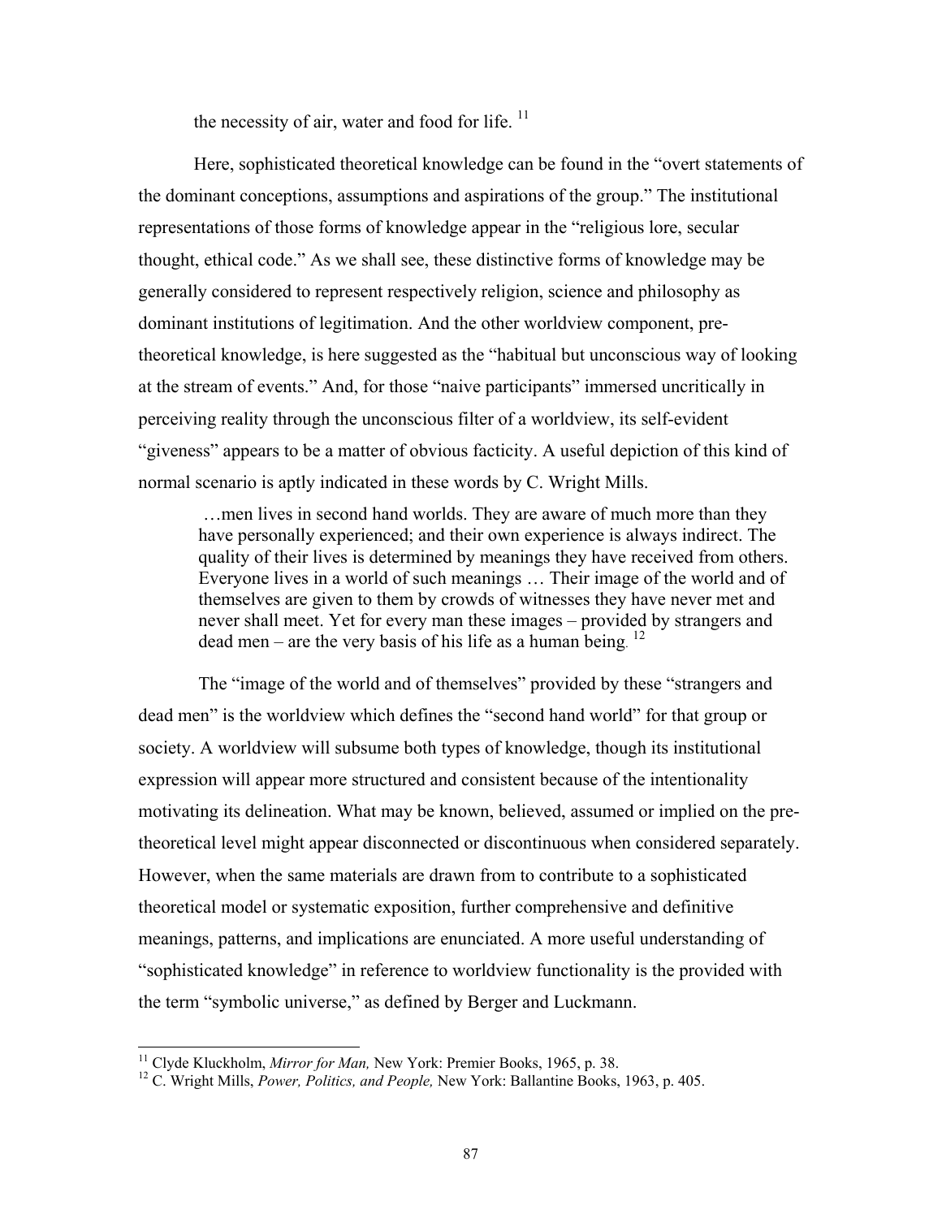the necessity of air, water and food for life. [11]

Here, sophisticated theoretical knowledge can be found in the "overt statements of the dominant conceptions, assumptions and aspirations of the group." The institutional representations of those forms of knowledge appear in the "religious lore, secular thought, ethical code." As we shall see, these distinctive forms of knowledge may be generally considered to represent respectively religion, science and philosophy as dominant institutions of legitimation. And the other worldview component, pre-theoretical knowledge, is here suggested as the "habitual but unconscious way of looking at the stream of events." And, for those "naive participants" immersed uncritically in perceiving reality through the unconscious filter of a worldview, its self-evident "giveness" appears to be a matter of obvious facticity. A useful depiction of this kind of normal scenario is aptly indicated in these words by C. Wright Mills.

> …men lives in second hand worlds. They are aware of much more than they have personally experienced; and their own experience is always indirect. The quality of their lives is determined by meanings they have received from others. Everyone lives in a world of such meanings … Their image of the world and of themselves are given to them by crowds of witnesses they have never met and never shall meet. Yet for every man these images – provided by strangers and dead men – are the very basis of his life as a human being. [12]

The "image of the world and of themselves" provided by these "strangers and dead men" is the worldview which defines the "second hand world" for that group or society. A worldview will subsume both types of knowledge, though its institutional expression will appear more structured and consistent because of the intentionality motivating its delineation. What may be known, believed, assumed or implied on the pre-theoretical level might appear disconnected or discontinuous when considered separately. However, when the same materials are drawn from to contribute to a sophisticated theoretical model or systematic exposition, further comprehensive and definitive meanings, patterns, and implications are enunciated. A more useful understanding of "sophisticated knowledge" in reference to worldview functionality is the provided with the term "symbolic universe," as defined by Berger and Luckmann.

---

[11] Clyde Kluckholm, *Mirror for Man,* New York: Premier Books, 1965, p. 38.

[12] C. Wright Mills, *Power, Politics, and People,* New York: Ballantine Books, 1963, p. 405.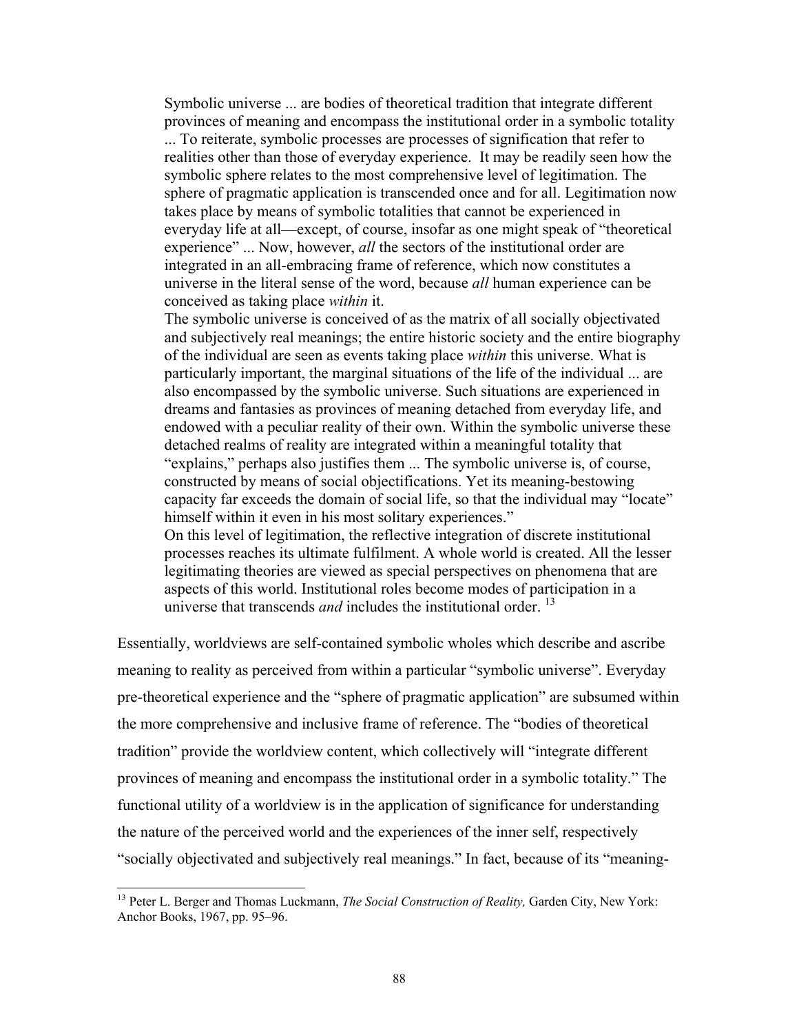> Symbolic universe ... are bodies of theoretical tradition that integrate different provinces of meaning and encompass the institutional order in a symbolic totality ... To reiterate, symbolic processes are processes of signification that refer to realities other than those of everyday experience. It may be readily seen how the symbolic sphere relates to the most comprehensive level of legitimation. The sphere of pragmatic application is transcended once and for all. Legitimation now takes place by means of symbolic totalities that cannot be experienced in everyday life at all—except, of course, insofar as one might speak of "theoretical experience" ... Now, however, *all* the sectors of the institutional order are integrated in an all-embracing frame of reference, which now constitutes a universe in the literal sense of the word, because *all* human experience can be conceived as taking place *within* it.
>
> The symbolic universe is conceived of as the matrix of all socially objectivated and subjectively real meanings; the entire historic society and the entire biography of the individual are seen as events taking place *within* this universe. What is particularly important, the marginal situations of the life of the individual ... are also encompassed by the symbolic universe. Such situations are experienced in dreams and fantasies as provinces of meaning detached from everyday life, and endowed with a peculiar reality of their own. Within the symbolic universe these detached realms of reality are integrated within a meaningful totality that "explains," perhaps also justifies them ... The symbolic universe is, of course, constructed by means of social objectifications. Yet its meaning-bestowing capacity far exceeds the domain of social life, so that the individual may "locate" himself within it even in his most solitary experiences."
>
> On this level of legitimation, the reflective integration of discrete institutional processes reaches its ultimate fulfilment. A whole world is created. All the lesser legitimating theories are viewed as special perspectives on phenomena that are aspects of this world. Institutional roles become modes of participation in a universe that transcends *and* includes the institutional order. [13]

Essentially, worldviews are self-contained symbolic wholes which describe and ascribe meaning to reality as perceived from within a particular "symbolic universe". Everyday pre-theoretical experience and the "sphere of pragmatic application" are subsumed within the more comprehensive and inclusive frame of reference. The "bodies of theoretical tradition" provide the worldview content, which collectively will "integrate different provinces of meaning and encompass the institutional order in a symbolic totality." The functional utility of a worldview is in the application of significance for understanding the nature of the perceived world and the experiences of the inner self, respectively "socially objectivated and subjectively real meanings." In fact, because of its "meaning-

---

[13] Peter L. Berger and Thomas Luckmann, *The Social Construction of Reality,* Garden City, New York: Anchor Books, 1967, pp. 95–96.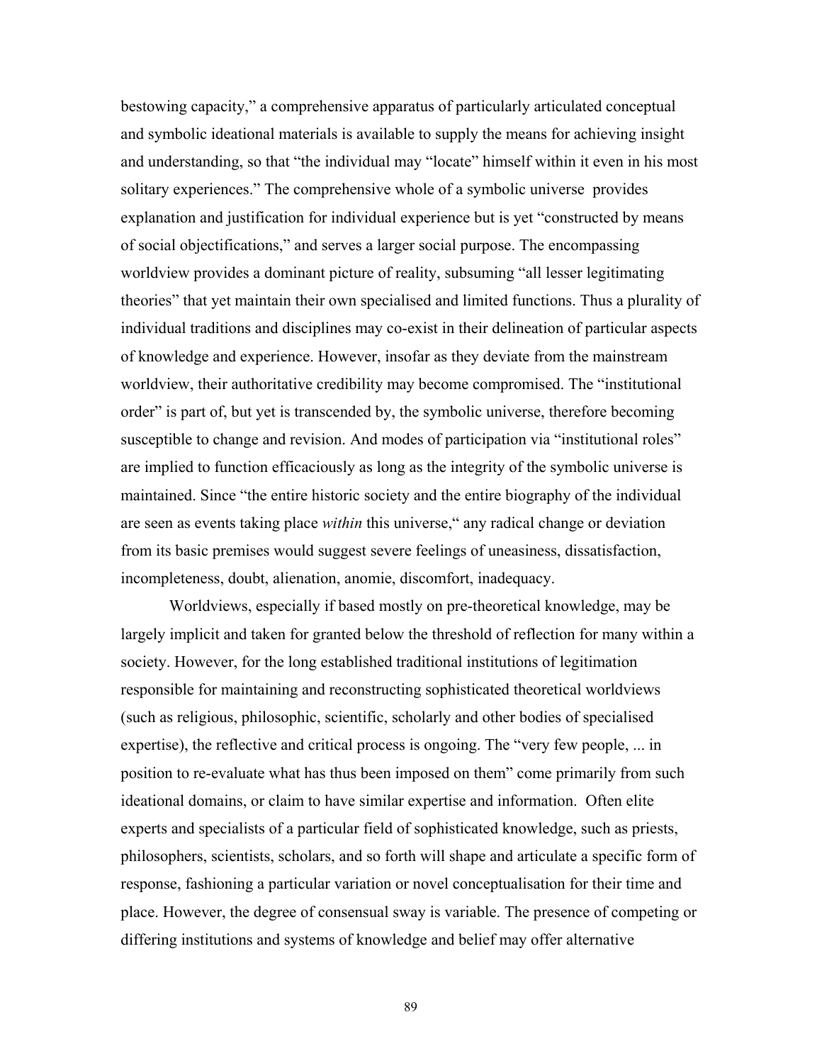bestowing capacity," a comprehensive apparatus of particularly articulated conceptual and symbolic ideational materials is available to supply the means for achieving insight and understanding, so that "the individual may "locate" himself within it even in his most solitary experiences." The comprehensive whole of a symbolic universe provides explanation and justification for individual experience but is yet "constructed by means of social objectifications," and serves a larger social purpose. The encompassing worldview provides a dominant picture of reality, subsuming "all lesser legitimating theories" that yet maintain their own specialised and limited functions. Thus a plurality of individual traditions and disciplines may co-exist in their delineation of particular aspects of knowledge and experience. However, insofar as they deviate from the mainstream worldview, their authoritative credibility may become compromised. The "institutional order" is part of, but yet is transcended by, the symbolic universe, therefore becoming susceptible to change and revision. And modes of participation via "institutional roles" are implied to function efficaciously as long as the integrity of the symbolic universe is maintained. Since "the entire historic society and the entire biography of the individual are seen as events taking place *within* this universe," any radical change or deviation from its basic premises would suggest severe feelings of uneasiness, dissatisfaction, incompleteness, doubt, alienation, anomie, discomfort, inadequacy.

Worldviews, especially if based mostly on pre-theoretical knowledge, may be largely implicit and taken for granted below the threshold of reflection for many within a society. However, for the long established traditional institutions of legitimation responsible for maintaining and reconstructing sophisticated theoretical worldviews (such as religious, philosophic, scientific, scholarly and other bodies of specialised expertise), the reflective and critical process is ongoing. The "very few people, ... in position to re-evaluate what has thus been imposed on them" come primarily from such ideational domains, or claim to have similar expertise and information. Often elite experts and specialists of a particular field of sophisticated knowledge, such as priests, philosophers, scientists, scholars, and so forth will shape and articulate a specific form of response, fashioning a particular variation or novel conceptualisation for their time and place. However, the degree of consensual sway is variable. The presence of competing or differing institutions and systems of knowledge and belief may offer alternative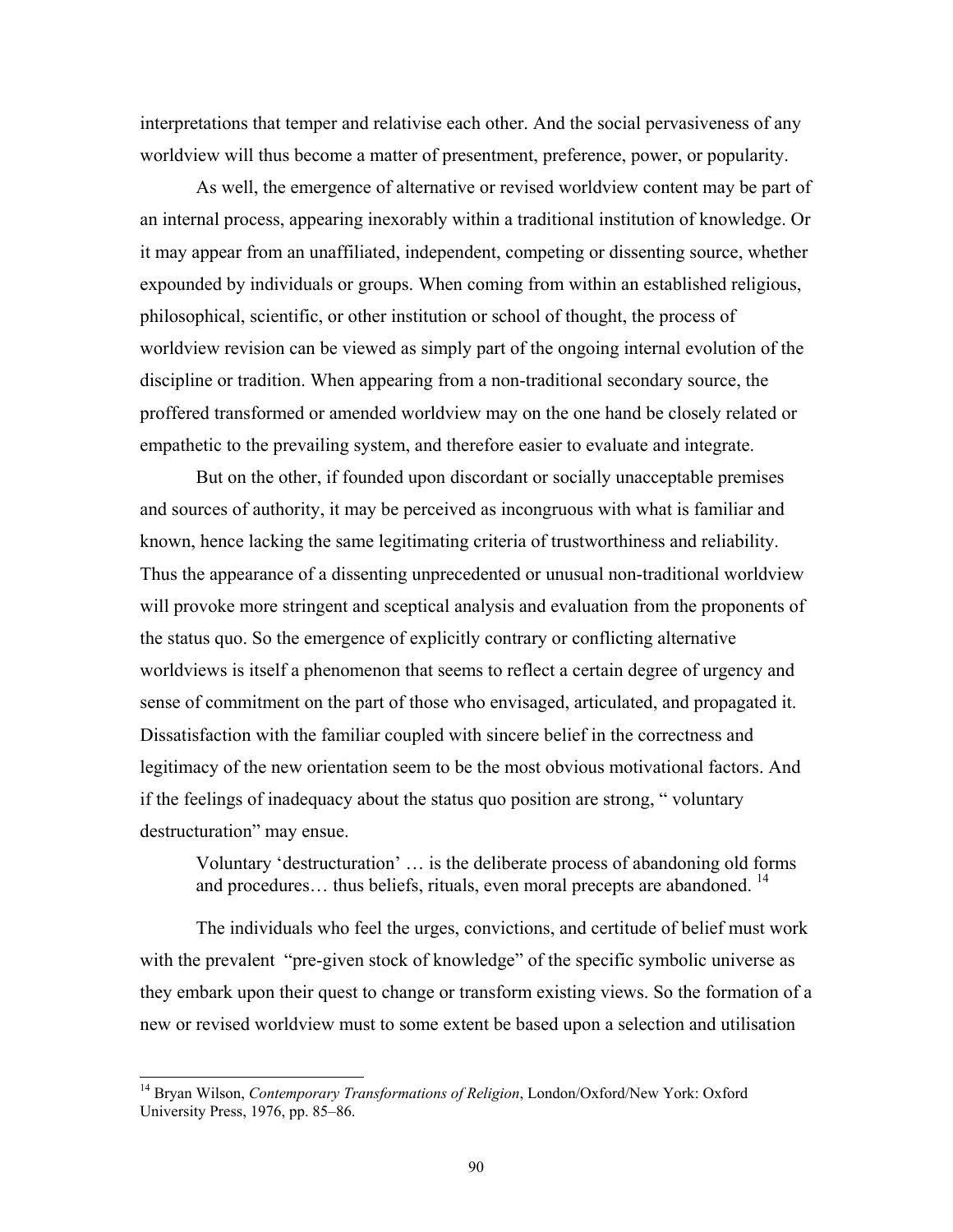interpretations that temper and relativise each other. And the social pervasiveness of any worldview will thus become a matter of presentment, preference, power, or popularity.

As well, the emergence of alternative or revised worldview content may be part of an internal process, appearing inexorably within a traditional institution of knowledge. Or it may appear from an unaffiliated, independent, competing or dissenting source, whether expounded by individuals or groups. When coming from within an established religious, philosophical, scientific, or other institution or school of thought, the process of worldview revision can be viewed as simply part of the ongoing internal evolution of the discipline or tradition. When appearing from a non-traditional secondary source, the proffered transformed or amended worldview may on the one hand be closely related or empathetic to the prevailing system, and therefore easier to evaluate and integrate.

But on the other, if founded upon discordant or socially unacceptable premises and sources of authority, it may be perceived as incongruous with what is familiar and known, hence lacking the same legitimating criteria of trustworthiness and reliability. Thus the appearance of a dissenting unprecedented or unusual non-traditional worldview will provoke more stringent and sceptical analysis and evaluation from the proponents of the status quo. So the emergence of explicitly contrary or conflicting alternative worldviews is itself a phenomenon that seems to reflect a certain degree of urgency and sense of commitment on the part of those who envisaged, articulated, and propagated it. Dissatisfaction with the familiar coupled with sincere belief in the correctness and legitimacy of the new orientation seem to be the most obvious motivational factors. And if the feelings of inadequacy about the status quo position are strong, " voluntary destructuration" may ensue.

> Voluntary 'destructuration' … is the deliberate process of abandoning old forms and procedures… thus beliefs, rituals, even moral precepts are abandoned. [14]

The individuals who feel the urges, convictions, and certitude of belief must work with the prevalent "pre-given stock of knowledge" of the specific symbolic universe as they embark upon their quest to change or transform existing views. So the formation of a new or revised worldview must to some extent be based upon a selection and utilisation

---

[14] Bryan Wilson, *Contemporary Transformations of Religion*, London/Oxford/New York: Oxford University Press, 1976, pp. 85–86.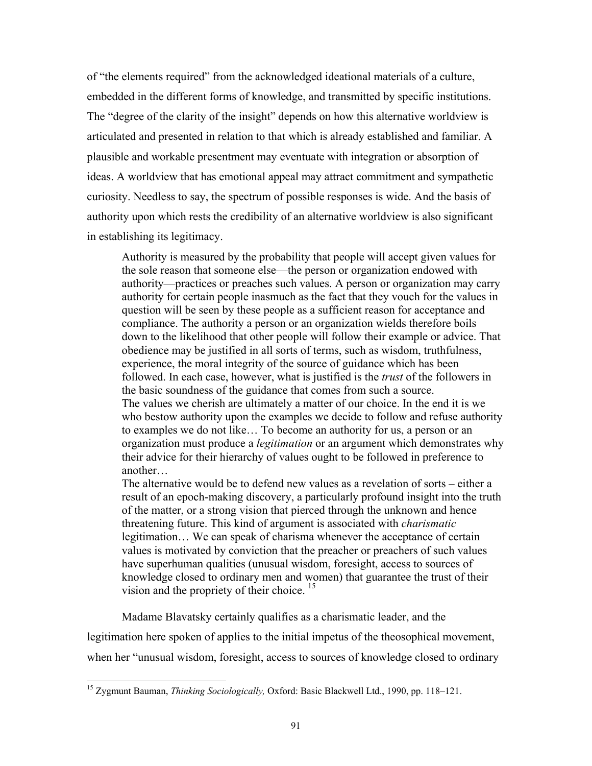of "the elements required" from the acknowledged ideational materials of a culture, embedded in the different forms of knowledge, and transmitted by specific institutions. The "degree of the clarity of the insight" depends on how this alternative worldview is articulated and presented in relation to that which is already established and familiar. A plausible and workable presentment may eventuate with integration or absorption of ideas. A worldview that has emotional appeal may attract commitment and sympathetic curiosity. Needless to say, the spectrum of possible responses is wide. And the basis of authority upon which rests the credibility of an alternative worldview is also significant in establishing its legitimacy.

> Authority is measured by the probability that people will accept given values for the sole reason that someone else—the person or organization endowed with authority—practices or preaches such values. A person or organization may carry authority for certain people inasmuch as the fact that they vouch for the values in question will be seen by these people as a sufficient reason for acceptance and compliance. The authority a person or an organization wields therefore boils down to the likelihood that other people will follow their example or advice. That obedience may be justified in all sorts of terms, such as wisdom, truthfulness, experience, the moral integrity of the source of guidance which has been followed. In each case, however, what is justified is the *trust* of the followers in the basic soundness of the guidance that comes from such a source.
> The values we cherish are ultimately a matter of our choice. In the end it is we who bestow authority upon the examples we decide to follow and refuse authority to examples we do not like… To become an authority for us, a person or an organization must produce a *legitimation* or an argument which demonstrates why their advice for their hierarchy of values ought to be followed in preference to another…
> The alternative would be to defend new values as a revelation of sorts – either a result of an epoch-making discovery, a particularly profound insight into the truth of the matter, or a strong vision that pierced through the unknown and hence threatening future. This kind of argument is associated with *charismatic* legitimation… We can speak of charisma whenever the acceptance of certain values is motivated by conviction that the preacher or preachers of such values have superhuman qualities (unusual wisdom, foresight, access to sources of knowledge closed to ordinary men and women) that guarantee the trust of their vision and the propriety of their choice. [15]

Madame Blavatsky certainly qualifies as a charismatic leader, and the legitimation here spoken of applies to the initial impetus of the theosophical movement, when her "unusual wisdom, foresight, access to sources of knowledge closed to ordinary

---

[15] Zygmunt Bauman, *Thinking Sociologically,* Oxford: Basic Blackwell Ltd., 1990, pp. 118–121.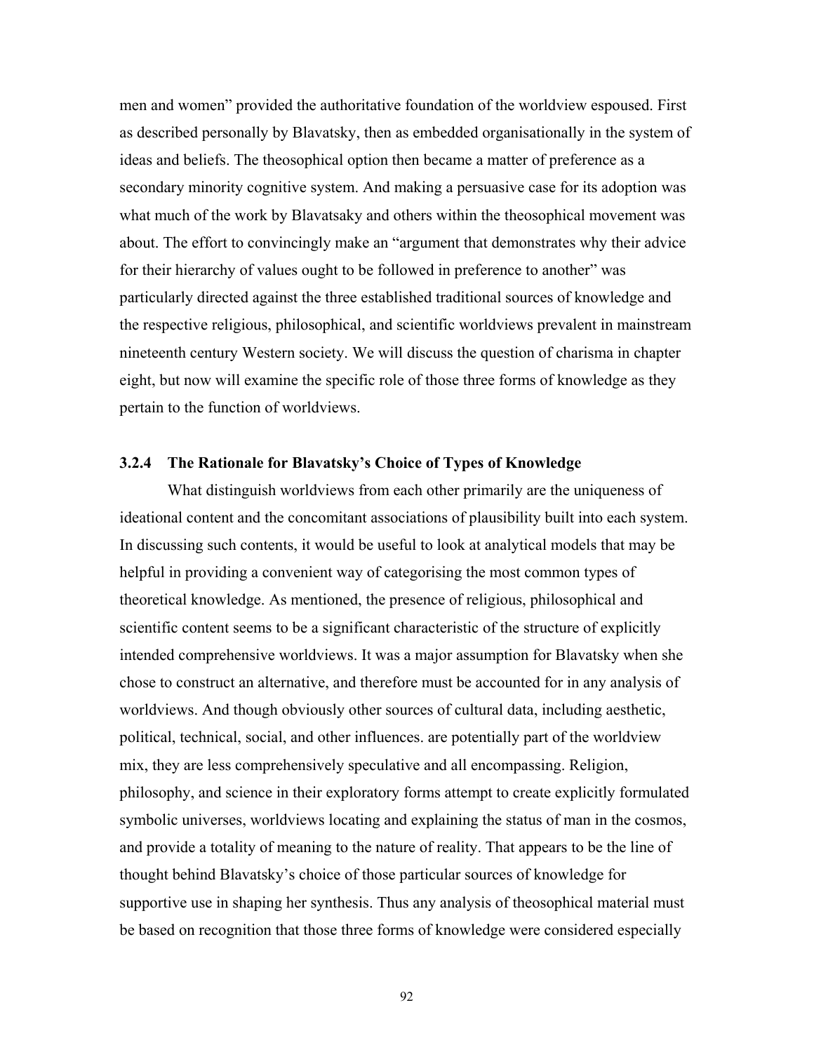men and women" provided the authoritative foundation of the worldview espoused. First as described personally by Blavatsky, then as embedded organisationally in the system of ideas and beliefs. The theosophical option then became a matter of preference as a secondary minority cognitive system. And making a persuasive case for its adoption was what much of the work by Blavatsaky and others within the theosophical movement was about. The effort to convincingly make an "argument that demonstrates why their advice for their hierarchy of values ought to be followed in preference to another" was particularly directed against the three established traditional sources of knowledge and the respective religious, philosophical, and scientific worldviews prevalent in mainstream nineteenth century Western society. We will discuss the question of charisma in chapter eight, but now will examine the specific role of those three forms of knowledge as they pertain to the function of worldviews.

### 3.2.4 The Rationale for Blavatsky's Choice of Types of Knowledge

What distinguish worldviews from each other primarily are the uniqueness of ideational content and the concomitant associations of plausibility built into each system. In discussing such contents, it would be useful to look at analytical models that may be helpful in providing a convenient way of categorising the most common types of theoretical knowledge. As mentioned, the presence of religious, philosophical and scientific content seems to be a significant characteristic of the structure of explicitly intended comprehensive worldviews. It was a major assumption for Blavatsky when she chose to construct an alternative, and therefore must be accounted for in any analysis of worldviews. And though obviously other sources of cultural data, including aesthetic, political, technical, social, and other influences. are potentially part of the worldview mix, they are less comprehensively speculative and all encompassing. Religion, philosophy, and science in their exploratory forms attempt to create explicitly formulated symbolic universes, worldviews locating and explaining the status of man in the cosmos, and provide a totality of meaning to the nature of reality. That appears to be the line of thought behind Blavatsky's choice of those particular sources of knowledge for supportive use in shaping her synthesis. Thus any analysis of theosophical material must be based on recognition that those three forms of knowledge were considered especially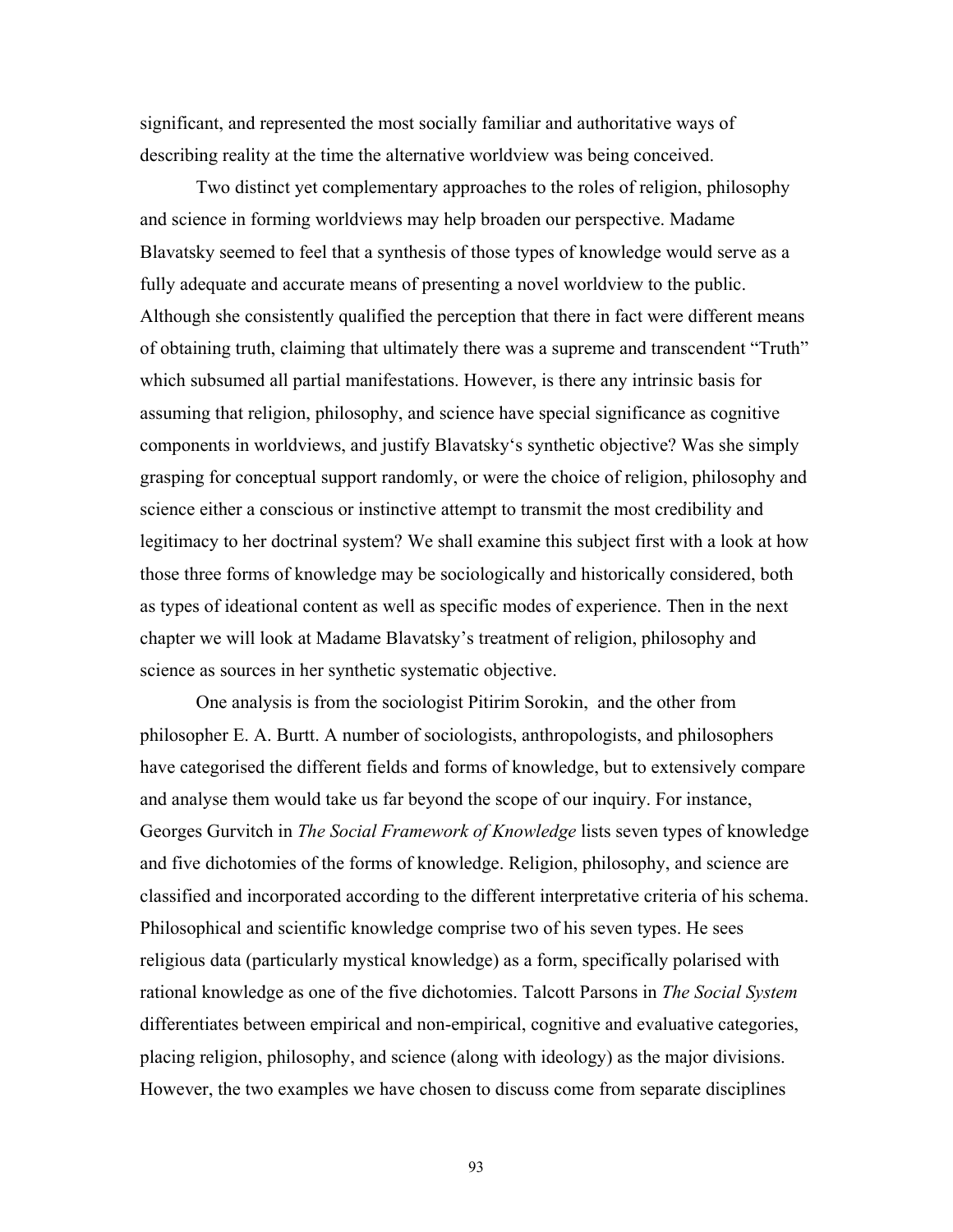significant, and represented the most socially familiar and authoritative ways of describing reality at the time the alternative worldview was being conceived.

Two distinct yet complementary approaches to the roles of religion, philosophy and science in forming worldviews may help broaden our perspective. Madame Blavatsky seemed to feel that a synthesis of those types of knowledge would serve as a fully adequate and accurate means of presenting a novel worldview to the public. Although she consistently qualified the perception that there in fact were different means of obtaining truth, claiming that ultimately there was a supreme and transcendent "Truth" which subsumed all partial manifestations. However, is there any intrinsic basis for assuming that religion, philosophy, and science have special significance as cognitive components in worldviews, and justify Blavatsky's synthetic objective? Was she simply grasping for conceptual support randomly, or were the choice of religion, philosophy and science either a conscious or instinctive attempt to transmit the most credibility and legitimacy to her doctrinal system? We shall examine this subject first with a look at how those three forms of knowledge may be sociologically and historically considered, both as types of ideational content as well as specific modes of experience. Then in the next chapter we will look at Madame Blavatsky's treatment of religion, philosophy and science as sources in her synthetic systematic objective.

One analysis is from the sociologist Pitirim Sorokin, and the other from philosopher E. A. Burtt. A number of sociologists, anthropologists, and philosophers have categorised the different fields and forms of knowledge, but to extensively compare and analyse them would take us far beyond the scope of our inquiry. For instance, Georges Gurvitch in *The Social Framework of Knowledge* lists seven types of knowledge and five dichotomies of the forms of knowledge. Religion, philosophy, and science are classified and incorporated according to the different interpretative criteria of his schema. Philosophical and scientific knowledge comprise two of his seven types. He sees religious data (particularly mystical knowledge) as a form, specifically polarised with rational knowledge as one of the five dichotomies. Talcott Parsons in *The Social System* differentiates between empirical and non-empirical, cognitive and evaluative categories, placing religion, philosophy, and science (along with ideology) as the major divisions. However, the two examples we have chosen to discuss come from separate disciplines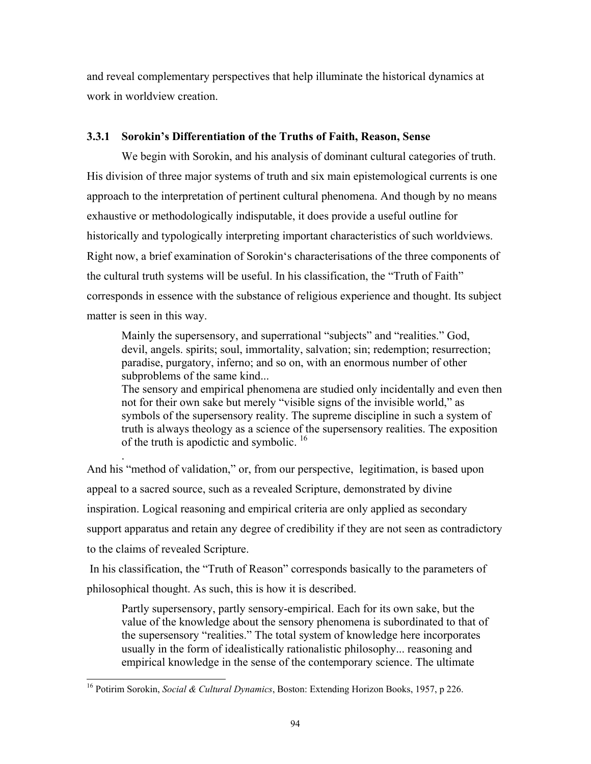and reveal complementary perspectives that help illuminate the historical dynamics at work in worldview creation.

### 3.3.1 Sorokin's Differentiation of the Truths of Faith, Reason, Sense

We begin with Sorokin, and his analysis of dominant cultural categories of truth. His division of three major systems of truth and six main epistemological currents is one approach to the interpretation of pertinent cultural phenomena. And though by no means exhaustive or methodologically indisputable, it does provide a useful outline for historically and typologically interpreting important characteristics of such worldviews. Right now, a brief examination of Sorokin's characterisations of the three components of the cultural truth systems will be useful. In his classification, the "Truth of Faith" corresponds in essence with the substance of religious experience and thought. Its subject matter is seen in this way.

> Mainly the supersensory, and superrational "subjects" and "realities." God, devil, angels. spirits; soul, immortality, salvation; sin; redemption; resurrection; paradise, purgatory, inferno; and so on, with an enormous number of other subproblems of the same kind...
> The sensory and empirical phenomena are studied only incidentally and even then not for their own sake but merely "visible signs of the invisible world," as symbols of the supersensory reality. The supreme discipline in such a system of truth is always theology as a science of the supersensory realities. The exposition of the truth is apodictic and symbolic. [16]
>
> .

And his "method of validation," or, from our perspective, legitimation, is based upon appeal to a sacred source, such as a revealed Scripture, demonstrated by divine inspiration. Logical reasoning and empirical criteria are only applied as secondary support apparatus and retain any degree of credibility if they are not seen as contradictory to the claims of revealed Scripture.

In his classification, the "Truth of Reason" corresponds basically to the parameters of philosophical thought. As such, this is how it is described.

> Partly supersensory, partly sensory-empirical. Each for its own sake, but the value of the knowledge about the sensory phenomena is subordinated to that of the supersensory "realities." The total system of knowledge here incorporates usually in the form of idealistically rationalistic philosophy... reasoning and empirical knowledge in the sense of the contemporary science. The ultimate

[16] Potirim Sorokin, *Social & Cultural Dynamics*, Boston: Extending Horizon Books, 1957, p 226.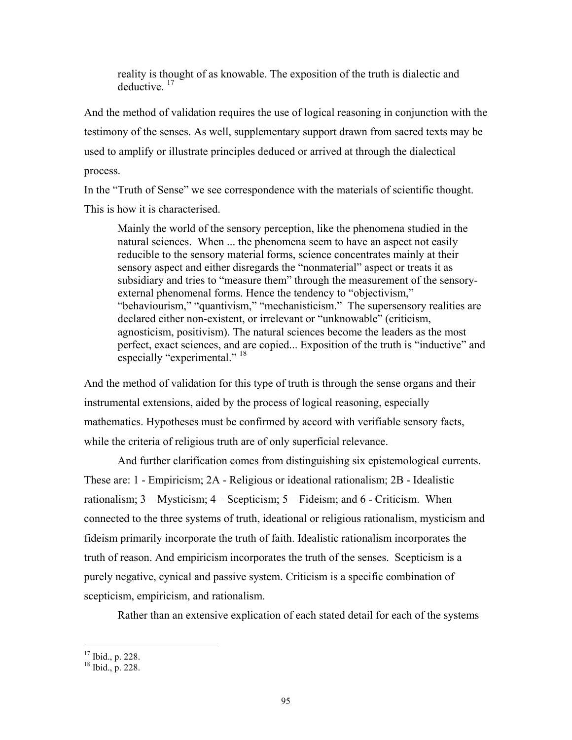> reality is thought of as knowable. The exposition of the truth is dialectic and deductive. [17]

And the method of validation requires the use of logical reasoning in conjunction with the testimony of the senses. As well, supplementary support drawn from sacred texts may be used to amplify or illustrate principles deduced or arrived at through the dialectical process.

In the "Truth of Sense" we see correspondence with the materials of scientific thought. This is how it is characterised.

> Mainly the world of the sensory perception, like the phenomena studied in the natural sciences. When ... the phenomena seem to have an aspect not easily reducible to the sensory material forms, science concentrates mainly at their sensory aspect and either disregards the "nonmaterial" aspect or treats it as subsidiary and tries to "measure them" through the measurement of the sensory-external phenomenal forms. Hence the tendency to "objectivism," "behaviourism," "quantivism," "mechanisticism." The supersensory realities are declared either non-existent, or irrelevant or "unknowable" (criticism, agnosticism, positivism). The natural sciences become the leaders as the most perfect, exact sciences, and are copied... Exposition of the truth is "inductive" and especially "experimental." [18]

And the method of validation for this type of truth is through the sense organs and their instrumental extensions, aided by the process of logical reasoning, especially mathematics. Hypotheses must be confirmed by accord with verifiable sensory facts, while the criteria of religious truth are of only superficial relevance.

And further clarification comes from distinguishing six epistemological currents. These are: 1 - Empiricism; 2A - Religious or ideational rationalism; 2B - Idealistic rationalism; 3 – Mysticism; 4 – Scepticism; 5 – Fideism; and 6 - Criticism. When connected to the three systems of truth, ideational or religious rationalism, mysticism and fideism primarily incorporate the truth of faith. Idealistic rationalism incorporates the truth of reason. And empiricism incorporates the truth of the senses. Scepticism is a purely negative, cynical and passive system. Criticism is a specific combination of scepticism, empiricism, and rationalism.

Rather than an extensive explication of each stated detail for each of the systems

---

[17] Ibid., p. 228.

[18] Ibid., p. 228.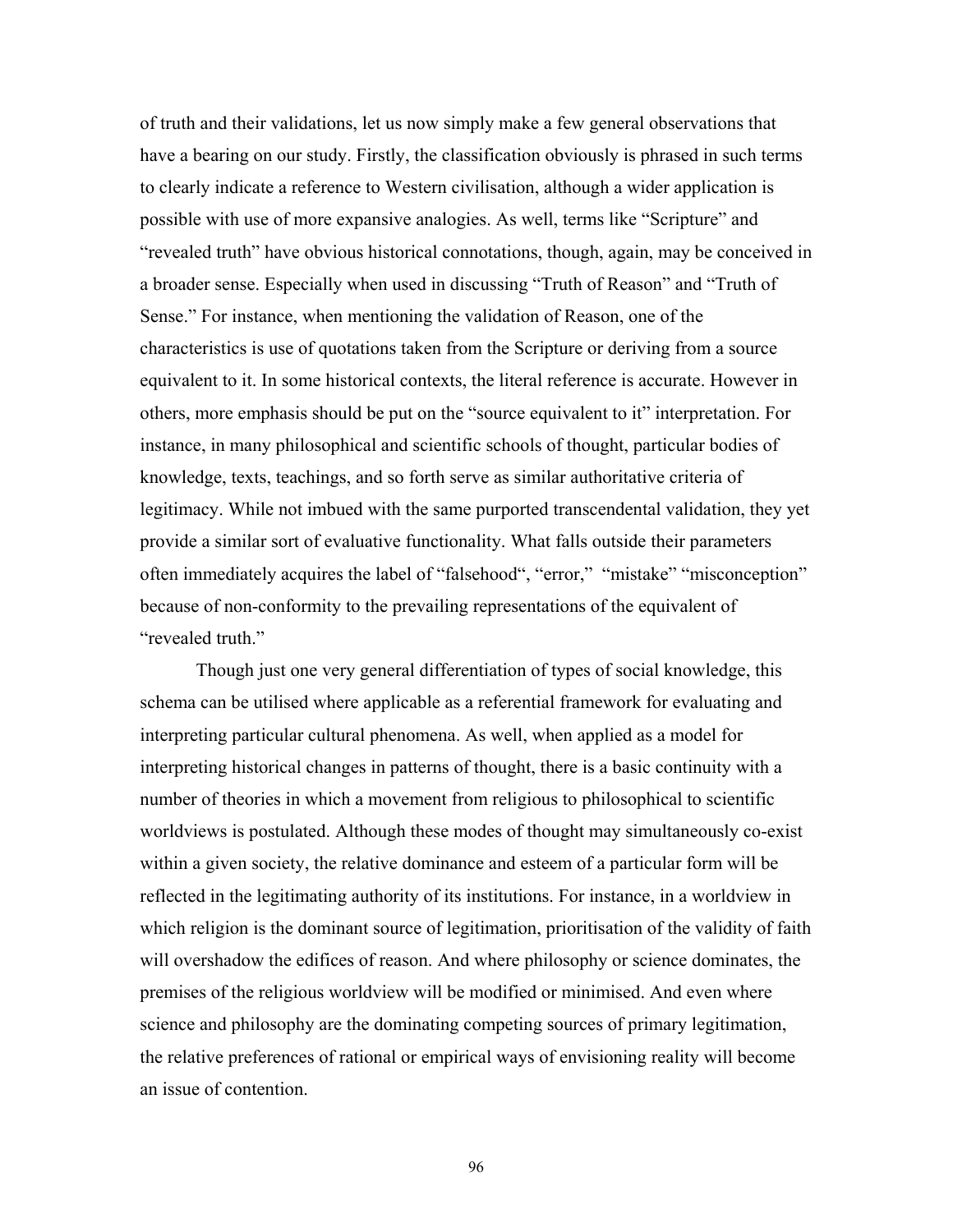of truth and their validations, let us now simply make a few general observations that have a bearing on our study. Firstly, the classification obviously is phrased in such terms to clearly indicate a reference to Western civilisation, although a wider application is possible with use of more expansive analogies. As well, terms like "Scripture" and "revealed truth" have obvious historical connotations, though, again, may be conceived in a broader sense. Especially when used in discussing "Truth of Reason" and "Truth of Sense." For instance, when mentioning the validation of Reason, one of the characteristics is use of quotations taken from the Scripture or deriving from a source equivalent to it. In some historical contexts, the literal reference is accurate. However in others, more emphasis should be put on the "source equivalent to it" interpretation. For instance, in many philosophical and scientific schools of thought, particular bodies of knowledge, texts, teachings, and so forth serve as similar authoritative criteria of legitimacy. While not imbued with the same purported transcendental validation, they yet provide a similar sort of evaluative functionality. What falls outside their parameters often immediately acquires the label of "falsehood", "error," "mistake" "misconception" because of non-conformity to the prevailing representations of the equivalent of "revealed truth."

Though just one very general differentiation of types of social knowledge, this schema can be utilised where applicable as a referential framework for evaluating and interpreting particular cultural phenomena. As well, when applied as a model for interpreting historical changes in patterns of thought, there is a basic continuity with a number of theories in which a movement from religious to philosophical to scientific worldviews is postulated. Although these modes of thought may simultaneously co-exist within a given society, the relative dominance and esteem of a particular form will be reflected in the legitimating authority of its institutions. For instance, in a worldview in which religion is the dominant source of legitimation, prioritisation of the validity of faith will overshadow the edifices of reason. And where philosophy or science dominates, the premises of the religious worldview will be modified or minimised. And even where science and philosophy are the dominating competing sources of primary legitimation, the relative preferences of rational or empirical ways of envisioning reality will become an issue of contention.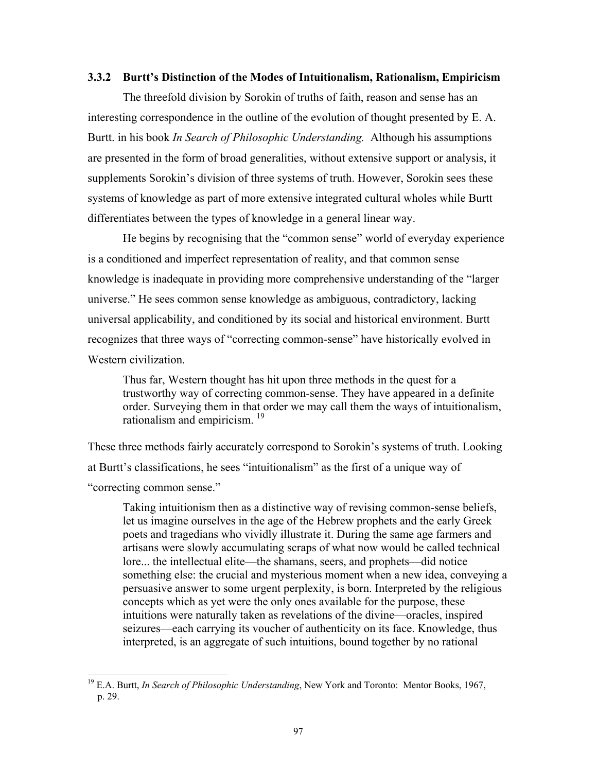### 3.3.2 Burtt's Distinction of the Modes of Intuitionalism, Rationalism, Empiricism

The threefold division by Sorokin of truths of faith, reason and sense has an interesting correspondence in the outline of the evolution of thought presented by E. A. Burtt. in his book *In Search of Philosophic Understanding.* Although his assumptions are presented in the form of broad generalities, without extensive support or analysis, it supplements Sorokin's division of three systems of truth. However, Sorokin sees these systems of knowledge as part of more extensive integrated cultural wholes while Burtt differentiates between the types of knowledge in a general linear way.

He begins by recognising that the "common sense" world of everyday experience is a conditioned and imperfect representation of reality, and that common sense knowledge is inadequate in providing more comprehensive understanding of the "larger universe." He sees common sense knowledge as ambiguous, contradictory, lacking universal applicability, and conditioned by its social and historical environment. Burtt recognizes that three ways of "correcting common-sense" have historically evolved in Western civilization.

> Thus far, Western thought has hit upon three methods in the quest for a trustworthy way of correcting common-sense. They have appeared in a definite order. Surveying them in that order we may call them the ways of intuitionalism, rationalism and empiricism. [19]

These three methods fairly accurately correspond to Sorokin's systems of truth. Looking at Burtt's classifications, he sees "intuitionalism" as the first of a unique way of "correcting common sense."

> Taking intuitionism then as a distinctive way of revising common-sense beliefs, let us imagine ourselves in the age of the Hebrew prophets and the early Greek poets and tragedians who vividly illustrate it. During the same age farmers and artisans were slowly accumulating scraps of what now would be called technical lore... the intellectual elite—the shamans, seers, and prophets—did notice something else: the crucial and mysterious moment when a new idea, conveying a persuasive answer to some urgent perplexity, is born. Interpreted by the religious concepts which as yet were the only ones available for the purpose, these intuitions were naturally taken as revelations of the divine—oracles, inspired seizures—each carrying its voucher of authenticity on its face. Knowledge, thus interpreted, is an aggregate of such intuitions, bound together by no rational

[19] E.A. Burtt, *In Search of Philosophic Understanding*, New York and Toronto: Mentor Books, 1967, p. 29.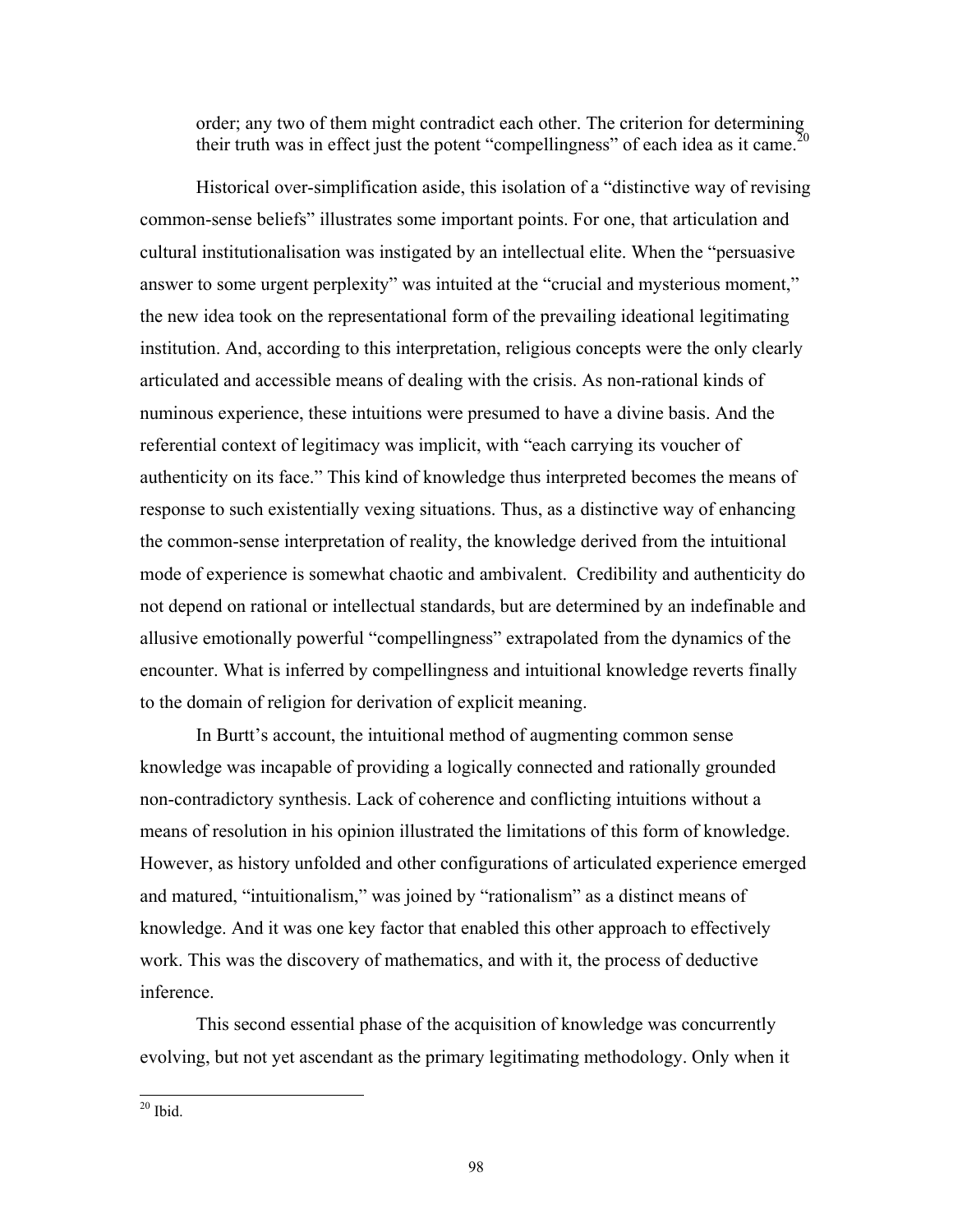order; any two of them might contradict each other. The criterion for determining their truth was in effect just the potent "compellingness" of each idea as it came.[20]

Historical over-simplification aside, this isolation of a "distinctive way of revising common-sense beliefs" illustrates some important points. For one, that articulation and cultural institutionalisation was instigated by an intellectual elite. When the "persuasive answer to some urgent perplexity" was intuited at the "crucial and mysterious moment," the new idea took on the representational form of the prevailing ideational legitimating institution. And, according to this interpretation, religious concepts were the only clearly articulated and accessible means of dealing with the crisis. As non-rational kinds of numinous experience, these intuitions were presumed to have a divine basis. And the referential context of legitimacy was implicit, with "each carrying its voucher of authenticity on its face." This kind of knowledge thus interpreted becomes the means of response to such existentially vexing situations. Thus, as a distinctive way of enhancing the common-sense interpretation of reality, the knowledge derived from the intuitional mode of experience is somewhat chaotic and ambivalent. Credibility and authenticity do not depend on rational or intellectual standards, but are determined by an indefinable and allusive emotionally powerful "compellingness" extrapolated from the dynamics of the encounter. What is inferred by compellingness and intuitional knowledge reverts finally to the domain of religion for derivation of explicit meaning.

In Burtt's account, the intuitional method of augmenting common sense knowledge was incapable of providing a logically connected and rationally grounded non-contradictory synthesis. Lack of coherence and conflicting intuitions without a means of resolution in his opinion illustrated the limitations of this form of knowledge. However, as history unfolded and other configurations of articulated experience emerged and matured, "intuitionalism," was joined by "rationalism" as a distinct means of knowledge. And it was one key factor that enabled this other approach to effectively work. This was the discovery of mathematics, and with it, the process of deductive inference.

This second essential phase of the acquisition of knowledge was concurrently evolving, but not yet ascendant as the primary legitimating methodology. Only when it

[20] Ibid.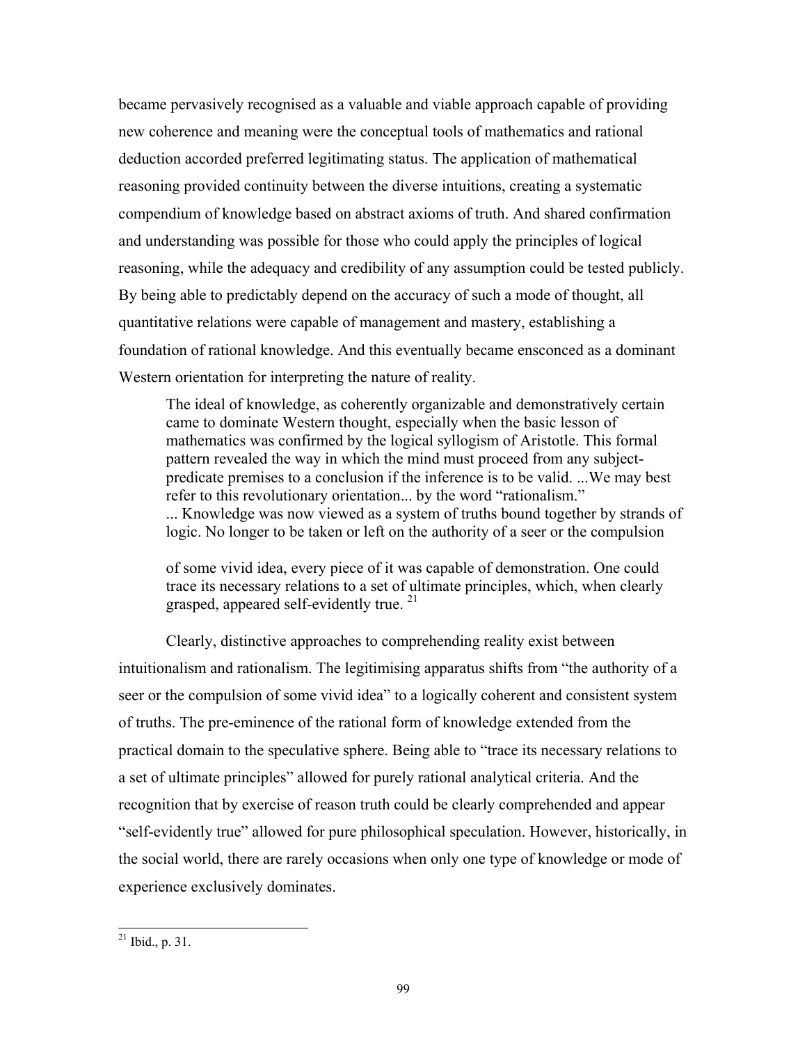became pervasively recognised as a valuable and viable approach capable of providing new coherence and meaning were the conceptual tools of mathematics and rational deduction accorded preferred legitimating status. The application of mathematical reasoning provided continuity between the diverse intuitions, creating a systematic compendium of knowledge based on abstract axioms of truth. And shared confirmation and understanding was possible for those who could apply the principles of logical reasoning, while the adequacy and credibility of any assumption could be tested publicly. By being able to predictably depend on the accuracy of such a mode of thought, all quantitative relations were capable of management and mastery, establishing a foundation of rational knowledge. And this eventually became ensconced as a dominant Western orientation for interpreting the nature of reality.

> The ideal of knowledge, as coherently organizable and demonstratively certain came to dominate Western thought, especially when the basic lesson of mathematics was confirmed by the logical syllogism of Aristotle. This formal pattern revealed the way in which the mind must proceed from any subject-predicate premises to a conclusion if the inference is to be valid. ...We may best refer to this revolutionary orientation... by the word "rationalism." ... Knowledge was now viewed as a system of truths bound together by strands of logic. No longer to be taken or left on the authority of a seer or the compulsion
>
> of some vivid idea, every piece of it was capable of demonstration. One could trace its necessary relations to a set of ultimate principles, which, when clearly grasped, appeared self-evidently true. [21]

Clearly, distinctive approaches to comprehending reality exist between intuitionalism and rationalism. The legitimising apparatus shifts from "the authority of a seer or the compulsion of some vivid idea" to a logically coherent and consistent system of truths. The pre-eminence of the rational form of knowledge extended from the practical domain to the speculative sphere. Being able to "trace its necessary relations to a set of ultimate principles" allowed for purely rational analytical criteria. And the recognition that by exercise of reason truth could be clearly comprehended and appear "self-evidently true" allowed for pure philosophical speculation. However, historically, in the social world, there are rarely occasions when only one type of knowledge or mode of experience exclusively dominates.

---

[21] Ibid., p. 31.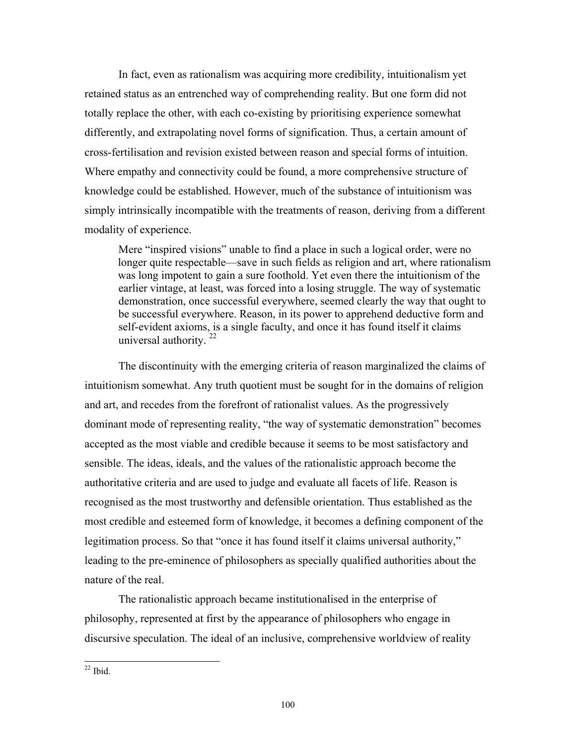In fact, even as rationalism was acquiring more credibility, intuitionalism yet retained status as an entrenched way of comprehending reality. But one form did not totally replace the other, with each co-existing by prioritising experience somewhat differently, and extrapolating novel forms of signification. Thus, a certain amount of cross-fertilisation and revision existed between reason and special forms of intuition. Where empathy and connectivity could be found, a more comprehensive structure of knowledge could be established. However, much of the substance of intuitionism was simply intrinsically incompatible with the treatments of reason, deriving from a different modality of experience.

> Mere "inspired visions" unable to find a place in such a logical order, were no longer quite respectable—save in such fields as religion and art, where rationalism was long impotent to gain a sure foothold. Yet even there the intuitionism of the earlier vintage, at least, was forced into a losing struggle. The way of systematic demonstration, once successful everywhere, seemed clearly the way that ought to be successful everywhere. Reason, in its power to apprehend deductive form and self-evident axioms, is a single faculty, and once it has found itself it claims universal authority. [22]

The discontinuity with the emerging criteria of reason marginalized the claims of intuitionism somewhat. Any truth quotient must be sought for in the domains of religion and art, and recedes from the forefront of rationalist values. As the progressively dominant mode of representing reality, "the way of systematic demonstration" becomes accepted as the most viable and credible because it seems to be most satisfactory and sensible. The ideas, ideals, and the values of the rationalistic approach become the authoritative criteria and are used to judge and evaluate all facets of life. Reason is recognised as the most trustworthy and defensible orientation. Thus established as the most credible and esteemed form of knowledge, it becomes a defining component of the legitimation process. So that "once it has found itself it claims universal authority," leading to the pre-eminence of philosophers as specially qualified authorities about the nature of the real.

The rationalistic approach became institutionalised in the enterprise of philosophy, represented at first by the appearance of philosophers who engage in discursive speculation. The ideal of an inclusive, comprehensive worldview of reality

---

[22] Ibid.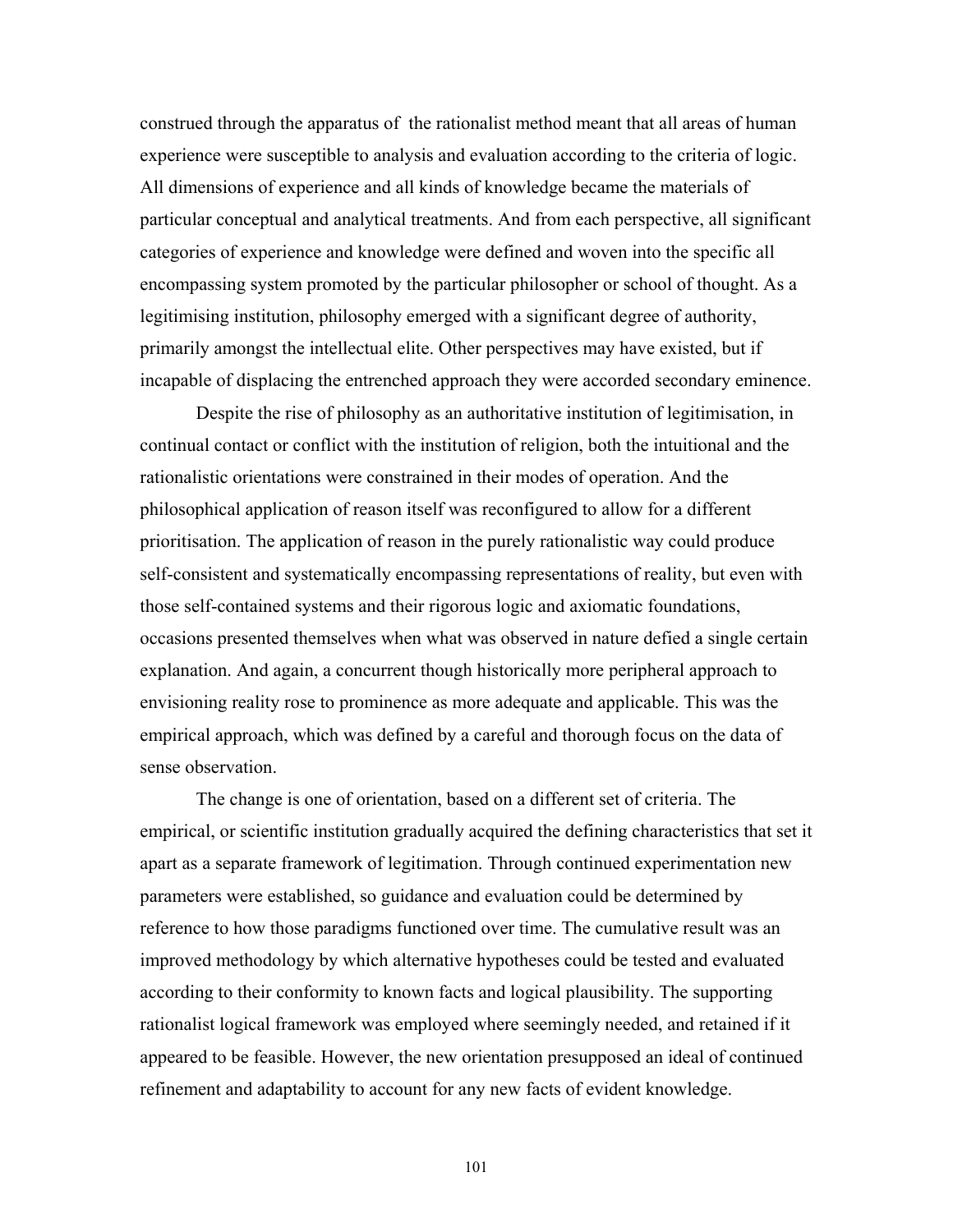construed through the apparatus of the rationalist method meant that all areas of human experience were susceptible to analysis and evaluation according to the criteria of logic. All dimensions of experience and all kinds of knowledge became the materials of particular conceptual and analytical treatments. And from each perspective, all significant categories of experience and knowledge were defined and woven into the specific all encompassing system promoted by the particular philosopher or school of thought. As a legitimising institution, philosophy emerged with a significant degree of authority, primarily amongst the intellectual elite. Other perspectives may have existed, but if incapable of displacing the entrenched approach they were accorded secondary eminence.

Despite the rise of philosophy as an authoritative institution of legitimisation, in continual contact or conflict with the institution of religion, both the intuitional and the rationalistic orientations were constrained in their modes of operation. And the philosophical application of reason itself was reconfigured to allow for a different prioritisation. The application of reason in the purely rationalistic way could produce self-consistent and systematically encompassing representations of reality, but even with those self-contained systems and their rigorous logic and axiomatic foundations, occasions presented themselves when what was observed in nature defied a single certain explanation. And again, a concurrent though historically more peripheral approach to envisioning reality rose to prominence as more adequate and applicable. This was the empirical approach, which was defined by a careful and thorough focus on the data of sense observation.

The change is one of orientation, based on a different set of criteria. The empirical, or scientific institution gradually acquired the defining characteristics that set it apart as a separate framework of legitimation. Through continued experimentation new parameters were established, so guidance and evaluation could be determined by reference to how those paradigms functioned over time. The cumulative result was an improved methodology by which alternative hypotheses could be tested and evaluated according to their conformity to known facts and logical plausibility. The supporting rationalist logical framework was employed where seemingly needed, and retained if it appeared to be feasible. However, the new orientation presupposed an ideal of continued refinement and adaptability to account for any new facts of evident knowledge.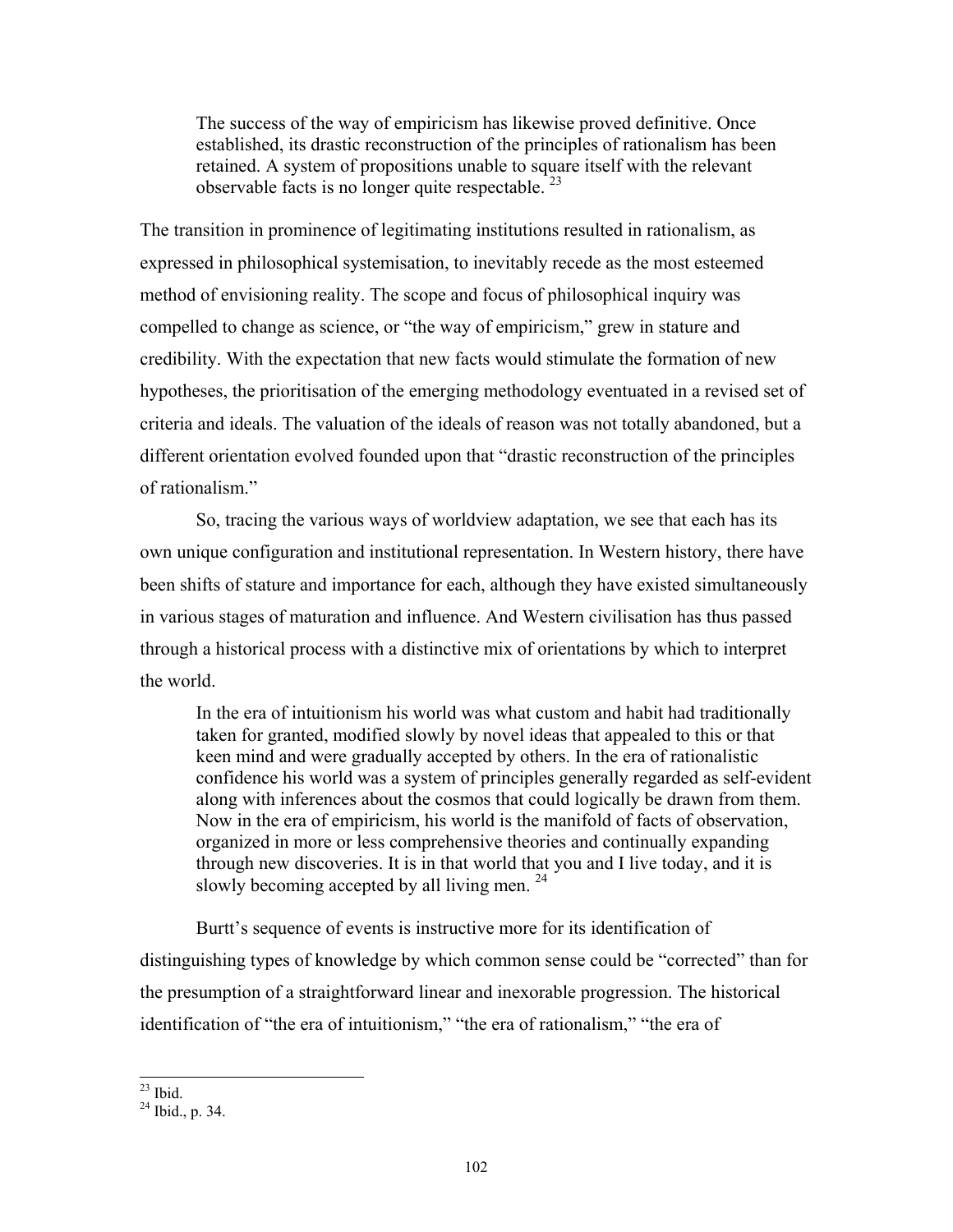> The success of the way of empiricism has likewise proved definitive. Once established, its drastic reconstruction of the principles of rationalism has been retained. A system of propositions unable to square itself with the relevant observable facts is no longer quite respectable. [23]

The transition in prominence of legitimating institutions resulted in rationalism, as expressed in philosophical systemisation, to inevitably recede as the most esteemed method of envisioning reality. The scope and focus of philosophical inquiry was compelled to change as science, or "the way of empiricism," grew in stature and credibility. With the expectation that new facts would stimulate the formation of new hypotheses, the prioritisation of the emerging methodology eventuated in a revised set of criteria and ideals. The valuation of the ideals of reason was not totally abandoned, but a different orientation evolved founded upon that "drastic reconstruction of the principles of rationalism."

So, tracing the various ways of worldview adaptation, we see that each has its own unique configuration and institutional representation. In Western history, there have been shifts of stature and importance for each, although they have existed simultaneously in various stages of maturation and influence. And Western civilisation has thus passed through a historical process with a distinctive mix of orientations by which to interpret the world.

> In the era of intuitionism his world was what custom and habit had traditionally taken for granted, modified slowly by novel ideas that appealed to this or that keen mind and were gradually accepted by others. In the era of rationalistic confidence his world was a system of principles generally regarded as self-evident along with inferences about the cosmos that could logically be drawn from them. Now in the era of empiricism, his world is the manifold of facts of observation, organized in more or less comprehensive theories and continually expanding through new discoveries. It is in that world that you and I live today, and it is slowly becoming accepted by all living men. [24]

Burtt's sequence of events is instructive more for its identification of distinguishing types of knowledge by which common sense could be "corrected" than for the presumption of a straightforward linear and inexorable progression. The historical identification of "the era of intuitionism," "the era of rationalism," "the era of

---

[23] Ibid.

[24] Ibid., p. 34.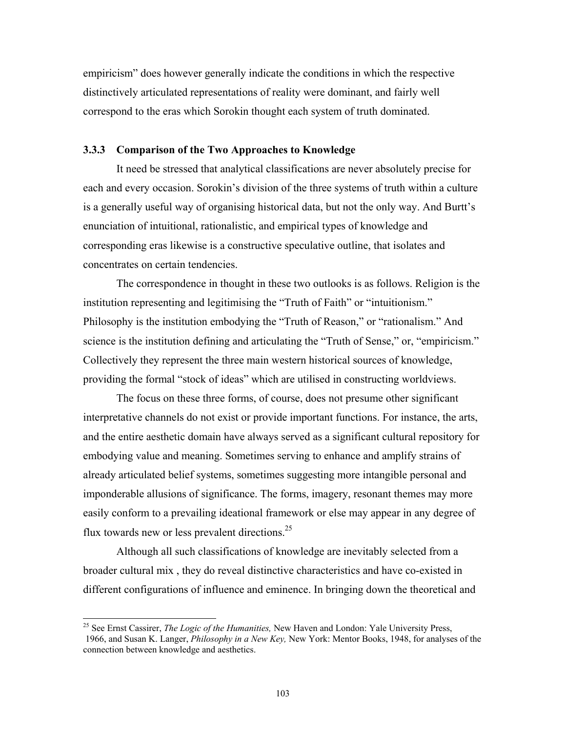empiricism" does however generally indicate the conditions in which the respective distinctively articulated representations of reality were dominant, and fairly well correspond to the eras which Sorokin thought each system of truth dominated.

### 3.3.3 Comparison of the Two Approaches to Knowledge

It need be stressed that analytical classifications are never absolutely precise for each and every occasion. Sorokin's division of the three systems of truth within a culture is a generally useful way of organising historical data, but not the only way. And Burtt's enunciation of intuitional, rationalistic, and empirical types of knowledge and corresponding eras likewise is a constructive speculative outline, that isolates and concentrates on certain tendencies.

The correspondence in thought in these two outlooks is as follows. Religion is the institution representing and legitimising the "Truth of Faith" or "intuitionism." Philosophy is the institution embodying the "Truth of Reason," or "rationalism." And science is the institution defining and articulating the "Truth of Sense," or, "empiricism." Collectively they represent the three main western historical sources of knowledge, providing the formal "stock of ideas" which are utilised in constructing worldviews.

The focus on these three forms, of course, does not presume other significant interpretative channels do not exist or provide important functions. For instance, the arts, and the entire aesthetic domain have always served as a significant cultural repository for embodying value and meaning. Sometimes serving to enhance and amplify strains of already articulated belief systems, sometimes suggesting more intangible personal and imponderable allusions of significance. The forms, imagery, resonant themes may more easily conform to a prevailing ideational framework or else may appear in any degree of flux towards new or less prevalent directions.[25]

Although all such classifications of knowledge are inevitably selected from a broader cultural mix , they do reveal distinctive characteristics and have co-existed in different configurations of influence and eminence. In bringing down the theoretical and

---

[25] See Ernst Cassirer, *The Logic of the Humanities,* New Haven and London: Yale University Press, 1966, and Susan K. Langer, *Philosophy in a New Key,* New York: Mentor Books, 1948, for analyses of the connection between knowledge and aesthetics.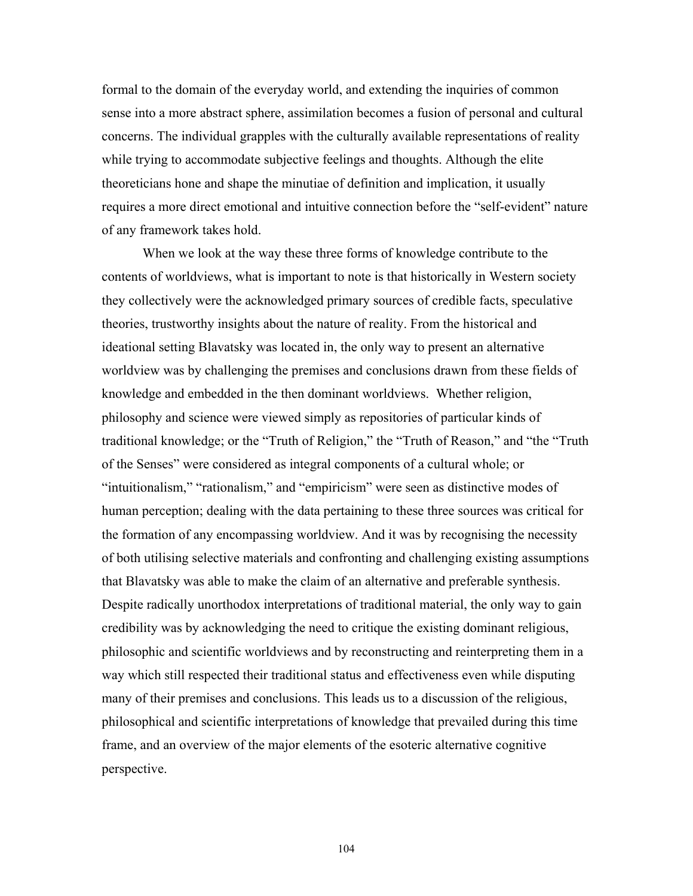formal to the domain of the everyday world, and extending the inquiries of common sense into a more abstract sphere, assimilation becomes a fusion of personal and cultural concerns. The individual grapples with the culturally available representations of reality while trying to accommodate subjective feelings and thoughts. Although the elite theoreticians hone and shape the minutiae of definition and implication, it usually requires a more direct emotional and intuitive connection before the "self-evident" nature of any framework takes hold.

When we look at the way these three forms of knowledge contribute to the contents of worldviews, what is important to note is that historically in Western society they collectively were the acknowledged primary sources of credible facts, speculative theories, trustworthy insights about the nature of reality. From the historical and ideational setting Blavatsky was located in, the only way to present an alternative worldview was by challenging the premises and conclusions drawn from these fields of knowledge and embedded in the then dominant worldviews. Whether religion, philosophy and science were viewed simply as repositories of particular kinds of traditional knowledge; or the "Truth of Religion," the "Truth of Reason," and "the "Truth of the Senses" were considered as integral components of a cultural whole; or "intuitionalism," "rationalism," and "empiricism" were seen as distinctive modes of human perception; dealing with the data pertaining to these three sources was critical for the formation of any encompassing worldview. And it was by recognising the necessity of both utilising selective materials and confronting and challenging existing assumptions that Blavatsky was able to make the claim of an alternative and preferable synthesis. Despite radically unorthodox interpretations of traditional material, the only way to gain credibility was by acknowledging the need to critique the existing dominant religious, philosophic and scientific worldviews and by reconstructing and reinterpreting them in a way which still respected their traditional status and effectiveness even while disputing many of their premises and conclusions. This leads us to a discussion of the religious, philosophical and scientific interpretations of knowledge that prevailed during this time frame, and an overview of the major elements of the esoteric alternative cognitive perspective.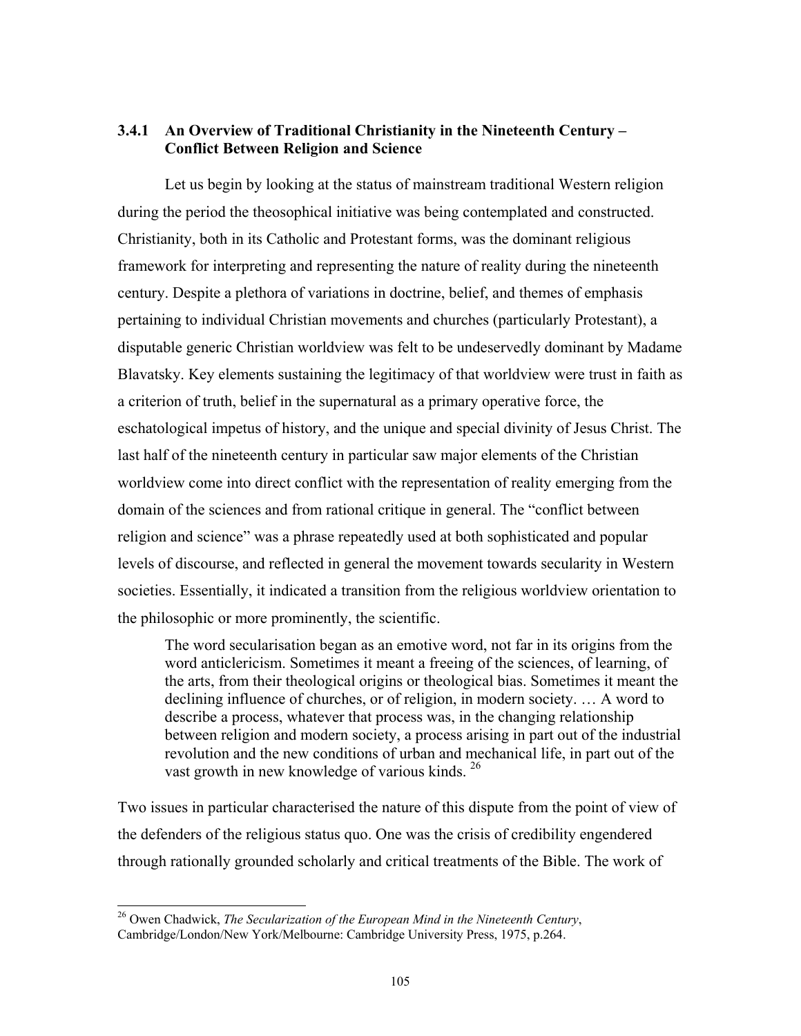### 3.4.1 An Overview of Traditional Christianity in the Nineteenth Century – Conflict Between Religion and Science

Let us begin by looking at the status of mainstream traditional Western religion during the period the theosophical initiative was being contemplated and constructed. Christianity, both in its Catholic and Protestant forms, was the dominant religious framework for interpreting and representing the nature of reality during the nineteenth century. Despite a plethora of variations in doctrine, belief, and themes of emphasis pertaining to individual Christian movements and churches (particularly Protestant), a disputable generic Christian worldview was felt to be undeservedly dominant by Madame Blavatsky. Key elements sustaining the legitimacy of that worldview were trust in faith as a criterion of truth, belief in the supernatural as a primary operative force, the eschatological impetus of history, and the unique and special divinity of Jesus Christ. The last half of the nineteenth century in particular saw major elements of the Christian worldview come into direct conflict with the representation of reality emerging from the domain of the sciences and from rational critique in general. The "conflict between religion and science" was a phrase repeatedly used at both sophisticated and popular levels of discourse, and reflected in general the movement towards secularity in Western societies. Essentially, it indicated a transition from the religious worldview orientation to the philosophic or more prominently, the scientific.

> The word secularisation began as an emotive word, not far in its origins from the word anticlericism. Sometimes it meant a freeing of the sciences, of learning, of the arts, from their theological origins or theological bias. Sometimes it meant the declining influence of churches, or of religion, in modern society. … A word to describe a process, whatever that process was, in the changing relationship between religion and modern society, a process arising in part out of the industrial revolution and the new conditions of urban and mechanical life, in part out of the vast growth in new knowledge of various kinds. [26]

Two issues in particular characterised the nature of this dispute from the point of view of the defenders of the religious status quo. One was the crisis of credibility engendered through rationally grounded scholarly and critical treatments of the Bible. The work of

---

[26] Owen Chadwick, *The Secularization of the European Mind in the Nineteenth Century*, Cambridge/London/New York/Melbourne: Cambridge University Press, 1975, p.264.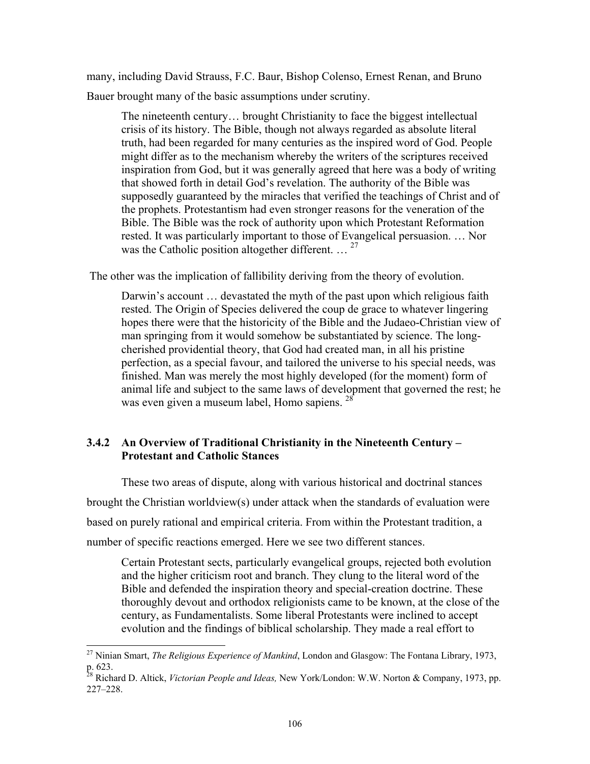many, including David Strauss, F.C. Baur, Bishop Colenso, Ernest Renan, and Bruno Bauer brought many of the basic assumptions under scrutiny.

> The nineteenth century… brought Christianity to face the biggest intellectual crisis of its history. The Bible, though not always regarded as absolute literal truth, had been regarded for many centuries as the inspired word of God. People might differ as to the mechanism whereby the writers of the scriptures received inspiration from God, but it was generally agreed that here was a body of writing that showed forth in detail God's revelation. The authority of the Bible was supposedly guaranteed by the miracles that verified the teachings of Christ and of the prophets. Protestantism had even stronger reasons for the veneration of the Bible. The Bible was the rock of authority upon which Protestant Reformation rested. It was particularly important to those of Evangelical persuasion. … Nor was the Catholic position altogether different. … [27]

The other was the implication of fallibility deriving from the theory of evolution.

> Darwin's account … devastated the myth of the past upon which religious faith rested. The Origin of Species delivered the coup de grace to whatever lingering hopes there were that the historicity of the Bible and the Judaeo-Christian view of man springing from it would somehow be substantiated by science. The long-cherished providential theory, that God had created man, in all his pristine perfection, as a special favour, and tailored the universe to his special needs, was finished. Man was merely the most highly developed (for the moment) form of animal life and subject to the same laws of development that governed the rest; he was even given a museum label, Homo sapiens. [28]

### 3.4.2 An Overview of Traditional Christianity in the Nineteenth Century – Protestant and Catholic Stances

These two areas of dispute, along with various historical and doctrinal stances brought the Christian worldview(s) under attack when the standards of evaluation were based on purely rational and empirical criteria. From within the Protestant tradition, a number of specific reactions emerged. Here we see two different stances.

> Certain Protestant sects, particularly evangelical groups, rejected both evolution and the higher criticism root and branch. They clung to the literal word of the Bible and defended the inspiration theory and special-creation doctrine. These thoroughly devout and orthodox religionists came to be known, at the close of the century, as Fundamentalists. Some liberal Protestants were inclined to accept evolution and the findings of biblical scholarship. They made a real effort to

---

[27] Ninian Smart, *The Religious Experience of Mankind*, London and Glasgow: The Fontana Library, 1973, p. 623.

[28] Richard D. Altick, *Victorian People and Ideas,* New York/London: W.W. Norton & Company, 1973, pp. 227–228.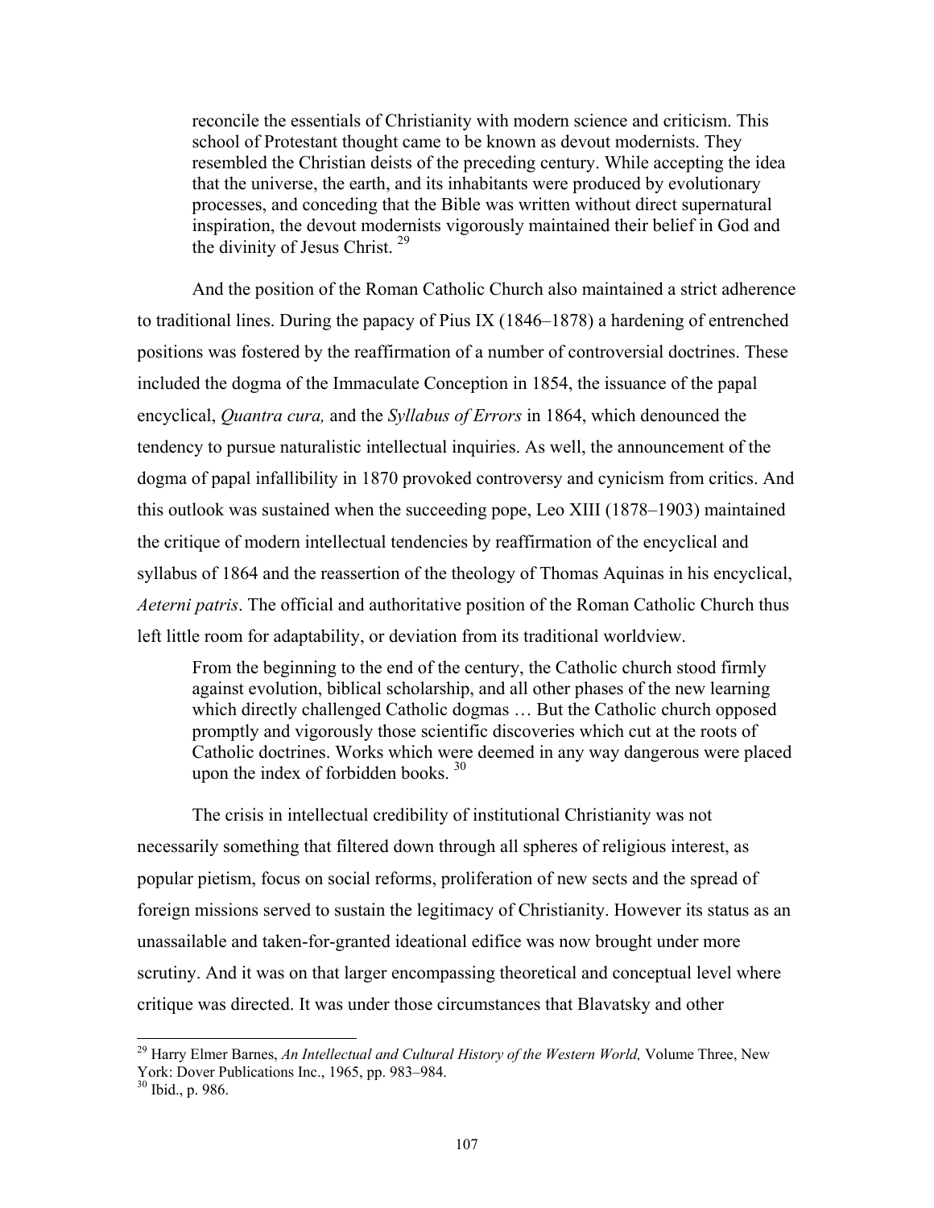> reconcile the essentials of Christianity with modern science and criticism. This school of Protestant thought came to be known as devout modernists. They resembled the Christian deists of the preceding century. While accepting the idea that the universe, the earth, and its inhabitants were produced by evolutionary processes, and conceding that the Bible was written without direct supernatural inspiration, the devout modernists vigorously maintained their belief in God and the divinity of Jesus Christ. [29]

And the position of the Roman Catholic Church also maintained a strict adherence to traditional lines. During the papacy of Pius IX (1846–1878) a hardening of entrenched positions was fostered by the reaffirmation of a number of controversial doctrines. These included the dogma of the Immaculate Conception in 1854, the issuance of the papal encyclical, *Quantra cura,* and the *Syllabus of Errors* in 1864, which denounced the tendency to pursue naturalistic intellectual inquiries. As well, the announcement of the dogma of papal infallibility in 1870 provoked controversy and cynicism from critics. And this outlook was sustained when the succeeding pope, Leo XIII (1878–1903) maintained the critique of modern intellectual tendencies by reaffirmation of the encyclical and syllabus of 1864 and the reassertion of the theology of Thomas Aquinas in his encyclical, *Aeterni patris*. The official and authoritative position of the Roman Catholic Church thus left little room for adaptability, or deviation from its traditional worldview.

> From the beginning to the end of the century, the Catholic church stood firmly against evolution, biblical scholarship, and all other phases of the new learning which directly challenged Catholic dogmas … But the Catholic church opposed promptly and vigorously those scientific discoveries which cut at the roots of Catholic doctrines. Works which were deemed in any way dangerous were placed upon the index of forbidden books. [30]

The crisis in intellectual credibility of institutional Christianity was not necessarily something that filtered down through all spheres of religious interest, as popular pietism, focus on social reforms, proliferation of new sects and the spread of foreign missions served to sustain the legitimacy of Christianity. However its status as an unassailable and taken-for-granted ideational edifice was now brought under more scrutiny. And it was on that larger encompassing theoretical and conceptual level where critique was directed. It was under those circumstances that Blavatsky and other

---

[29] Harry Elmer Barnes, *An Intellectual and Cultural History of the Western World,* Volume Three, New York: Dover Publications Inc., 1965, pp. 983–984.

[30] Ibid., p. 986.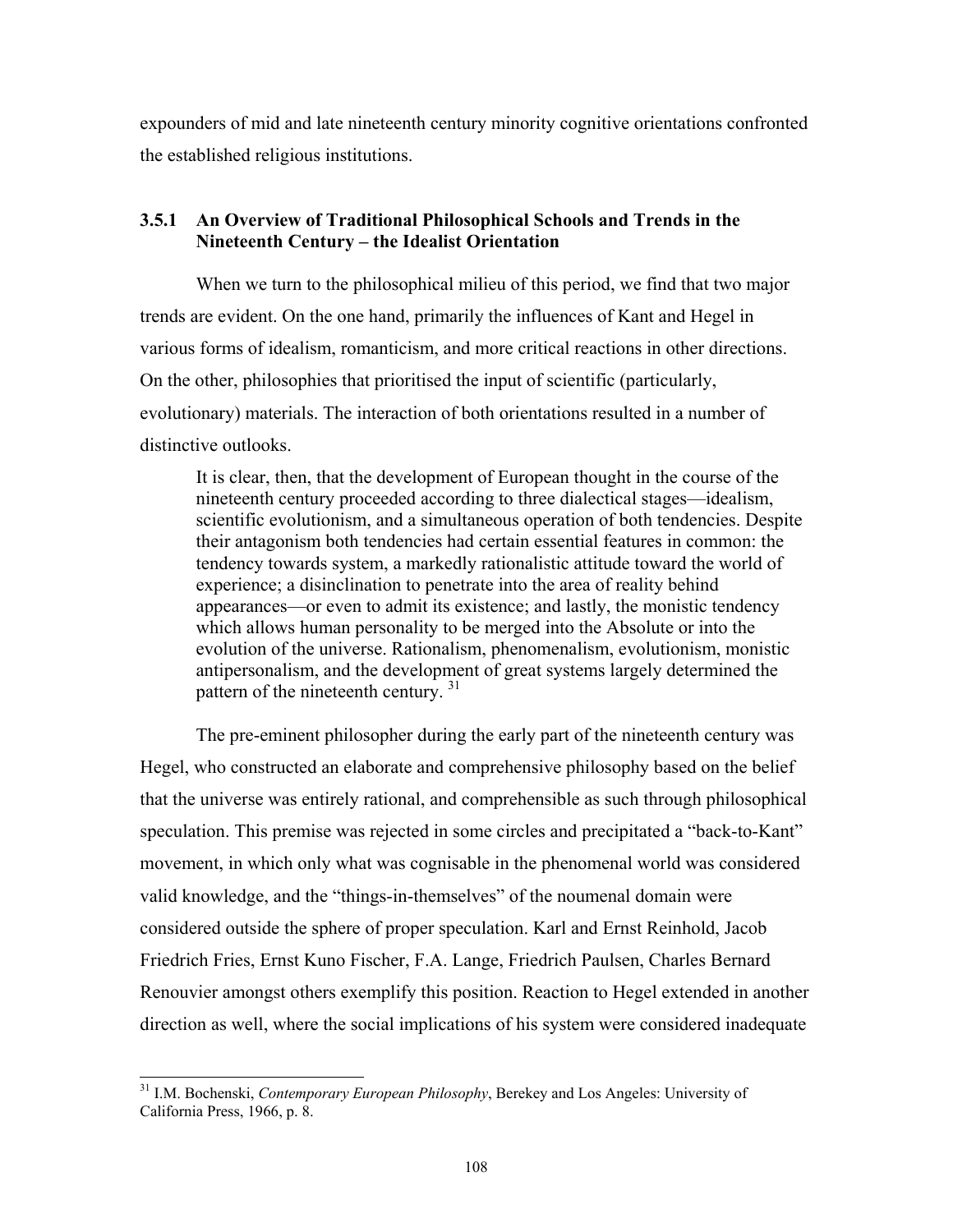expounders of mid and late nineteenth century minority cognitive orientations confronted the established religious institutions.

### 3.5.1 An Overview of Traditional Philosophical Schools and Trends in the Nineteenth Century – the Idealist Orientation

When we turn to the philosophical milieu of this period, we find that two major trends are evident. On the one hand, primarily the influences of Kant and Hegel in various forms of idealism, romanticism, and more critical reactions in other directions. On the other, philosophies that prioritised the input of scientific (particularly, evolutionary) materials. The interaction of both orientations resulted in a number of distinctive outlooks.

> It is clear, then, that the development of European thought in the course of the nineteenth century proceeded according to three dialectical stages—idealism, scientific evolutionism, and a simultaneous operation of both tendencies. Despite their antagonism both tendencies had certain essential features in common: the tendency towards system, a markedly rationalistic attitude toward the world of experience; a disinclination to penetrate into the area of reality behind appearances—or even to admit its existence; and lastly, the monistic tendency which allows human personality to be merged into the Absolute or into the evolution of the universe. Rationalism, phenomenalism, evolutionism, monistic antipersonalism, and the development of great systems largely determined the pattern of the nineteenth century. [31]

The pre-eminent philosopher during the early part of the nineteenth century was Hegel, who constructed an elaborate and comprehensive philosophy based on the belief that the universe was entirely rational, and comprehensible as such through philosophical speculation. This premise was rejected in some circles and precipitated a "back-to-Kant" movement, in which only what was cognisable in the phenomenal world was considered valid knowledge, and the "things-in-themselves" of the noumenal domain were considered outside the sphere of proper speculation. Karl and Ernst Reinhold, Jacob Friedrich Fries, Ernst Kuno Fischer, F.A. Lange, Friedrich Paulsen, Charles Bernard Renouvier amongst others exemplify this position. Reaction to Hegel extended in another direction as well, where the social implications of his system were considered inadequate

---

[31] I.M. Bochenski, *Contemporary European Philosophy*, Berekey and Los Angeles: University of California Press, 1966, p. 8.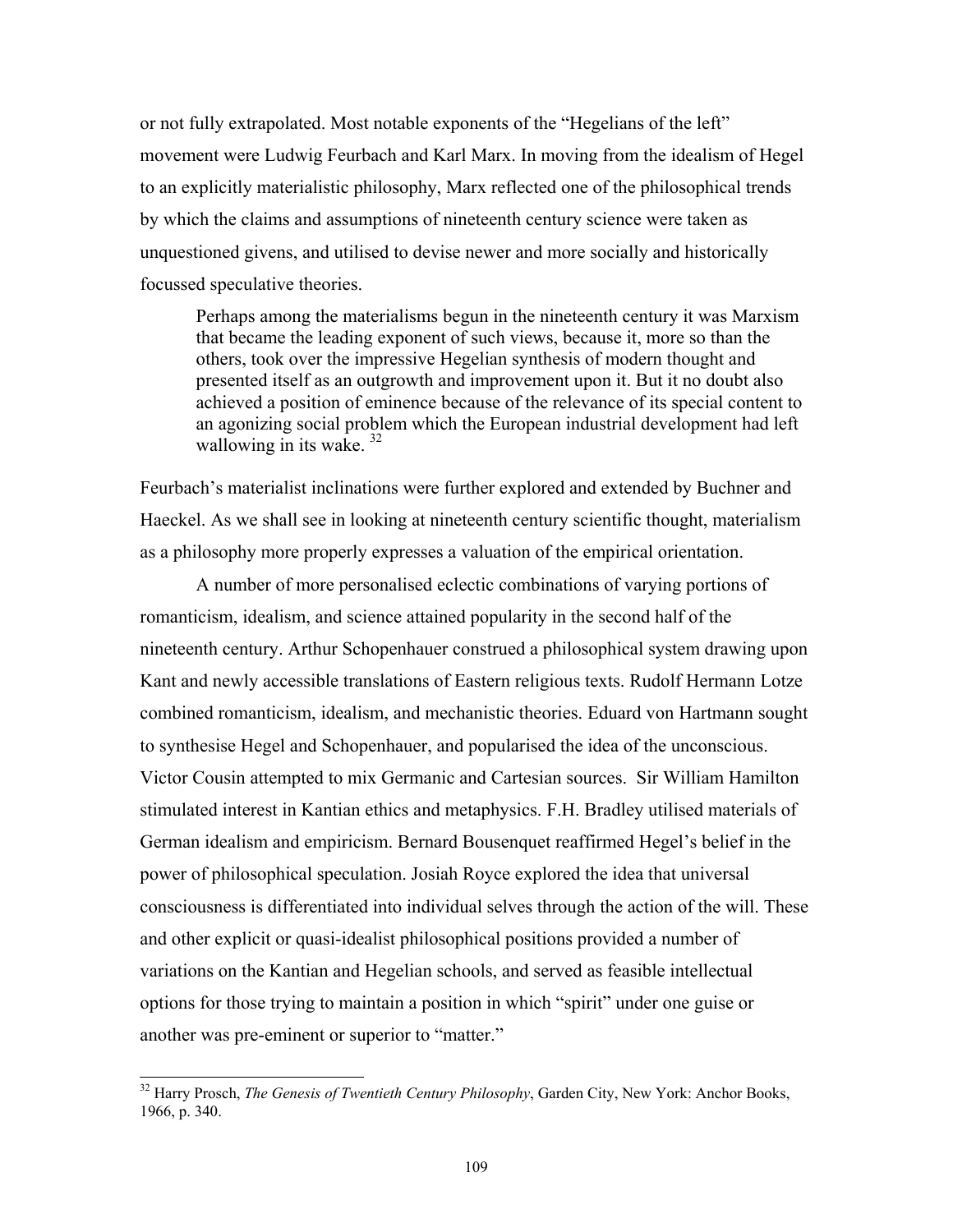or not fully extrapolated. Most notable exponents of the "Hegelians of the left" movement were Ludwig Feurbach and Karl Marx. In moving from the idealism of Hegel to an explicitly materialistic philosophy, Marx reflected one of the philosophical trends by which the claims and assumptions of nineteenth century science were taken as unquestioned givens, and utilised to devise newer and more socially and historically focussed speculative theories.

> Perhaps among the materialisms begun in the nineteenth century it was Marxism that became the leading exponent of such views, because it, more so than the others, took over the impressive Hegelian synthesis of modern thought and presented itself as an outgrowth and improvement upon it. But it no doubt also achieved a position of eminence because of the relevance of its special content to an agonizing social problem which the European industrial development had left wallowing in its wake. [32]

Feurbach's materialist inclinations were further explored and extended by Buchner and Haeckel. As we shall see in looking at nineteenth century scientific thought, materialism as a philosophy more properly expresses a valuation of the empirical orientation.

A number of more personalised eclectic combinations of varying portions of romanticism, idealism, and science attained popularity in the second half of the nineteenth century. Arthur Schopenhauer construed a philosophical system drawing upon Kant and newly accessible translations of Eastern religious texts. Rudolf Hermann Lotze combined romanticism, idealism, and mechanistic theories. Eduard von Hartmann sought to synthesise Hegel and Schopenhauer, and popularised the idea of the unconscious. Victor Cousin attempted to mix Germanic and Cartesian sources. Sir William Hamilton stimulated interest in Kantian ethics and metaphysics. F.H. Bradley utilised materials of German idealism and empiricism. Bernard Bousenquet reaffirmed Hegel's belief in the power of philosophical speculation. Josiah Royce explored the idea that universal consciousness is differentiated into individual selves through the action of the will. These and other explicit or quasi-idealist philosophical positions provided a number of variations on the Kantian and Hegelian schools, and served as feasible intellectual options for those trying to maintain a position in which "spirit" under one guise or another was pre-eminent or superior to "matter."

---

[32] Harry Prosch, *The Genesis of Twentieth Century Philosophy*, Garden City, New York: Anchor Books, 1966, p. 340.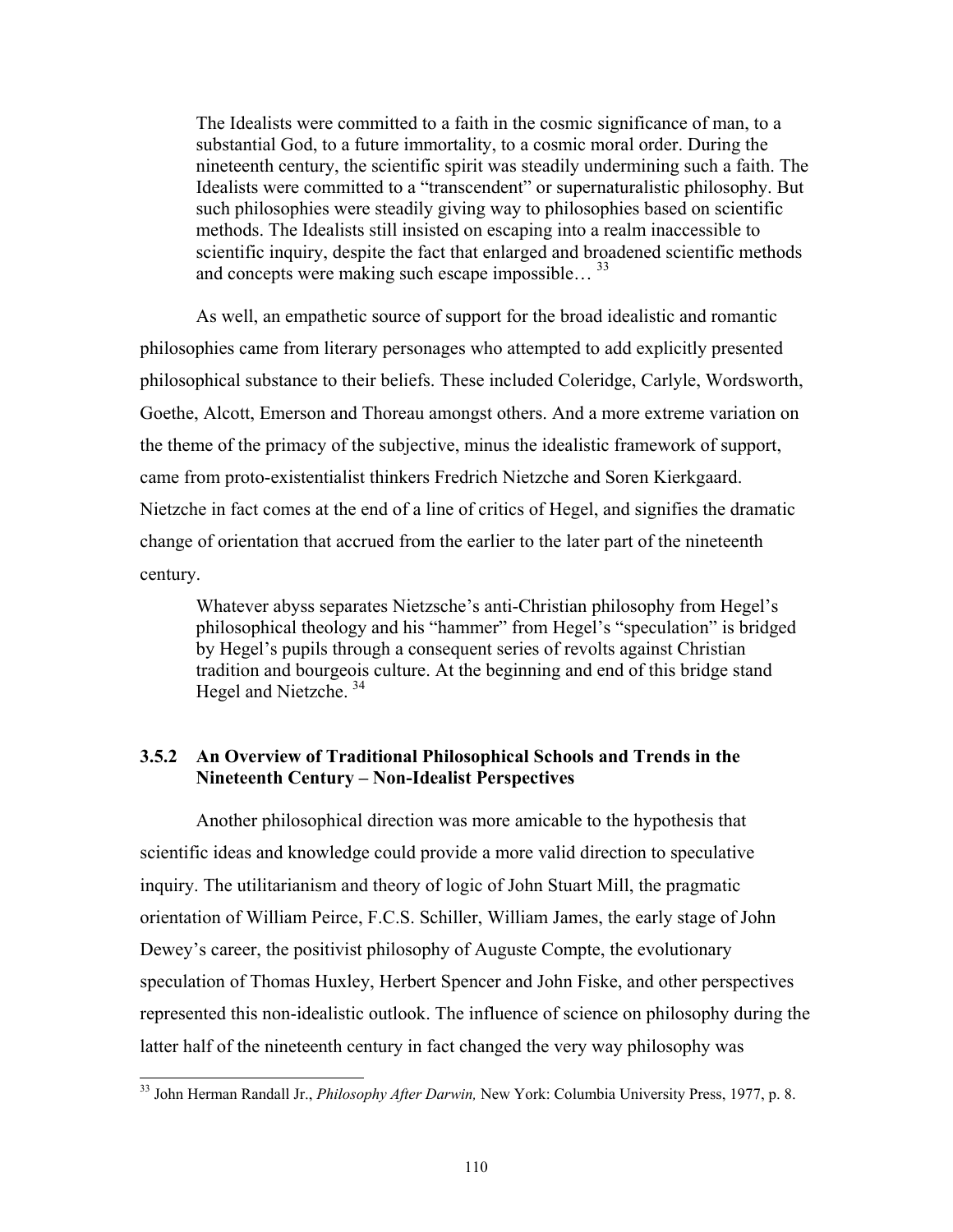> The Idealists were committed to a faith in the cosmic significance of man, to a substantial God, to a future immortality, to a cosmic moral order. During the nineteenth century, the scientific spirit was steadily undermining such a faith. The Idealists were committed to a "transcendent" or supernaturalistic philosophy. But such philosophies were steadily giving way to philosophies based on scientific methods. The Idealists still insisted on escaping into a realm inaccessible to scientific inquiry, despite the fact that enlarged and broadened scientific methods and concepts were making such escape impossible… [33]

As well, an empathetic source of support for the broad idealistic and romantic philosophies came from literary personages who attempted to add explicitly presented philosophical substance to their beliefs. These included Coleridge, Carlyle, Wordsworth, Goethe, Alcott, Emerson and Thoreau amongst others. And a more extreme variation on the theme of the primacy of the subjective, minus the idealistic framework of support, came from proto-existentialist thinkers Fredrich Nietzche and Soren Kierkgaard. Nietzche in fact comes at the end of a line of critics of Hegel, and signifies the dramatic change of orientation that accrued from the earlier to the later part of the nineteenth century.

> Whatever abyss separates Nietzsche's anti-Christian philosophy from Hegel's philosophical theology and his "hammer" from Hegel's "speculation" is bridged by Hegel's pupils through a consequent series of revolts against Christian tradition and bourgeois culture. At the beginning and end of this bridge stand Hegel and Nietzche. [34]

### 3.5.2 An Overview of Traditional Philosophical Schools and Trends in the Nineteenth Century – Non-Idealist Perspectives

Another philosophical direction was more amicable to the hypothesis that scientific ideas and knowledge could provide a more valid direction to speculative inquiry. The utilitarianism and theory of logic of John Stuart Mill, the pragmatic orientation of William Peirce, F.C.S. Schiller, William James, the early stage of John Dewey's career, the positivist philosophy of Auguste Compte, the evolutionary speculation of Thomas Huxley, Herbert Spencer and John Fiske, and other perspectives represented this non-idealistic outlook. The influence of science on philosophy during the latter half of the nineteenth century in fact changed the very way philosophy was

---

[33] John Herman Randall Jr., *Philosophy After Darwin,* New York: Columbia University Press, 1977, p. 8.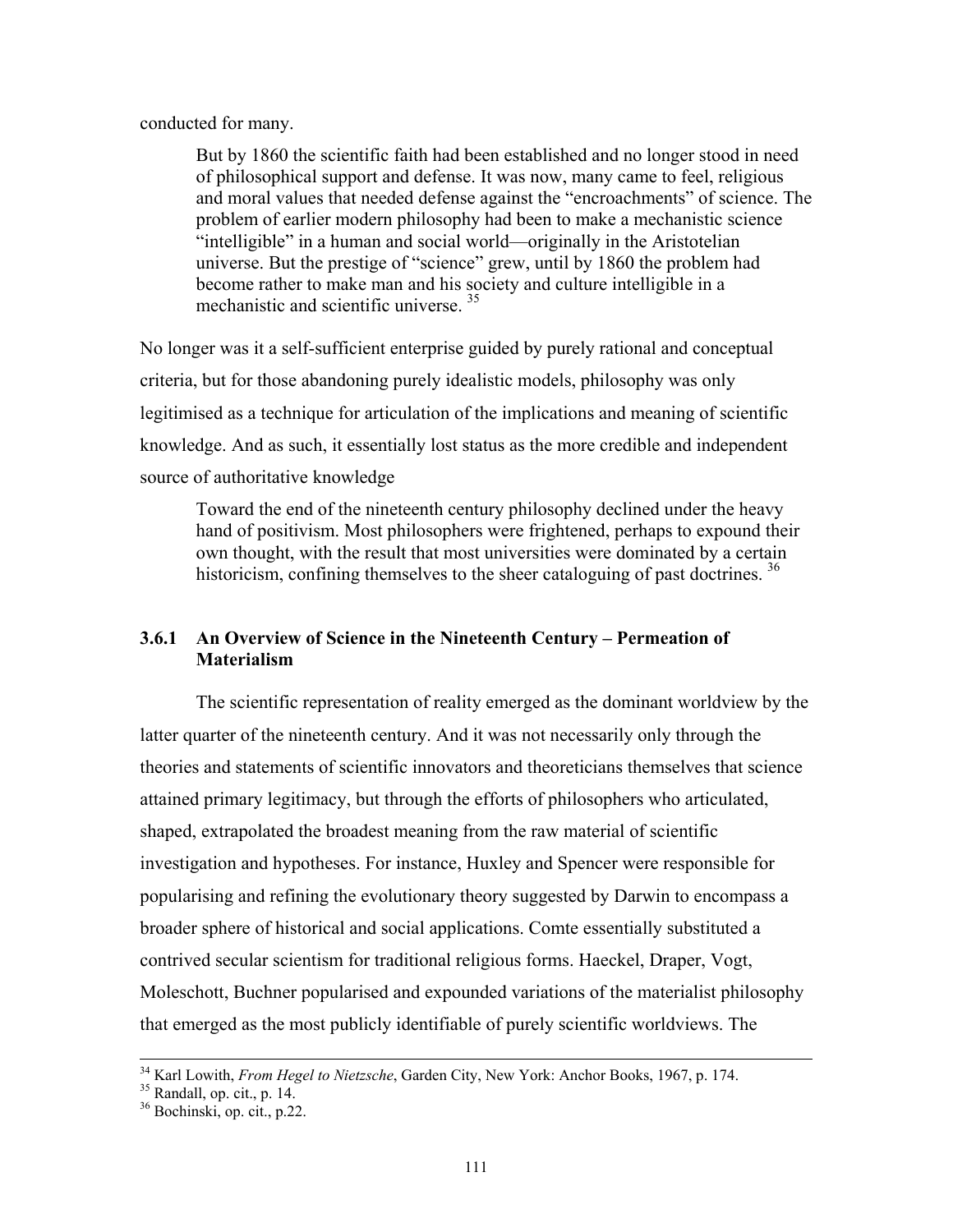conducted for many.

> But by 1860 the scientific faith had been established and no longer stood in need of philosophical support and defense. It was now, many came to feel, religious and moral values that needed defense against the "encroachments" of science. The problem of earlier modern philosophy had been to make a mechanistic science "intelligible" in a human and social world—originally in the Aristotelian universe. But the prestige of "science" grew, until by 1860 the problem had become rather to make man and his society and culture intelligible in a mechanistic and scientific universe. [35]

No longer was it a self-sufficient enterprise guided by purely rational and conceptual criteria, but for those abandoning purely idealistic models, philosophy was only legitimised as a technique for articulation of the implications and meaning of scientific knowledge. And as such, it essentially lost status as the more credible and independent source of authoritative knowledge

> Toward the end of the nineteenth century philosophy declined under the heavy hand of positivism. Most philosophers were frightened, perhaps to expound their own thought, with the result that most universities were dominated by a certain historicism, confining themselves to the sheer cataloguing of past doctrines. [36]

### 3.6.1 An Overview of Science in the Nineteenth Century – Permeation of Materialism

The scientific representation of reality emerged as the dominant worldview by the latter quarter of the nineteenth century. And it was not necessarily only through the theories and statements of scientific innovators and theoreticians themselves that science attained primary legitimacy, but through the efforts of philosophers who articulated, shaped, extrapolated the broadest meaning from the raw material of scientific investigation and hypotheses. For instance, Huxley and Spencer were responsible for popularising and refining the evolutionary theory suggested by Darwin to encompass a broader sphere of historical and social applications. Comte essentially substituted a contrived secular scientism for traditional religious forms. Haeckel, Draper, Vogt, Moleschott, Buchner popularised and expounded variations of the materialist philosophy that emerged as the most publicly identifiable of purely scientific worldviews. The

---

[34] Karl Lowith, *From Hegel to Nietzsche*, Garden City, New York: Anchor Books, 1967, p. 174.

[35] Randall, op. cit., p. 14.

[36] Bochinski, op. cit., p.22.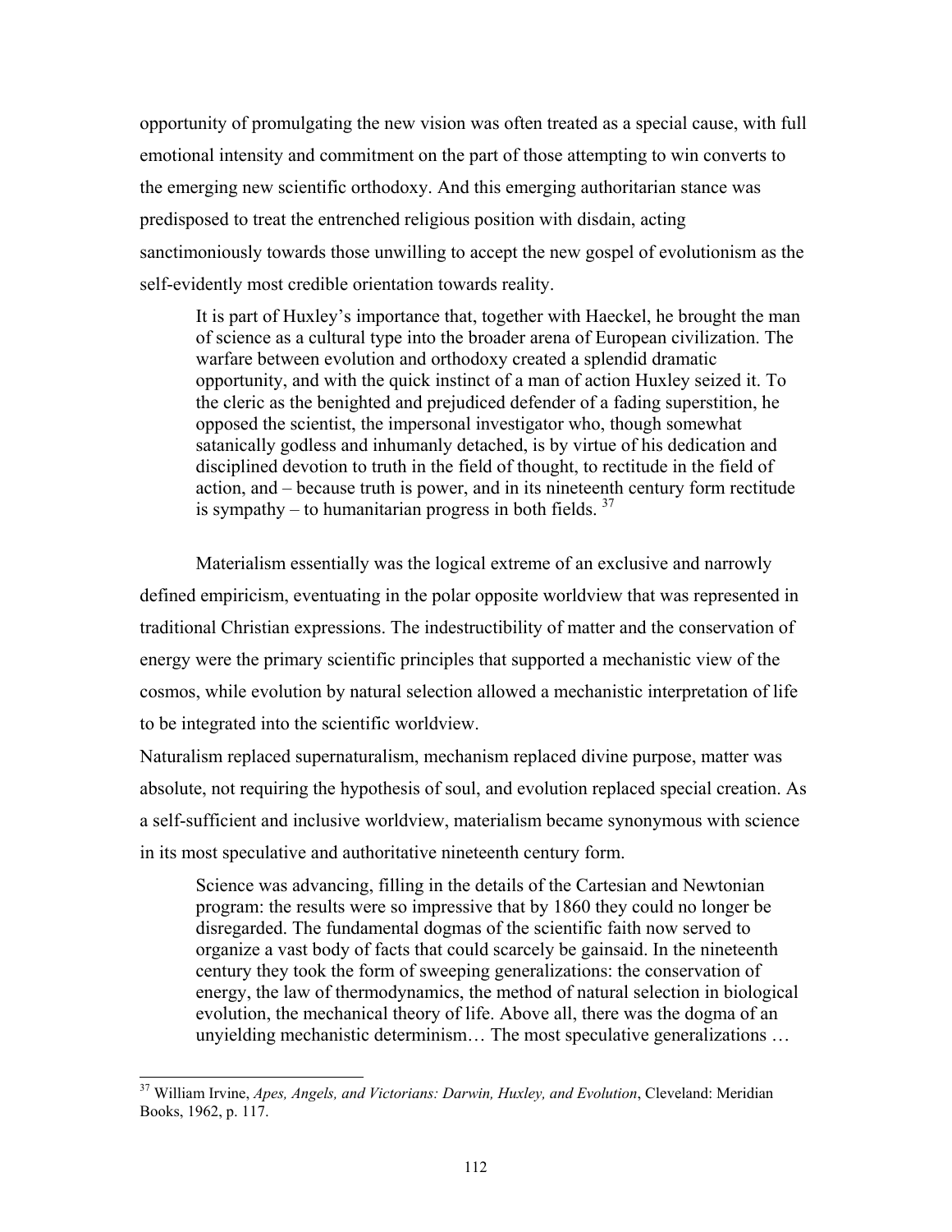opportunity of promulgating the new vision was often treated as a special cause, with full emotional intensity and commitment on the part of those attempting to win converts to the emerging new scientific orthodoxy. And this emerging authoritarian stance was predisposed to treat the entrenched religious position with disdain, acting sanctimoniously towards those unwilling to accept the new gospel of evolutionism as the self-evidently most credible orientation towards reality.

> It is part of Huxley's importance that, together with Haeckel, he brought the man of science as a cultural type into the broader arena of European civilization. The warfare between evolution and orthodoxy created a splendid dramatic opportunity, and with the quick instinct of a man of action Huxley seized it. To the cleric as the benighted and prejudiced defender of a fading superstition, he opposed the scientist, the impersonal investigator who, though somewhat satanically godless and inhumanly detached, is by virtue of his dedication and disciplined devotion to truth in the field of thought, to rectitude in the field of action, and – because truth is power, and in its nineteenth century form rectitude is sympathy – to humanitarian progress in both fields. [37]

Materialism essentially was the logical extreme of an exclusive and narrowly defined empiricism, eventuating in the polar opposite worldview that was represented in traditional Christian expressions. The indestructibility of matter and the conservation of energy were the primary scientific principles that supported a mechanistic view of the cosmos, while evolution by natural selection allowed a mechanistic interpretation of life to be integrated into the scientific worldview.

Naturalism replaced supernaturalism, mechanism replaced divine purpose, matter was absolute, not requiring the hypothesis of soul, and evolution replaced special creation. As a self-sufficient and inclusive worldview, materialism became synonymous with science in its most speculative and authoritative nineteenth century form.

> Science was advancing, filling in the details of the Cartesian and Newtonian program: the results were so impressive that by 1860 they could no longer be disregarded. The fundamental dogmas of the scientific faith now served to organize a vast body of facts that could scarcely be gainsaid. In the nineteenth century they took the form of sweeping generalizations: the conservation of energy, the law of thermodynamics, the method of natural selection in biological evolution, the mechanical theory of life. Above all, there was the dogma of an unyielding mechanistic determinism… The most speculative generalizations …

---

[37] William Irvine, *Apes, Angels, and Victorians: Darwin, Huxley, and Evolution*, Cleveland: Meridian Books, 1962, p. 117.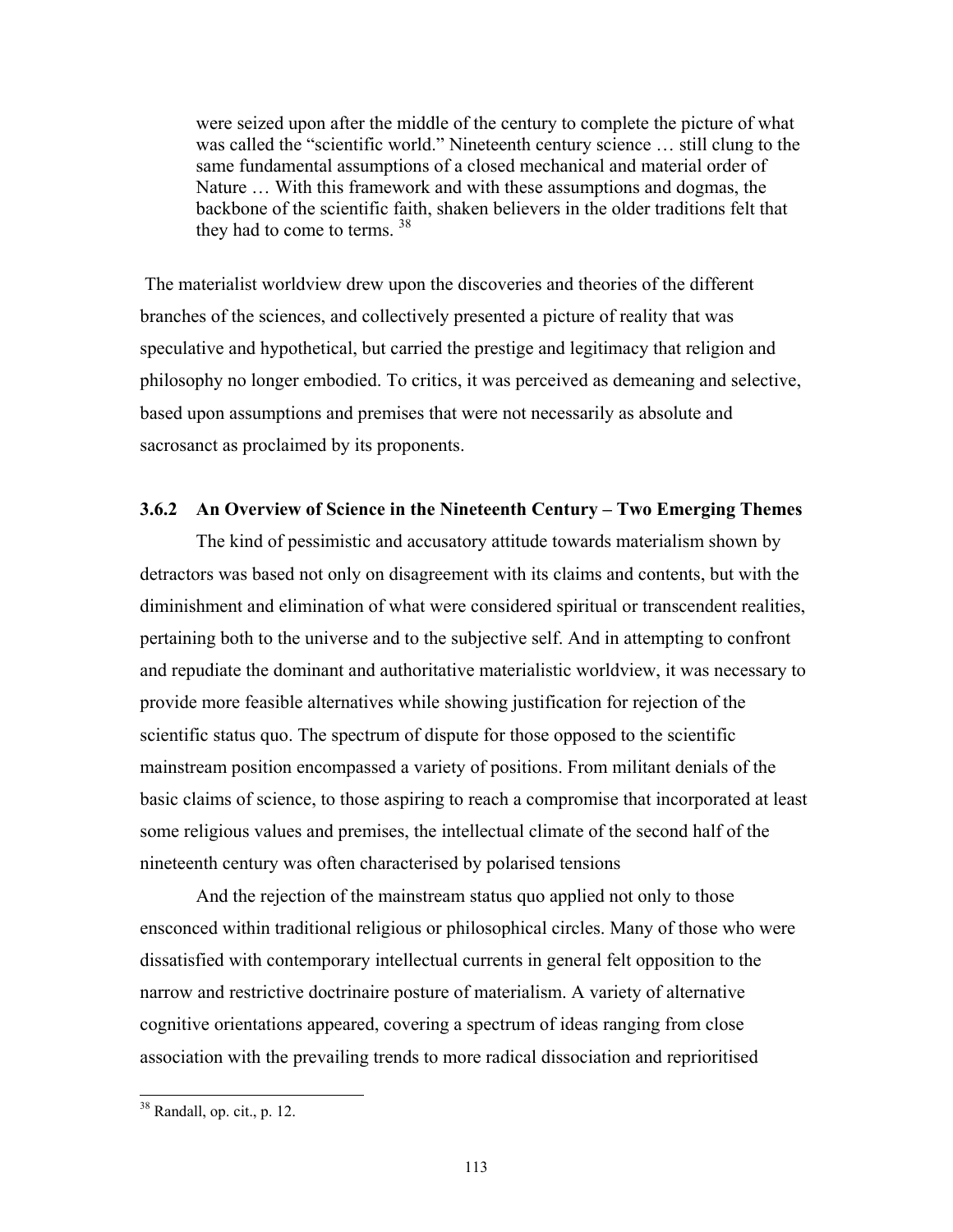> were seized upon after the middle of the century to complete the picture of what was called the "scientific world." Nineteenth century science … still clung to the same fundamental assumptions of a closed mechanical and material order of Nature … With this framework and with these assumptions and dogmas, the backbone of the scientific faith, shaken believers in the older traditions felt that they had to come to terms. [38]

The materialist worldview drew upon the discoveries and theories of the different branches of the sciences, and collectively presented a picture of reality that was speculative and hypothetical, but carried the prestige and legitimacy that religion and philosophy no longer embodied. To critics, it was perceived as demeaning and selective, based upon assumptions and premises that were not necessarily as absolute and sacrosanct as proclaimed by its proponents.

### 3.6.2 An Overview of Science in the Nineteenth Century – Two Emerging Themes

The kind of pessimistic and accusatory attitude towards materialism shown by detractors was based not only on disagreement with its claims and contents, but with the diminishment and elimination of what were considered spiritual or transcendent realities, pertaining both to the universe and to the subjective self. And in attempting to confront and repudiate the dominant and authoritative materialistic worldview, it was necessary to provide more feasible alternatives while showing justification for rejection of the scientific status quo. The spectrum of dispute for those opposed to the scientific mainstream position encompassed a variety of positions. From militant denials of the basic claims of science, to those aspiring to reach a compromise that incorporated at least some religious values and premises, the intellectual climate of the second half of the nineteenth century was often characterised by polarised tensions

And the rejection of the mainstream status quo applied not only to those ensconced within traditional religious or philosophical circles. Many of those who were dissatisfied with contemporary intellectual currents in general felt opposition to the narrow and restrictive doctrinaire posture of materialism. A variety of alternative cognitive orientations appeared, covering a spectrum of ideas ranging from close association with the prevailing trends to more radical dissociation and reprioritised

[38] Randall, op. cit., p. 12.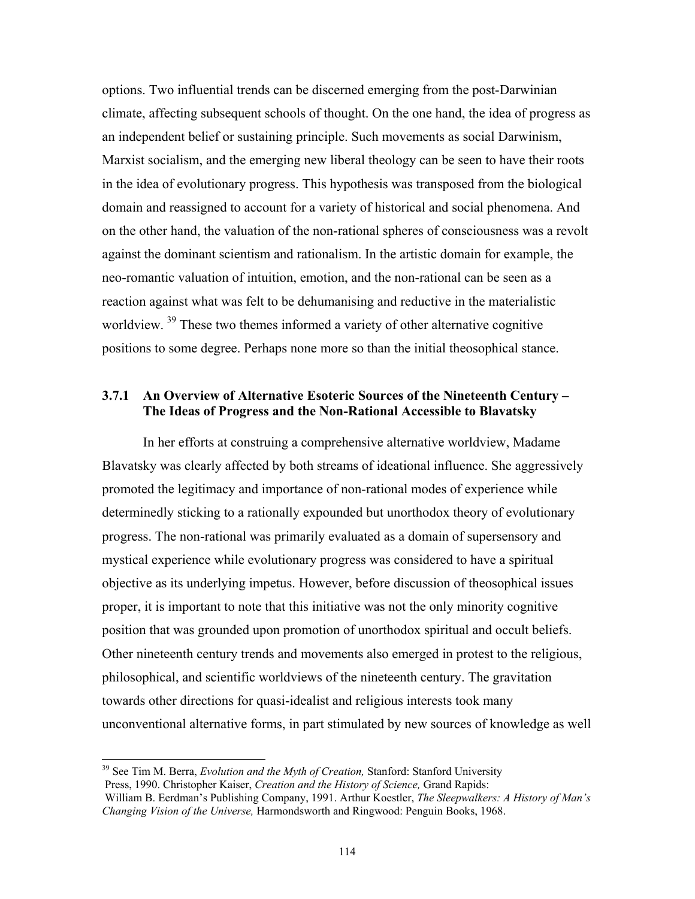options. Two influential trends can be discerned emerging from the post-Darwinian climate, affecting subsequent schools of thought. On the one hand, the idea of progress as an independent belief or sustaining principle. Such movements as social Darwinism, Marxist socialism, and the emerging new liberal theology can be seen to have their roots in the idea of evolutionary progress. This hypothesis was transposed from the biological domain and reassigned to account for a variety of historical and social phenomena. And on the other hand, the valuation of the non-rational spheres of consciousness was a revolt against the dominant scientism and rationalism. In the artistic domain for example, the neo-romantic valuation of intuition, emotion, and the non-rational can be seen as a reaction against what was felt to be dehumanising and reductive in the materialistic worldview. [39] These two themes informed a variety of other alternative cognitive positions to some degree. Perhaps none more so than the initial theosophical stance.

### 3.7.1 An Overview of Alternative Esoteric Sources of the Nineteenth Century – The Ideas of Progress and the Non-Rational Accessible to Blavatsky

In her efforts at construing a comprehensive alternative worldview, Madame Blavatsky was clearly affected by both streams of ideational influence. She aggressively promoted the legitimacy and importance of non-rational modes of experience while determinedly sticking to a rationally expounded but unorthodox theory of evolutionary progress. The non-rational was primarily evaluated as a domain of supersensory and mystical experience while evolutionary progress was considered to have a spiritual objective as its underlying impetus. However, before discussion of theosophical issues proper, it is important to note that this initiative was not the only minority cognitive position that was grounded upon promotion of unorthodox spiritual and occult beliefs. Other nineteenth century trends and movements also emerged in protest to the religious, philosophical, and scientific worldviews of the nineteenth century. The gravitation towards other directions for quasi-idealist and religious interests took many unconventional alternative forms, in part stimulated by new sources of knowledge as well

[39] See Tim M. Berra, *Evolution and the Myth of Creation,* Stanford: Stanford University Press, 1990. Christopher Kaiser, *Creation and the History of Science,* Grand Rapids: William B. Eerdman's Publishing Company, 1991. Arthur Koestler, *The Sleepwalkers: A History of Man's Changing Vision of the Universe,* Harmondsworth and Ringwood: Penguin Books, 1968.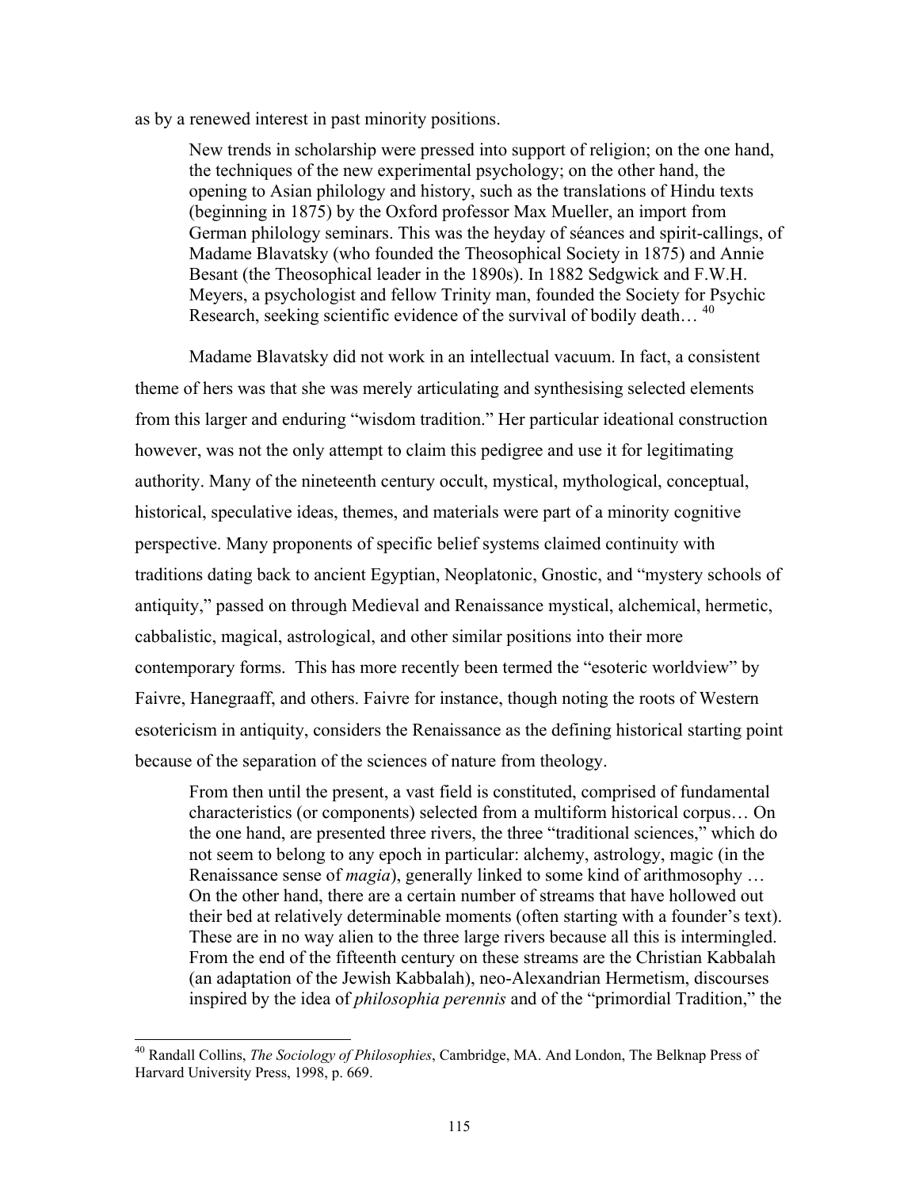as by a renewed interest in past minority positions.

> New trends in scholarship were pressed into support of religion; on the one hand, the techniques of the new experimental psychology; on the other hand, the opening to Asian philology and history, such as the translations of Hindu texts (beginning in 1875) by the Oxford professor Max Mueller, an import from German philology seminars. This was the heyday of séances and spirit-callings, of Madame Blavatsky (who founded the Theosophical Society in 1875) and Annie Besant (the Theosophical leader in the 1890s). In 1882 Sedgwick and F.W.H. Meyers, a psychologist and fellow Trinity man, founded the Society for Psychic Research, seeking scientific evidence of the survival of bodily death… [40]

Madame Blavatsky did not work in an intellectual vacuum. In fact, a consistent theme of hers was that she was merely articulating and synthesising selected elements from this larger and enduring "wisdom tradition." Her particular ideational construction however, was not the only attempt to claim this pedigree and use it for legitimating authority. Many of the nineteenth century occult, mystical, mythological, conceptual, historical, speculative ideas, themes, and materials were part of a minority cognitive perspective. Many proponents of specific belief systems claimed continuity with traditions dating back to ancient Egyptian, Neoplatonic, Gnostic, and "mystery schools of antiquity," passed on through Medieval and Renaissance mystical, alchemical, hermetic, cabbalistic, magical, astrological, and other similar positions into their more contemporary forms. This has more recently been termed the "esoteric worldview" by Faivre, Hanegraaff, and others. Faivre for instance, though noting the roots of Western esotericism in antiquity, considers the Renaissance as the defining historical starting point because of the separation of the sciences of nature from theology.

> From then until the present, a vast field is constituted, comprised of fundamental characteristics (or components) selected from a multiform historical corpus… On the one hand, are presented three rivers, the three "traditional sciences," which do not seem to belong to any epoch in particular: alchemy, astrology, magic (in the Renaissance sense of *magia*), generally linked to some kind of arithmosophy … On the other hand, there are a certain number of streams that have hollowed out their bed at relatively determinable moments (often starting with a founder's text). These are in no way alien to the three large rivers because all this is intermingled. From the end of the fifteenth century on these streams are the Christian Kabbalah (an adaptation of the Jewish Kabbalah), neo-Alexandrian Hermetism, discourses inspired by the idea of *philosophia perennis* and of the "primordial Tradition," the

[40] Randall Collins, *The Sociology of Philosophies*, Cambridge, MA. And London, The Belknap Press of Harvard University Press, 1998, p. 669.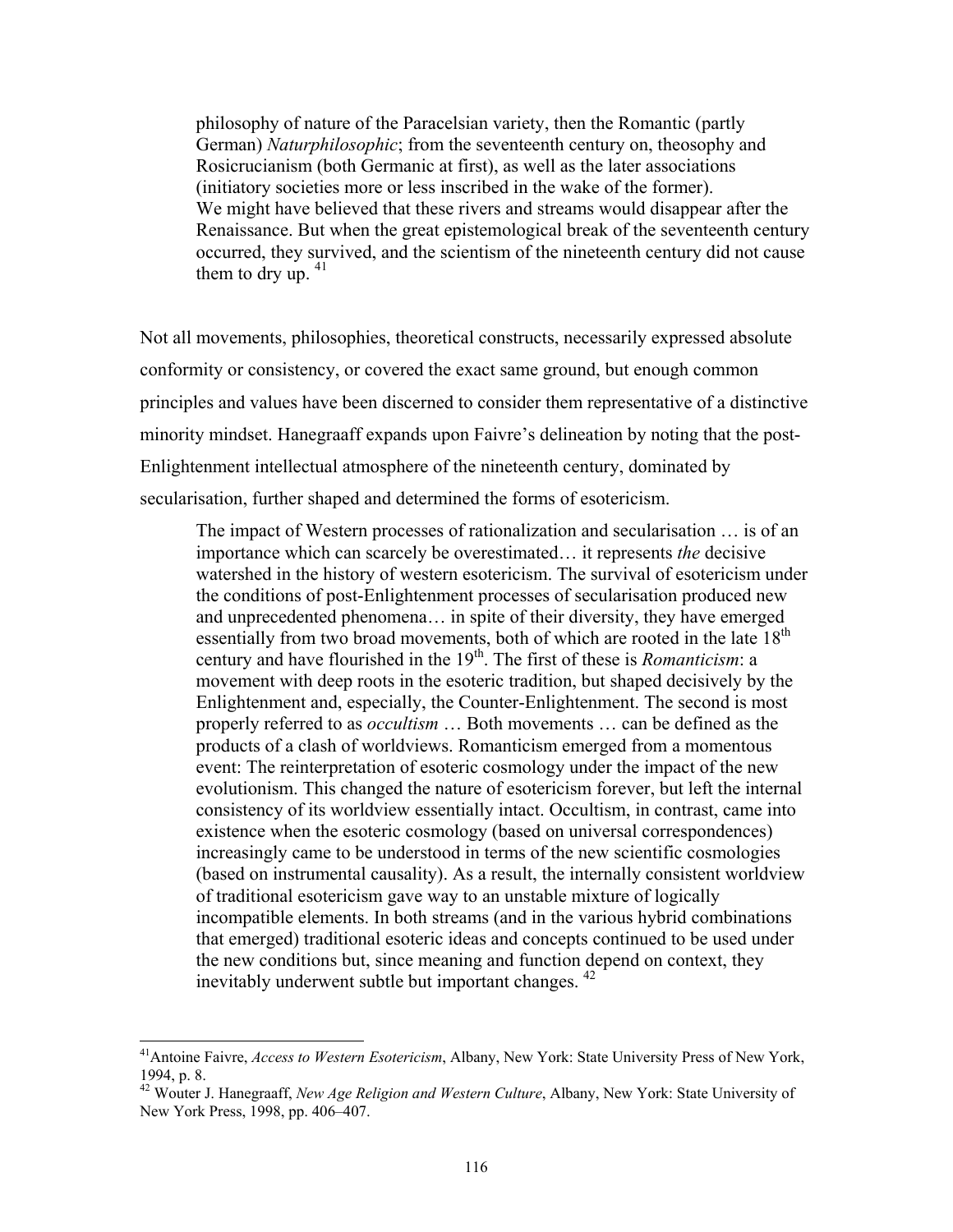> philosophy of nature of the Paracelsian variety, then the Romantic (partly German) *Naturphilosophic*; from the seventeenth century on, theosophy and Rosicrucianism (both Germanic at first), as well as the later associations (initiatory societies more or less inscribed in the wake of the former).
> We might have believed that these rivers and streams would disappear after the Renaissance. But when the great epistemological break of the seventeenth century occurred, they survived, and the scientism of the nineteenth century did not cause them to dry up. [41]

Not all movements, philosophies, theoretical constructs, necessarily expressed absolute conformity or consistency, or covered the exact same ground, but enough common principles and values have been discerned to consider them representative of a distinctive minority mindset. Hanegraaff expands upon Faivre's delineation by noting that the post-Enlightenment intellectual atmosphere of the nineteenth century, dominated by secularisation, further shaped and determined the forms of esotericism.

> The impact of Western processes of rationalization and secularisation … is of an importance which can scarcely be overestimated… it represents *the* decisive watershed in the history of western esotericism. The survival of esotericism under the conditions of post-Enlightenment processes of secularisation produced new and unprecedented phenomena… in spite of their diversity, they have emerged essentially from two broad movements, both of which are rooted in the late 18th century and have flourished in the 19th. The first of these is *Romanticism*: a movement with deep roots in the esoteric tradition, but shaped decisively by the Enlightenment and, especially, the Counter-Enlightenment. The second is most properly referred to as *occultism* … Both movements … can be defined as the products of a clash of worldviews. Romanticism emerged from a momentous event: The reinterpretation of esoteric cosmology under the impact of the new evolutionism. This changed the nature of esotericism forever, but left the internal consistency of its worldview essentially intact. Occultism, in contrast, came into existence when the esoteric cosmology (based on universal correspondences) increasingly came to be understood in terms of the new scientific cosmologies (based on instrumental causality). As a result, the internally consistent worldview of traditional esotericism gave way to an unstable mixture of logically incompatible elements. In both streams (and in the various hybrid combinations that emerged) traditional esoteric ideas and concepts continued to be used under the new conditions but, since meaning and function depend on context, they inevitably underwent subtle but important changes. [42]

---

[41] Antoine Faivre, *Access to Western Esotericism*, Albany, New York: State University Press of New York, 1994, p. 8.

[42] Wouter J. Hanegraaff, *New Age Religion and Western Culture*, Albany, New York: State University of New York Press, 1998, pp. 406–407.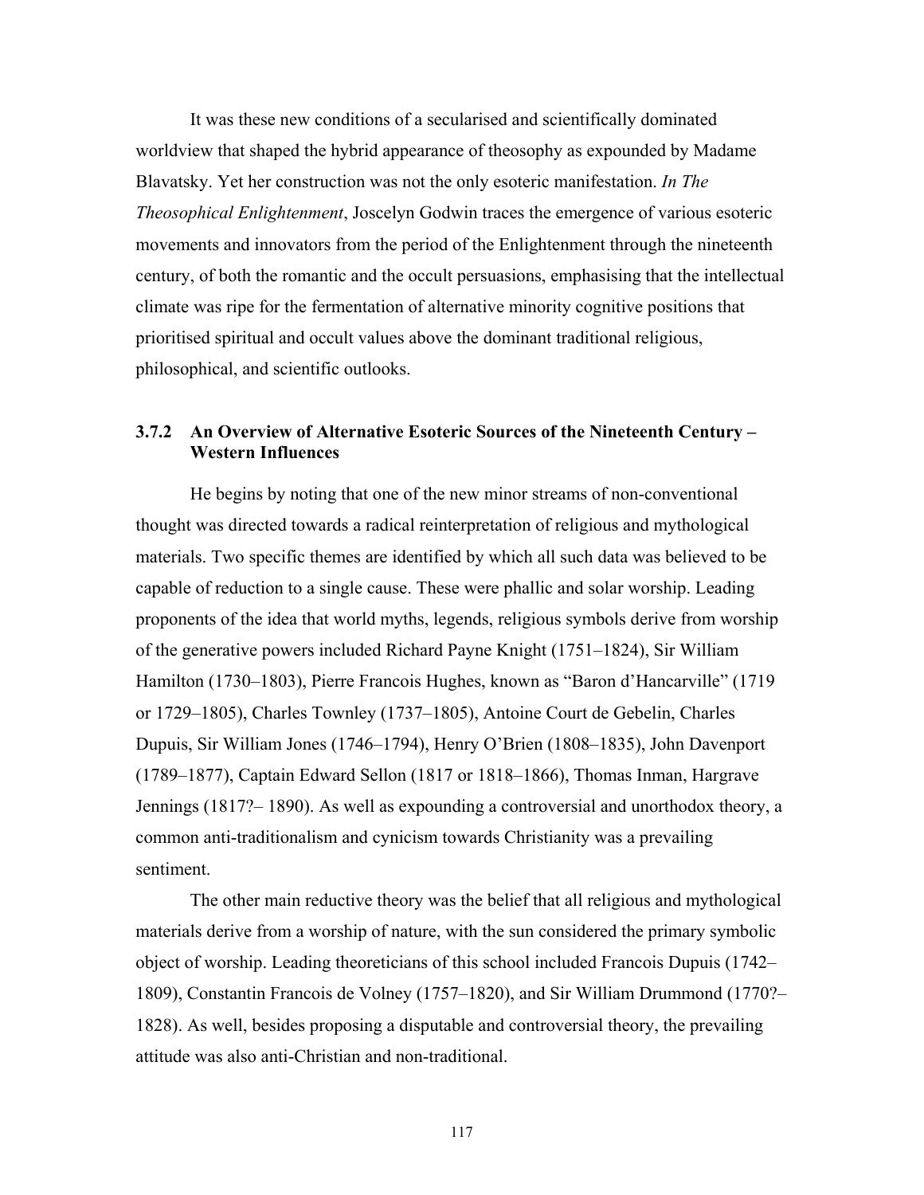It was these new conditions of a secularised and scientifically dominated worldview that shaped the hybrid appearance of theosophy as expounded by Madame Blavatsky. Yet her construction was not the only esoteric manifestation. *In The Theosophical Enlightenment*, Joscelyn Godwin traces the emergence of various esoteric movements and innovators from the period of the Enlightenment through the nineteenth century, of both the romantic and the occult persuasions, emphasising that the intellectual climate was ripe for the fermentation of alternative minority cognitive positions that prioritised spiritual and occult values above the dominant traditional religious, philosophical, and scientific outlooks.

### 3.7.2 An Overview of Alternative Esoteric Sources of the Nineteenth Century – Western Influences

He begins by noting that one of the new minor streams of non-conventional thought was directed towards a radical reinterpretation of religious and mythological materials. Two specific themes are identified by which all such data was believed to be capable of reduction to a single cause. These were phallic and solar worship. Leading proponents of the idea that world myths, legends, religious symbols derive from worship of the generative powers included Richard Payne Knight (1751–1824), Sir William Hamilton (1730–1803), Pierre Francois Hughes, known as "Baron d'Hancarville" (1719 or 1729–1805), Charles Townley (1737–1805), Antoine Court de Gebelin, Charles Dupuis, Sir William Jones (1746–1794), Henry O'Brien (1808–1835), John Davenport (1789–1877), Captain Edward Sellon (1817 or 1818–1866), Thomas Inman, Hargrave Jennings (1817?– 1890). As well as expounding a controversial and unorthodox theory, a common anti-traditionalism and cynicism towards Christianity was a prevailing sentiment.

The other main reductive theory was the belief that all religious and mythological materials derive from a worship of nature, with the sun considered the primary symbolic object of worship. Leading theoreticians of this school included Francois Dupuis (1742–1809), Constantin Francois de Volney (1757–1820), and Sir William Drummond (1770?–1828). As well, besides proposing a disputable and controversial theory, the prevailing attitude was also anti-Christian and non-traditional.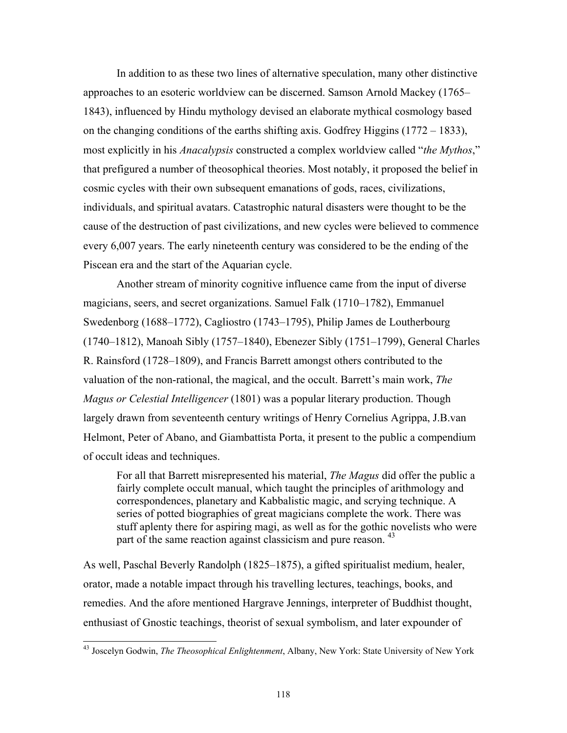In addition to as these two lines of alternative speculation, many other distinctive approaches to an esoteric worldview can be discerned. Samson Arnold Mackey (1765–1843), influenced by Hindu mythology devised an elaborate mythical cosmology based on the changing conditions of the earths shifting axis. Godfrey Higgins (1772 – 1833), most explicitly in his *Anacalypsis* constructed a complex worldview called "*the Mythos*," that prefigured a number of theosophical theories. Most notably, it proposed the belief in cosmic cycles with their own subsequent emanations of gods, races, civilizations, individuals, and spiritual avatars. Catastrophic natural disasters were thought to be the cause of the destruction of past civilizations, and new cycles were believed to commence every 6,007 years. The early nineteenth century was considered to be the ending of the Piscean era and the start of the Aquarian cycle.

Another stream of minority cognitive influence came from the input of diverse magicians, seers, and secret organizations. Samuel Falk (1710–1782), Emmanuel Swedenborg (1688–1772), Cagliostro (1743–1795), Philip James de Loutherbourg (1740–1812), Manoah Sibly (1757–1840), Ebenezer Sibly (1751–1799), General Charles R. Rainsford (1728–1809), and Francis Barrett amongst others contributed to the valuation of the non-rational, the magical, and the occult. Barrett's main work, *The Magus or Celestial Intelligencer* (1801) was a popular literary production. Though largely drawn from seventeenth century writings of Henry Cornelius Agrippa, J.B.van Helmont, Peter of Abano, and Giambattista Porta, it present to the public a compendium of occult ideas and techniques.

> For all that Barrett misrepresented his material, *The Magus* did offer the public a fairly complete occult manual, which taught the principles of arithmology and correspondences, planetary and Kabbalistic magic, and scrying technique. A series of potted biographies of great magicians complete the work. There was stuff aplenty there for aspiring magi, as well as for the gothic novelists who were part of the same reaction against classicism and pure reason. [43]

As well, Paschal Beverly Randolph (1825–1875), a gifted spiritualist medium, healer, orator, made a notable impact through his travelling lectures, teachings, books, and remedies. And the afore mentioned Hargrave Jennings, interpreter of Buddhist thought, enthusiast of Gnostic teachings, theorist of sexual symbolism, and later expounder of

[43] Joscelyn Godwin, *The Theosophical Enlightenment*, Albany, New York: State University of New York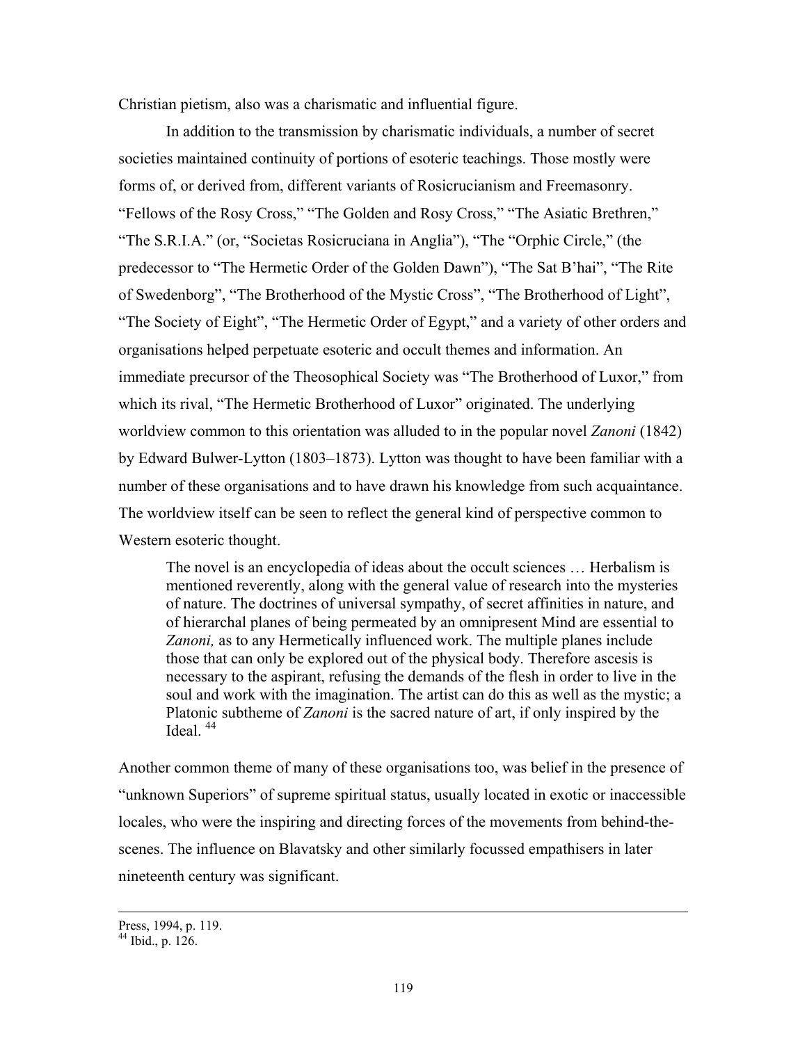Christian pietism, also was a charismatic and influential figure.

In addition to the transmission by charismatic individuals, a number of secret societies maintained continuity of portions of esoteric teachings. Those mostly were forms of, or derived from, different variants of Rosicrucianism and Freemasonry. "Fellows of the Rosy Cross," "The Golden and Rosy Cross," "The Asiatic Brethren," "The S.R.I.A." (or, "Societas Rosicruciana in Anglia"), "The "Orphic Circle," (the predecessor to "The Hermetic Order of the Golden Dawn"), "The Sat B'hai", "The Rite of Swedenborg", "The Brotherhood of the Mystic Cross", "The Brotherhood of Light", "The Society of Eight", "The Hermetic Order of Egypt," and a variety of other orders and organisations helped perpetuate esoteric and occult themes and information. An immediate precursor of the Theosophical Society was "The Brotherhood of Luxor," from which its rival, "The Hermetic Brotherhood of Luxor" originated. The underlying worldview common to this orientation was alluded to in the popular novel *Zanoni* (1842) by Edward Bulwer-Lytton (1803–1873). Lytton was thought to have been familiar with a number of these organisations and to have drawn his knowledge from such acquaintance. The worldview itself can be seen to reflect the general kind of perspective common to Western esoteric thought.

> The novel is an encyclopedia of ideas about the occult sciences … Herbalism is mentioned reverently, along with the general value of research into the mysteries of nature. The doctrines of universal sympathy, of secret affinities in nature, and of hierarchal planes of being permeated by an omnipresent Mind are essential to *Zanoni,* as to any Hermetically influenced work. The multiple planes include those that can only be explored out of the physical body. Therefore ascesis is necessary to the aspirant, refusing the demands of the flesh in order to live in the soul and work with the imagination. The artist can do this as well as the mystic; a Platonic subtheme of *Zanoni* is the sacred nature of art, if only inspired by the Ideal. [44]

Another common theme of many of these organisations too, was belief in the presence of "unknown Superiors" of supreme spiritual status, usually located in exotic or inaccessible locales, who were the inspiring and directing forces of the movements from behind-the-scenes. The influence on Blavatsky and other similarly focussed empathisers in later nineteenth century was significant.

---

Press, 1994, p. 119.

[44] Ibid., p. 126.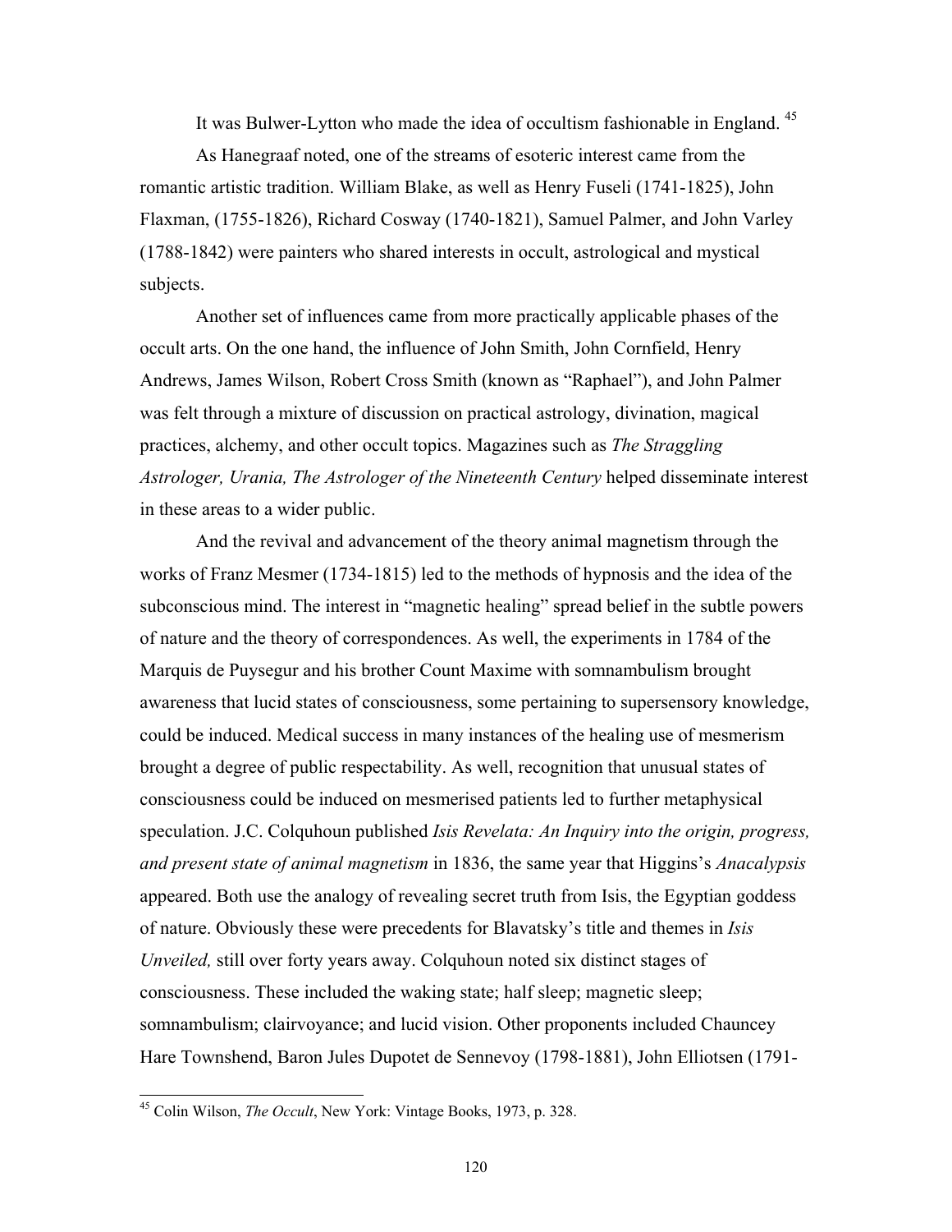It was Bulwer-Lytton who made the idea of occultism fashionable in England. [45]

As Hanegraaf noted, one of the streams of esoteric interest came from the romantic artistic tradition. William Blake, as well as Henry Fuseli (1741-1825), John Flaxman, (1755-1826), Richard Cosway (1740-1821), Samuel Palmer, and John Varley (1788-1842) were painters who shared interests in occult, astrological and mystical subjects.

Another set of influences came from more practically applicable phases of the occult arts. On the one hand, the influence of John Smith, John Cornfield, Henry Andrews, James Wilson, Robert Cross Smith (known as "Raphael"), and John Palmer was felt through a mixture of discussion on practical astrology, divination, magical practices, alchemy, and other occult topics. Magazines such as *The Straggling Astrologer, Urania, The Astrologer of the Nineteenth Century* helped disseminate interest in these areas to a wider public.

And the revival and advancement of the theory animal magnetism through the works of Franz Mesmer (1734-1815) led to the methods of hypnosis and the idea of the subconscious mind. The interest in "magnetic healing" spread belief in the subtle powers of nature and the theory of correspondences. As well, the experiments in 1784 of the Marquis de Puysegur and his brother Count Maxime with somnambulism brought awareness that lucid states of consciousness, some pertaining to supersensory knowledge, could be induced. Medical success in many instances of the healing use of mesmerism brought a degree of public respectability. As well, recognition that unusual states of consciousness could be induced on mesmerised patients led to further metaphysical speculation. J.C. Colquhoun published *Isis Revelata: An Inquiry into the origin, progress, and present state of animal magnetism* in 1836, the same year that Higgins's *Anacalypsis* appeared. Both use the analogy of revealing secret truth from Isis, the Egyptian goddess of nature. Obviously these were precedents for Blavatsky's title and themes in *Isis Unveiled,* still over forty years away. Colquhoun noted six distinct stages of consciousness. These included the waking state; half sleep; magnetic sleep; somnambulism; clairvoyance; and lucid vision. Other proponents included Chauncey Hare Townshend, Baron Jules Dupotet de Sennevoy (1798-1881), John Elliotsen (1791-

---

[45] Colin Wilson, *The Occult*, New York: Vintage Books, 1973, p. 328.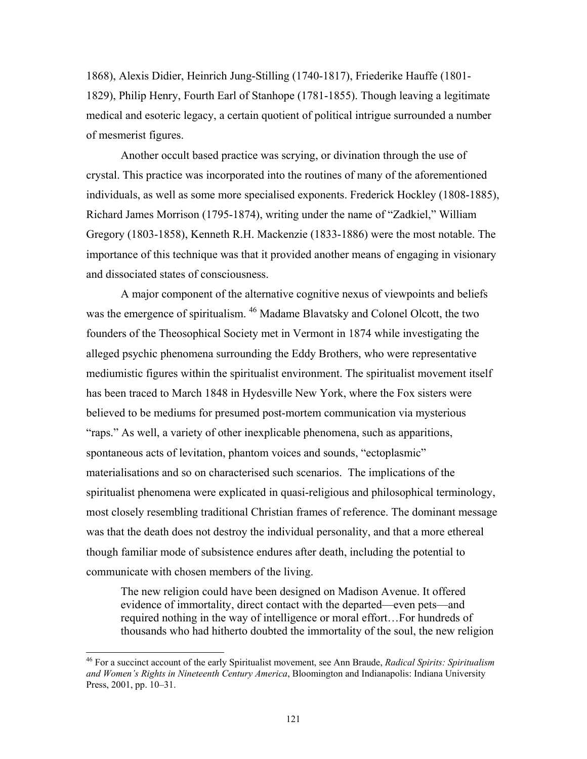1868), Alexis Didier, Heinrich Jung-Stilling (1740-1817), Friederike Hauffe (1801-1829), Philip Henry, Fourth Earl of Stanhope (1781-1855). Though leaving a legitimate medical and esoteric legacy, a certain quotient of political intrigue surrounded a number of mesmerist figures.

Another occult based practice was scrying, or divination through the use of crystal. This practice was incorporated into the routines of many of the aforementioned individuals, as well as some more specialised exponents. Frederick Hockley (1808-1885), Richard James Morrison (1795-1874), writing under the name of "Zadkiel," William Gregory (1803-1858), Kenneth R.H. Mackenzie (1833-1886) were the most notable. The importance of this technique was that it provided another means of engaging in visionary and dissociated states of consciousness.

A major component of the alternative cognitive nexus of viewpoints and beliefs was the emergence of spiritualism. [46] Madame Blavatsky and Colonel Olcott, the two founders of the Theosophical Society met in Vermont in 1874 while investigating the alleged psychic phenomena surrounding the Eddy Brothers, who were representative mediumistic figures within the spiritualist environment. The spiritualist movement itself has been traced to March 1848 in Hydesville New York, where the Fox sisters were believed to be mediums for presumed post-mortem communication via mysterious "raps." As well, a variety of other inexplicable phenomena, such as apparitions, spontaneous acts of levitation, phantom voices and sounds, "ectoplasmic" materialisations and so on characterised such scenarios. The implications of the spiritualist phenomena were explicated in quasi-religious and philosophical terminology, most closely resembling traditional Christian frames of reference. The dominant message was that the death does not destroy the individual personality, and that a more ethereal though familiar mode of subsistence endures after death, including the potential to communicate with chosen members of the living.

> The new religion could have been designed on Madison Avenue. It offered evidence of immortality, direct contact with the departed—even pets—and required nothing in the way of intelligence or moral effort…For hundreds of thousands who had hitherto doubted the immortality of the soul, the new religion

[46] For a succinct account of the early Spiritualist movement, see Ann Braude, *Radical Spirits: Spiritualism and Women's Rights in Nineteenth Century America*, Bloomington and Indianapolis: Indiana University Press, 2001, pp. 10–31.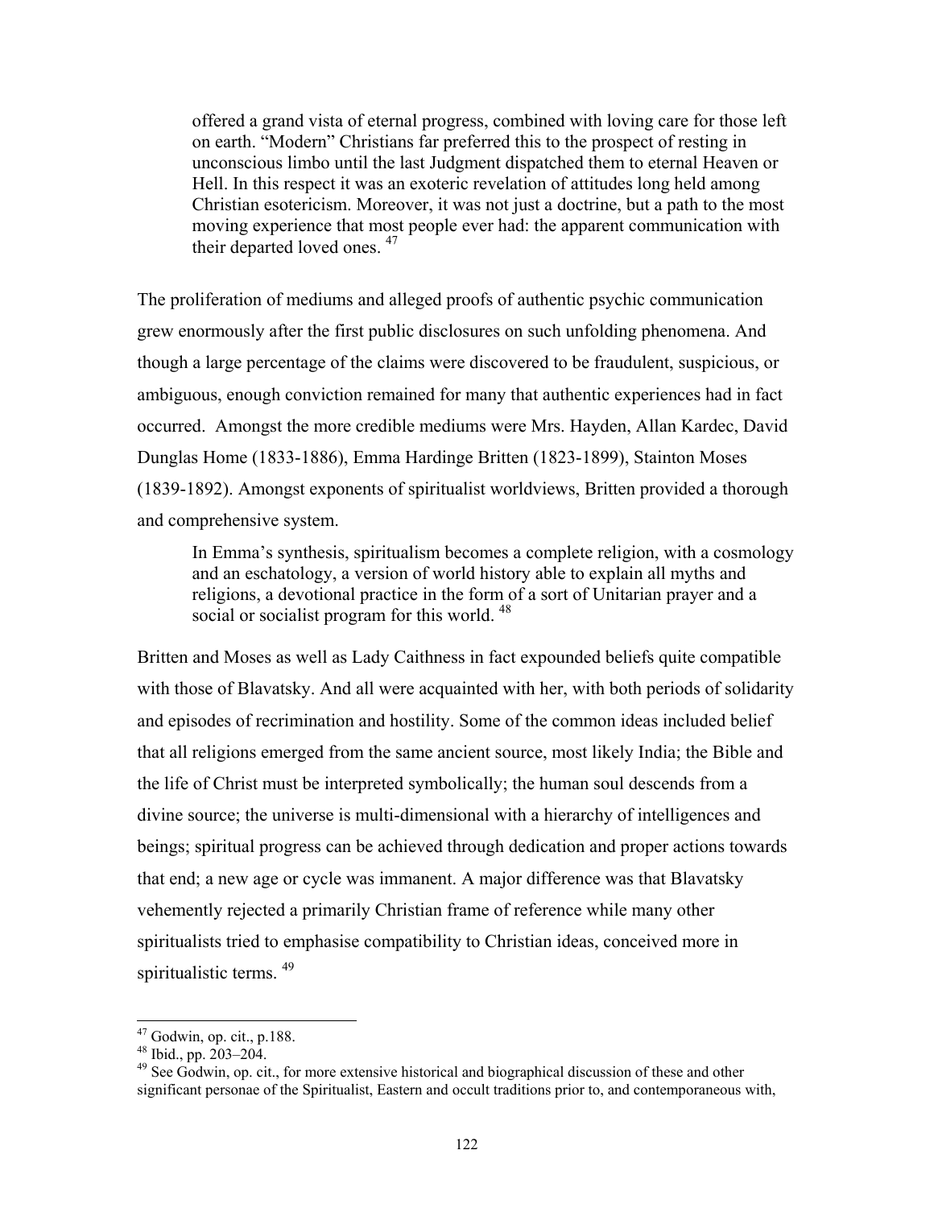> offered a grand vista of eternal progress, combined with loving care for those left on earth. "Modern" Christians far preferred this to the prospect of resting in unconscious limbo until the last Judgment dispatched them to eternal Heaven or Hell. In this respect it was an exoteric revelation of attitudes long held among Christian esotericism. Moreover, it was not just a doctrine, but a path to the most moving experience that most people ever had: the apparent communication with their departed loved ones. [47]

The proliferation of mediums and alleged proofs of authentic psychic communication grew enormously after the first public disclosures on such unfolding phenomena. And though a large percentage of the claims were discovered to be fraudulent, suspicious, or ambiguous, enough conviction remained for many that authentic experiences had in fact occurred. Amongst the more credible mediums were Mrs. Hayden, Allan Kardec, David Dunglas Home (1833-1886), Emma Hardinge Britten (1823-1899), Stainton Moses (1839-1892). Amongst exponents of spiritualist worldviews, Britten provided a thorough and comprehensive system.

> In Emma's synthesis, spiritualism becomes a complete religion, with a cosmology and an eschatology, a version of world history able to explain all myths and religions, a devotional practice in the form of a sort of Unitarian prayer and a social or socialist program for this world. [48]

Britten and Moses as well as Lady Caithness in fact expounded beliefs quite compatible with those of Blavatsky. And all were acquainted with her, with both periods of solidarity and episodes of recrimination and hostility. Some of the common ideas included belief that all religions emerged from the same ancient source, most likely India; the Bible and the life of Christ must be interpreted symbolically; the human soul descends from a divine source; the universe is multi-dimensional with a hierarchy of intelligences and beings; spiritual progress can be achieved through dedication and proper actions towards that end; a new age or cycle was immanent. A major difference was that Blavatsky vehemently rejected a primarily Christian frame of reference while many other spiritualists tried to emphasise compatibility to Christian ideas, conceived more in spiritualistic terms. [49]

---

[47] Godwin, op. cit., p.188.
[48] Ibid., pp. 203–204.
[49] See Godwin, op. cit., for more extensive historical and biographical discussion of these and other significant personae of the Spiritualist, Eastern and occult traditions prior to, and contemporaneous with,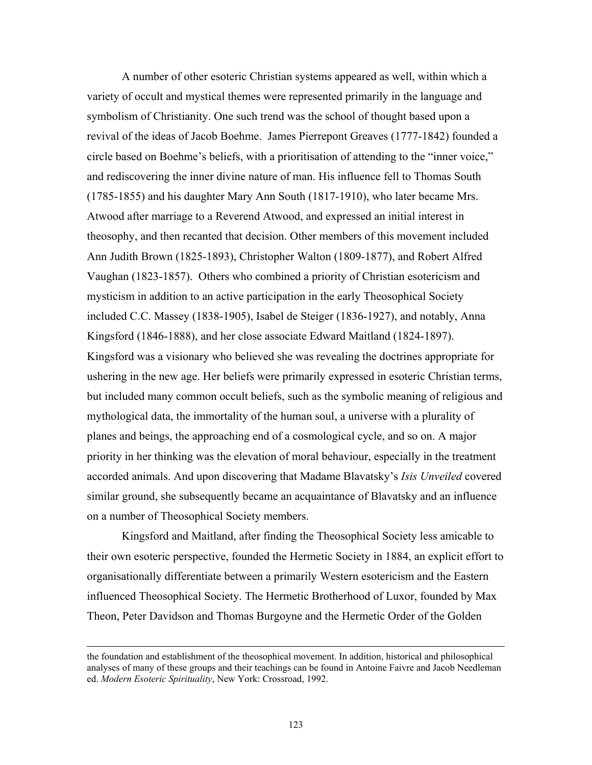A number of other esoteric Christian systems appeared as well, within which a variety of occult and mystical themes were represented primarily in the language and symbolism of Christianity. One such trend was the school of thought based upon a revival of the ideas of Jacob Boehme. James Pierrepont Greaves (1777-1842) founded a circle based on Boehme's beliefs, with a prioritisation of attending to the "inner voice," and rediscovering the inner divine nature of man. His influence fell to Thomas South (1785-1855) and his daughter Mary Ann South (1817-1910), who later became Mrs. Atwood after marriage to a Reverend Atwood, and expressed an initial interest in theosophy, and then recanted that decision. Other members of this movement included Ann Judith Brown (1825-1893), Christopher Walton (1809-1877), and Robert Alfred Vaughan (1823-1857). Others who combined a priority of Christian esotericism and mysticism in addition to an active participation in the early Theosophical Society included C.C. Massey (1838-1905), Isabel de Steiger (1836-1927), and notably, Anna Kingsford (1846-1888), and her close associate Edward Maitland (1824-1897). Kingsford was a visionary who believed she was revealing the doctrines appropriate for ushering in the new age. Her beliefs were primarily expressed in esoteric Christian terms, but included many common occult beliefs, such as the symbolic meaning of religious and mythological data, the immortality of the human soul, a universe with a plurality of planes and beings, the approaching end of a cosmological cycle, and so on. A major priority in her thinking was the elevation of moral behaviour, especially in the treatment accorded animals. And upon discovering that Madame Blavatsky's *Isis Unveiled* covered similar ground, she subsequently became an acquaintance of Blavatsky and an influence on a number of Theosophical Society members.

Kingsford and Maitland, after finding the Theosophical Society less amicable to their own esoteric perspective, founded the Hermetic Society in 1884, an explicit effort to organisationally differentiate between a primarily Western esotericism and the Eastern influenced Theosophical Society. The Hermetic Brotherhood of Luxor, founded by Max Theon, Peter Davidson and Thomas Burgoyne and the Hermetic Order of the Golden

---

the foundation and establishment of the theosophical movement. In addition, historical and philosophical analyses of many of these groups and their teachings can be found in Antoine Faivre and Jacob Needleman ed. *Modern Esoteric Spirituality*, New York: Crossroad, 1992.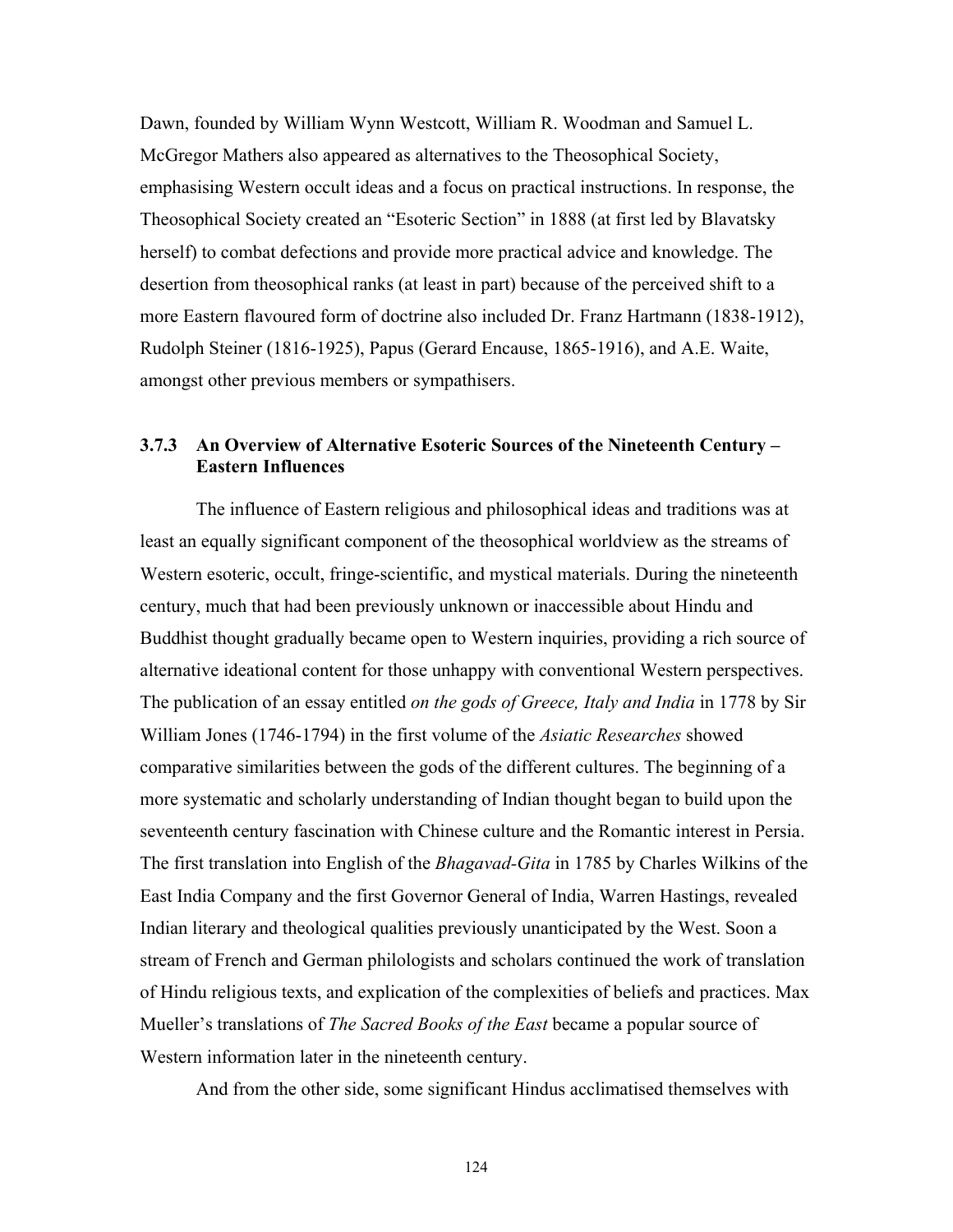Dawn, founded by William Wynn Westcott, William R. Woodman and Samuel L. McGregor Mathers also appeared as alternatives to the Theosophical Society, emphasising Western occult ideas and a focus on practical instructions. In response, the Theosophical Society created an "Esoteric Section" in 1888 (at first led by Blavatsky herself) to combat defections and provide more practical advice and knowledge. The desertion from theosophical ranks (at least in part) because of the perceived shift to a more Eastern flavoured form of doctrine also included Dr. Franz Hartmann (1838-1912), Rudolph Steiner (1816-1925), Papus (Gerard Encause, 1865-1916), and A.E. Waite, amongst other previous members or sympathisers.

### 3.7.3 An Overview of Alternative Esoteric Sources of the Nineteenth Century – Eastern Influences

The influence of Eastern religious and philosophical ideas and traditions was at least an equally significant component of the theosophical worldview as the streams of Western esoteric, occult, fringe-scientific, and mystical materials. During the nineteenth century, much that had been previously unknown or inaccessible about Hindu and Buddhist thought gradually became open to Western inquiries, providing a rich source of alternative ideational content for those unhappy with conventional Western perspectives. The publication of an essay entitled *on the gods of Greece, Italy and India* in 1778 by Sir William Jones (1746-1794) in the first volume of the *Asiatic Researches* showed comparative similarities between the gods of the different cultures. The beginning of a more systematic and scholarly understanding of Indian thought began to build upon the seventeenth century fascination with Chinese culture and the Romantic interest in Persia. The first translation into English of the *Bhagavad-Gita* in 1785 by Charles Wilkins of the East India Company and the first Governor General of India, Warren Hastings, revealed Indian literary and theological qualities previously unanticipated by the West. Soon a stream of French and German philologists and scholars continued the work of translation of Hindu religious texts, and explication of the complexities of beliefs and practices. Max Mueller's translations of *The Sacred Books of the East* became a popular source of Western information later in the nineteenth century.

And from the other side, some significant Hindus acclimatised themselves with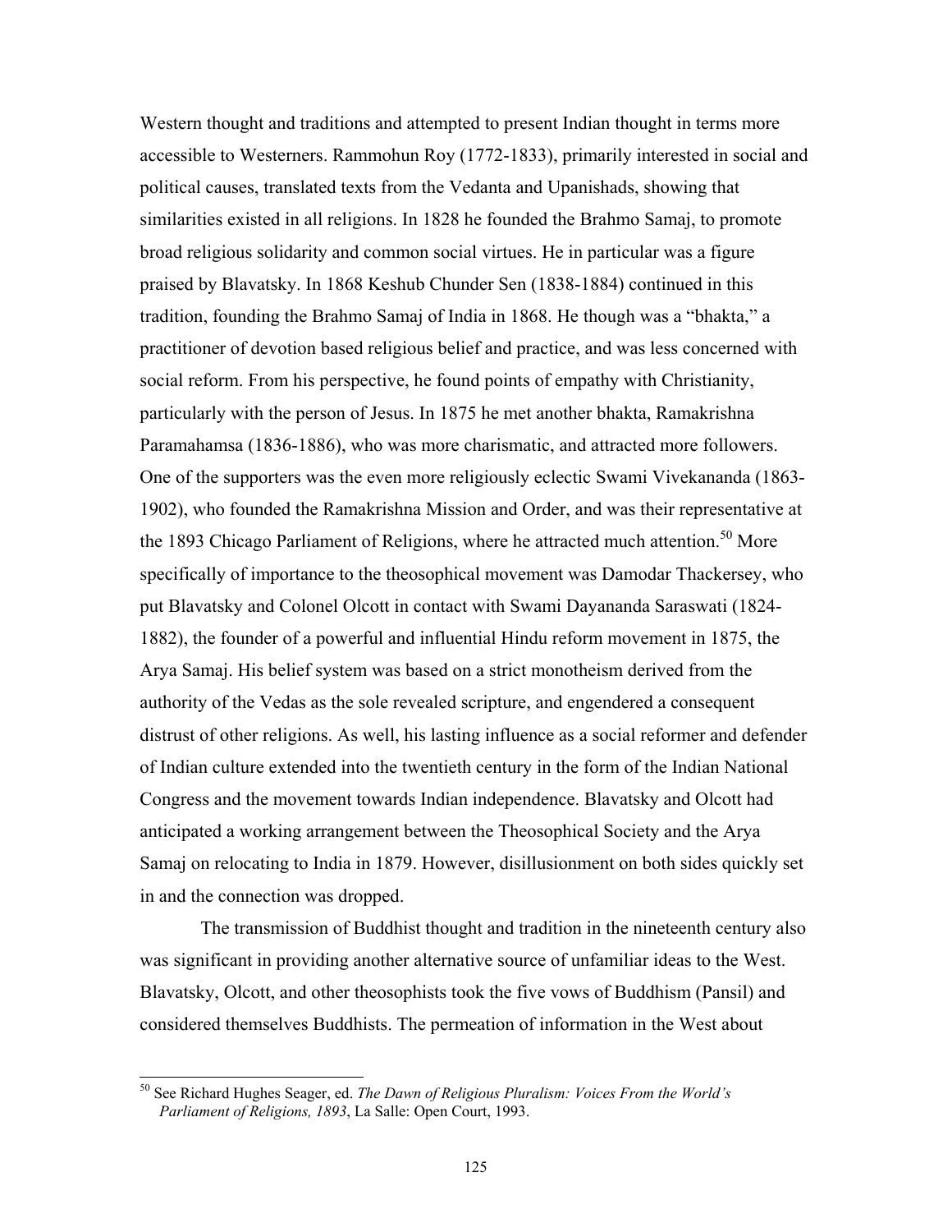Western thought and traditions and attempted to present Indian thought in terms more accessible to Westerners. Rammohun Roy (1772-1833), primarily interested in social and political causes, translated texts from the Vedanta and Upanishads, showing that similarities existed in all religions. In 1828 he founded the Brahmo Samaj, to promote broad religious solidarity and common social virtues. He in particular was a figure praised by Blavatsky. In 1868 Keshub Chunder Sen (1838-1884) continued in this tradition, founding the Brahmo Samaj of India in 1868. He though was a "bhakta," a practitioner of devotion based religious belief and practice, and was less concerned with social reform. From his perspective, he found points of empathy with Christianity, particularly with the person of Jesus. In 1875 he met another bhakta, Ramakrishna Paramahamsa (1836-1886), who was more charismatic, and attracted more followers. One of the supporters was the even more religiously eclectic Swami Vivekananda (1863-1902), who founded the Ramakrishna Mission and Order, and was their representative at the 1893 Chicago Parliament of Religions, where he attracted much attention.[50] More specifically of importance to the theosophical movement was Damodar Thackersey, who put Blavatsky and Colonel Olcott in contact with Swami Dayananda Saraswati (1824-1882), the founder of a powerful and influential Hindu reform movement in 1875, the Arya Samaj. His belief system was based on a strict monotheism derived from the authority of the Vedas as the sole revealed scripture, and engendered a consequent distrust of other religions. As well, his lasting influence as a social reformer and defender of Indian culture extended into the twentieth century in the form of the Indian National Congress and the movement towards Indian independence. Blavatsky and Olcott had anticipated a working arrangement between the Theosophical Society and the Arya Samaj on relocating to India in 1879. However, disillusionment on both sides quickly set in and the connection was dropped.

The transmission of Buddhist thought and tradition in the nineteenth century also was significant in providing another alternative source of unfamiliar ideas to the West. Blavatsky, Olcott, and other theosophists took the five vows of Buddhism (Pansil) and considered themselves Buddhists. The permeation of information in the West about

---

[50] See Richard Hughes Seager, ed. *The Dawn of Religious Pluralism: Voices From the World's Parliament of Religions, 1893*, La Salle: Open Court, 1993.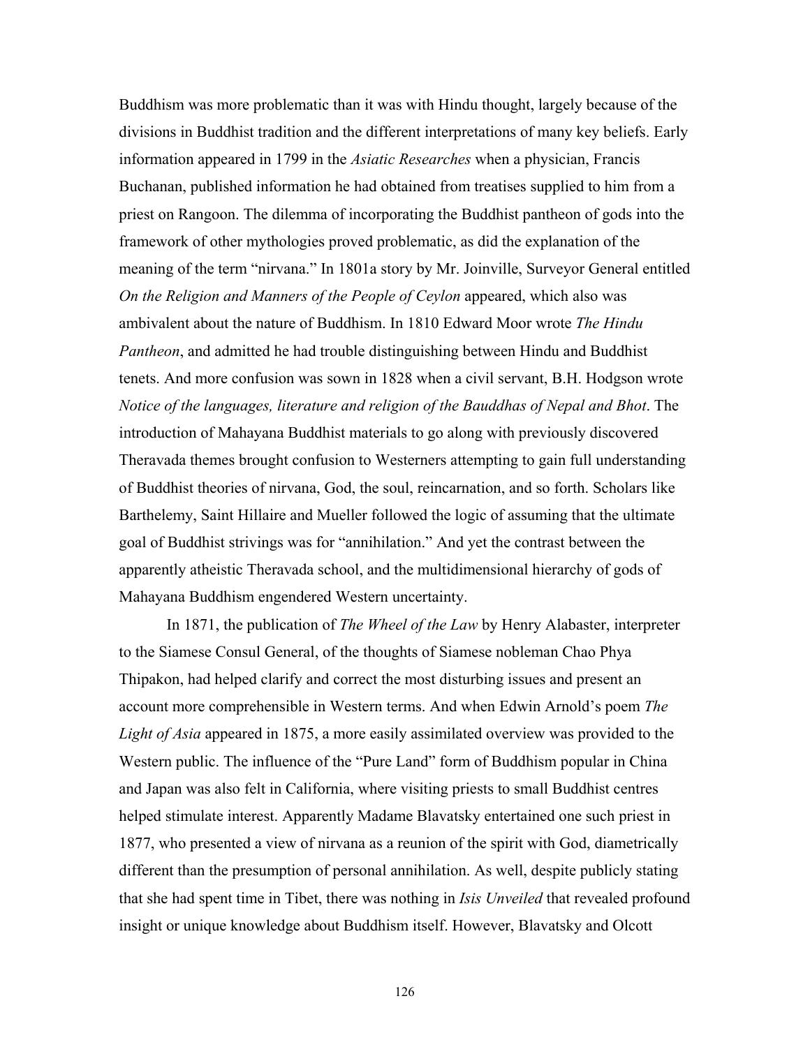Buddhism was more problematic than it was with Hindu thought, largely because of the divisions in Buddhist tradition and the different interpretations of many key beliefs. Early information appeared in 1799 in the *Asiatic Researches* when a physician, Francis Buchanan, published information he had obtained from treatises supplied to him from a priest on Rangoon. The dilemma of incorporating the Buddhist pantheon of gods into the framework of other mythologies proved problematic, as did the explanation of the meaning of the term "nirvana." In 1801a story by Mr. Joinville, Surveyor General entitled *On the Religion and Manners of the People of Ceylon* appeared, which also was ambivalent about the nature of Buddhism. In 1810 Edward Moor wrote *The Hindu Pantheon*, and admitted he had trouble distinguishing between Hindu and Buddhist tenets. And more confusion was sown in 1828 when a civil servant, B.H. Hodgson wrote *Notice of the languages, literature and religion of the Bauddhas of Nepal and Bhot*. The introduction of Mahayana Buddhist materials to go along with previously discovered Theravada themes brought confusion to Westerners attempting to gain full understanding of Buddhist theories of nirvana, God, the soul, reincarnation, and so forth. Scholars like Barthelemy, Saint Hillaire and Mueller followed the logic of assuming that the ultimate goal of Buddhist strivings was for "annihilation." And yet the contrast between the apparently atheistic Theravada school, and the multidimensional hierarchy of gods of Mahayana Buddhism engendered Western uncertainty.

In 1871, the publication of *The Wheel of the Law* by Henry Alabaster, interpreter to the Siamese Consul General, of the thoughts of Siamese nobleman Chao Phya Thipakon, had helped clarify and correct the most disturbing issues and present an account more comprehensible in Western terms. And when Edwin Arnold's poem *The Light of Asia* appeared in 1875, a more easily assimilated overview was provided to the Western public. The influence of the "Pure Land" form of Buddhism popular in China and Japan was also felt in California, where visiting priests to small Buddhist centres helped stimulate interest. Apparently Madame Blavatsky entertained one such priest in 1877, who presented a view of nirvana as a reunion of the spirit with God, diametrically different than the presumption of personal annihilation. As well, despite publicly stating that she had spent time in Tibet, there was nothing in *Isis Unveiled* that revealed profound insight or unique knowledge about Buddhism itself. However, Blavatsky and Olcott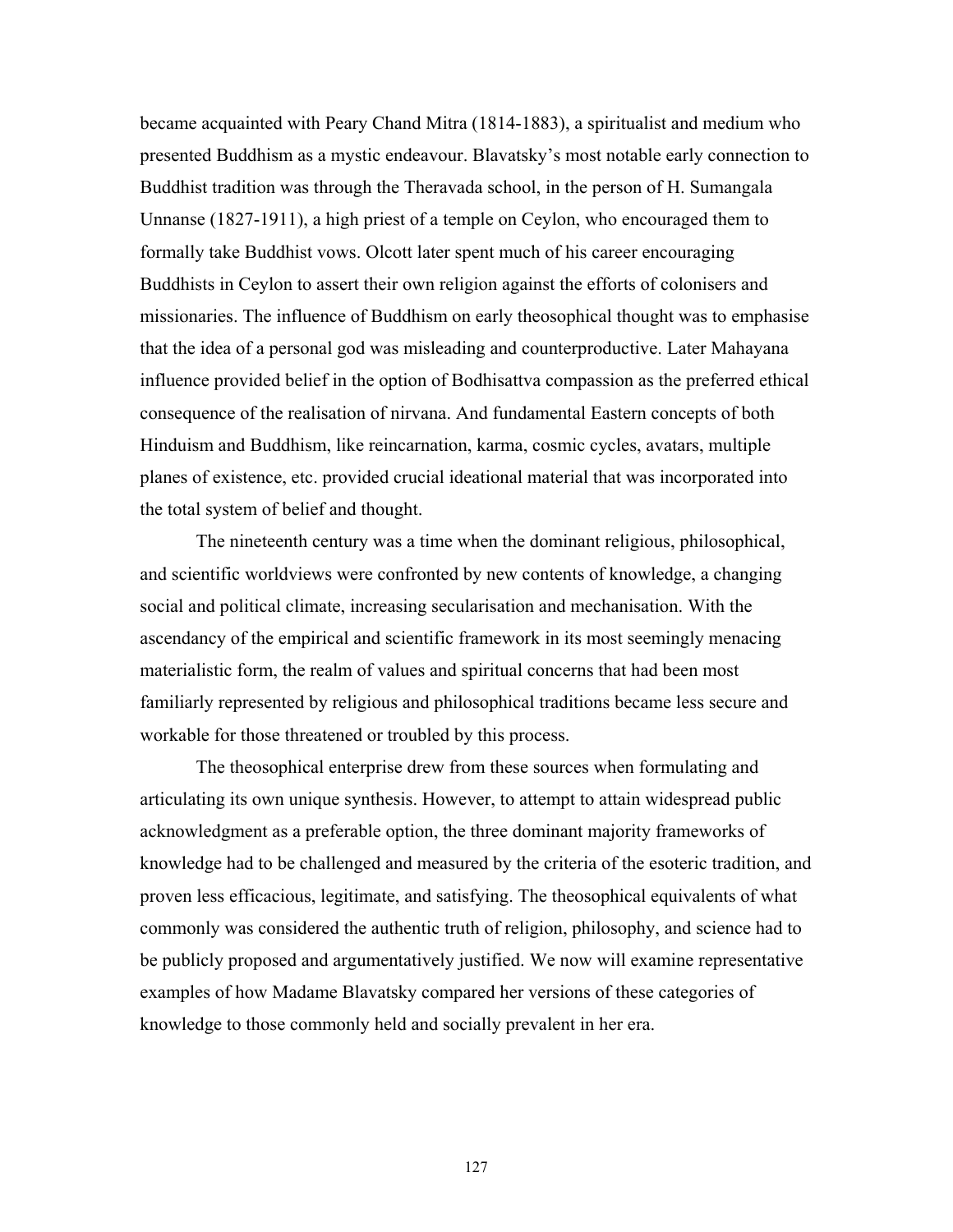became acquainted with Peary Chand Mitra (1814-1883), a spiritualist and medium who presented Buddhism as a mystic endeavour. Blavatsky's most notable early connection to Buddhist tradition was through the Theravada school, in the person of H. Sumangala Unnanse (1827-1911), a high priest of a temple on Ceylon, who encouraged them to formally take Buddhist vows. Olcott later spent much of his career encouraging Buddhists in Ceylon to assert their own religion against the efforts of colonisers and missionaries. The influence of Buddhism on early theosophical thought was to emphasise that the idea of a personal god was misleading and counterproductive. Later Mahayana influence provided belief in the option of Bodhisattva compassion as the preferred ethical consequence of the realisation of nirvana. And fundamental Eastern concepts of both Hinduism and Buddhism, like reincarnation, karma, cosmic cycles, avatars, multiple planes of existence, etc. provided crucial ideational material that was incorporated into the total system of belief and thought.

The nineteenth century was a time when the dominant religious, philosophical, and scientific worldviews were confronted by new contents of knowledge, a changing social and political climate, increasing secularisation and mechanisation. With the ascendancy of the empirical and scientific framework in its most seemingly menacing materialistic form, the realm of values and spiritual concerns that had been most familiarly represented by religious and philosophical traditions became less secure and workable for those threatened or troubled by this process.

The theosophical enterprise drew from these sources when formulating and articulating its own unique synthesis. However, to attempt to attain widespread public acknowledgment as a preferable option, the three dominant majority frameworks of knowledge had to be challenged and measured by the criteria of the esoteric tradition, and proven less efficacious, legitimate, and satisfying. The theosophical equivalents of what commonly was considered the authentic truth of religion, philosophy, and science had to be publicly proposed and argumentatively justified. We now will examine representative examples of how Madame Blavatsky compared her versions of these categories of knowledge to those commonly held and socially prevalent in her era.